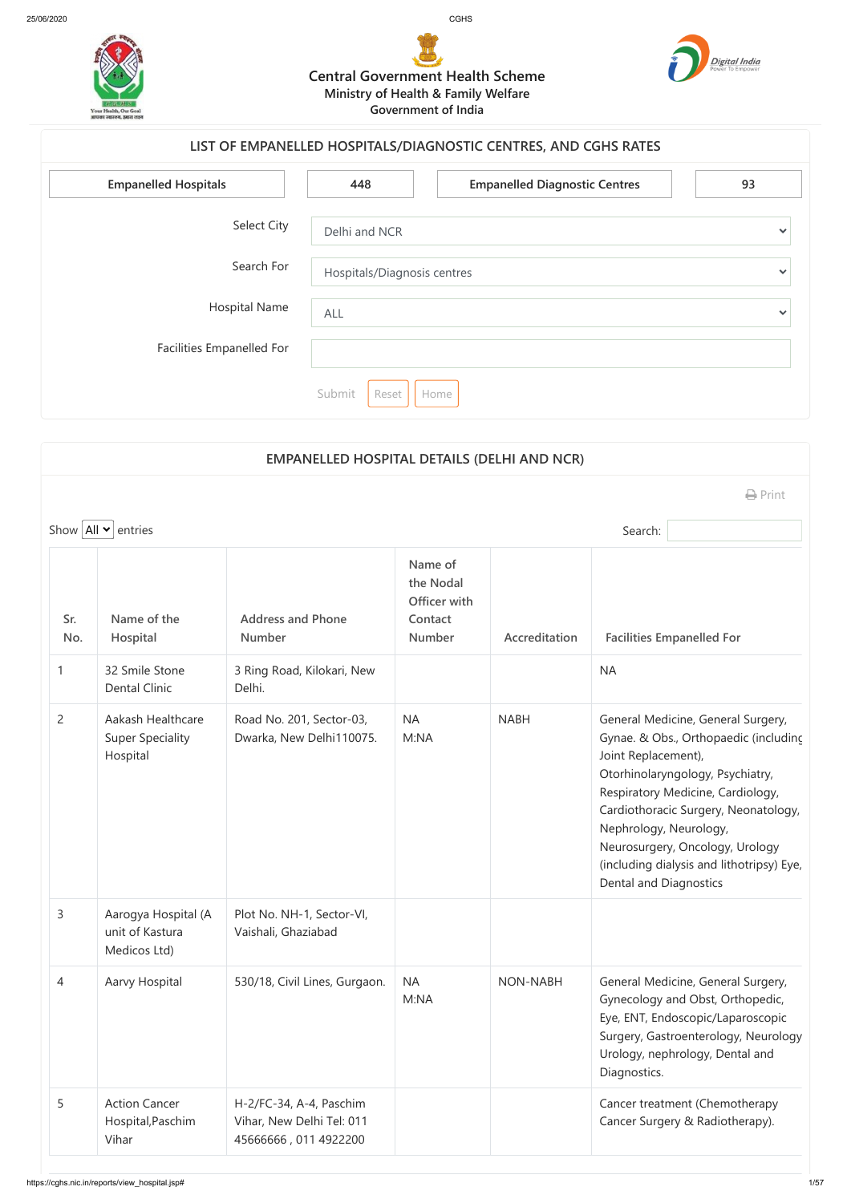# Central Government Health Scheme

Ministry of Health & Family Welfare

Government of India

## LIST OF EMPANELLED HOSPITALS/DIAGNOSTIC CENTRES, AND CGHS RATES

| Empanelled Hospitals | 448 | Empanelled Diagnostic Centres | 93 |
|---|---|---|---|

Select City: Delhi and NCR

Search For: Hospitals/Diagnosis centres

Hospital Name: ALL

Facilities Empanelled For:

Submit Reset Home

## EMPANELLED HOSPITAL DETAILS (DELHI AND NCR)

Print

Show All entries

Search:

| Sr. No. | Name of the Hospital | Address and Phone Number | Name of the Nodal Officer with Contact Number | Accreditation | Facilities Empanelled For |
|---|---|---|---|---|---|
| 1 | 32 Smile Stone Dental Clinic | 3 Ring Road, Kilokari, New Delhi. | | | NA |
| 2 | Aakash Healthcare Super Speciality Hospital | Road No. 201, Sector-03, Dwarka, New Delhi110075. | NA M:NA | NABH | General Medicine, General Surgery, Gynae. & Obs., Orthopaedic (including Joint Replacement), Otorhinolaryngology, Psychiatry, Respiratory Medicine, Cardiology, Cardiothoracic Surgery, Neonatology, Nephrology, Neurology, Neurosurgery, Oncology, Urology (including dialysis and lithotripsy) Eye, Dental and Diagnostics |
| 3 | Aarogya Hospital (A unit of Kastura Medicos Ltd) | Plot No. NH-1, Sector-VI, Vaishali, Ghaziabad | | | |
| 4 | Aarvy Hospital | 530/18, Civil Lines, Gurgaon. | NA M:NA | NON-NABH | General Medicine, General Surgery, Gynecology and Obst, Orthopedic, Eye, ENT, Endoscopic/Laparoscopic Surgery, Gastroenterology, Neurology Urology, nephrology, Dental and Diagnostics. |
| 5 | Action Cancer Hospital,Paschim Vihar | H-2/FC-34, A-4, Paschim Vihar, New Delhi Tel: 011 45666666 , 011 4922200 | | | Cancer treatment (Chemotherapy Cancer Surgery & Radiotherapy). |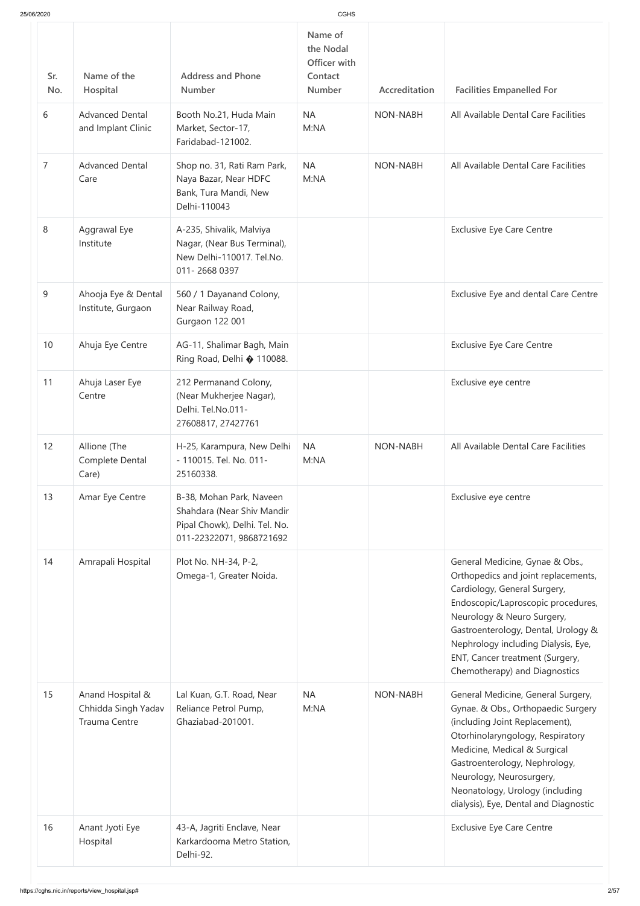| Sr. No. | Name of the Hospital | Address and Phone Number | Name of the Nodal Officer with Contact Number | Accreditation | Facilities Empanelled For |
|---|---|---|---|---|---|
| 6 | Advanced Dental and Implant Clinic | Booth No.21, Huda Main Market, Sector-17, Faridabad-121002. | NA M:NA | NON-NABH | All Available Dental Care Facilities |
| 7 | Advanced Dental Care | Shop no. 31, Rati Ram Park, Naya Bazar, Near HDFC Bank, Tura Mandi, New Delhi-110043 | NA M:NA | NON-NABH | All Available Dental Care Facilities |
| 8 | Aggrawal Eye Institute | A-235, Shivalik, Malviya Nagar, (Near Bus Terminal), New Delhi-110017. Tel.No. 011- 2668 0397 | | | Exclusive Eye Care Centre |
| 9 | Ahooja Eye & Dental Institute, Gurgaon | 560 / 1 Dayanand Colony, Near Railway Road, Gurgaon 122 001 | | | Exclusive Eye and dental Care Centre |
| 10 | Ahuja Eye Centre | AG-11, Shalimar Bagh, Main Ring Road, Delhi � 110088. | | | Exclusive Eye Care Centre |
| 11 | Ahuja Laser Eye Centre | 212 Permanand Colony, (Near Mukherjee Nagar), Delhi. Tel.No.011-27608817, 27427761 | | | Exclusive eye centre |
| 12 | Allione (The Complete Dental Care) | H-25, Karampura, New Delhi - 110015. Tel. No. 011-25160338. | NA M:NA | NON-NABH | All Available Dental Care Facilities |
| 13 | Amar Eye Centre | B-38, Mohan Park, Naveen Shahdara (Near Shiv Mandir Pipal Chowk), Delhi. Tel. No. 011-22322071, 9868721692 | | | Exclusive eye centre |
| 14 | Amrapali Hospital | Plot No. NH-34, P-2, Omega-1, Greater Noida. | | | General Medicine, Gynae & Obs., Orthopedics and joint replacements, Cardiology, General Surgery, Endoscopic/Laproscopic procedures, Neurology & Neuro Surgery, Gastroenterology, Dental, Urology & Nephrology including Dialysis, Eye, ENT, Cancer treatment (Surgery, Chemotherapy) and Diagnostics |
| 15 | Anand Hospital & Chhidda Singh Yadav Trauma Centre | Lal Kuan, G.T. Road, Near Reliance Petrol Pump, Ghaziabad-201001. | NA M:NA | NON-NABH | General Medicine, General Surgery, Gynae. & Obs., Orthopaedic Surgery (including Joint Replacement), Otorhinolaryngology, Respiratory Medicine, Medical & Surgical Gastroenterology, Nephrology, Neurology, Neurosurgery, Neonatology, Urology (including dialysis), Eye, Dental and Diagnostic |
| 16 | Anant Jyoti Eye Hospital | 43-A, Jagriti Enclave, Near Karkardooma Metro Station, Delhi-92. | | | Exclusive Eye Care Centre |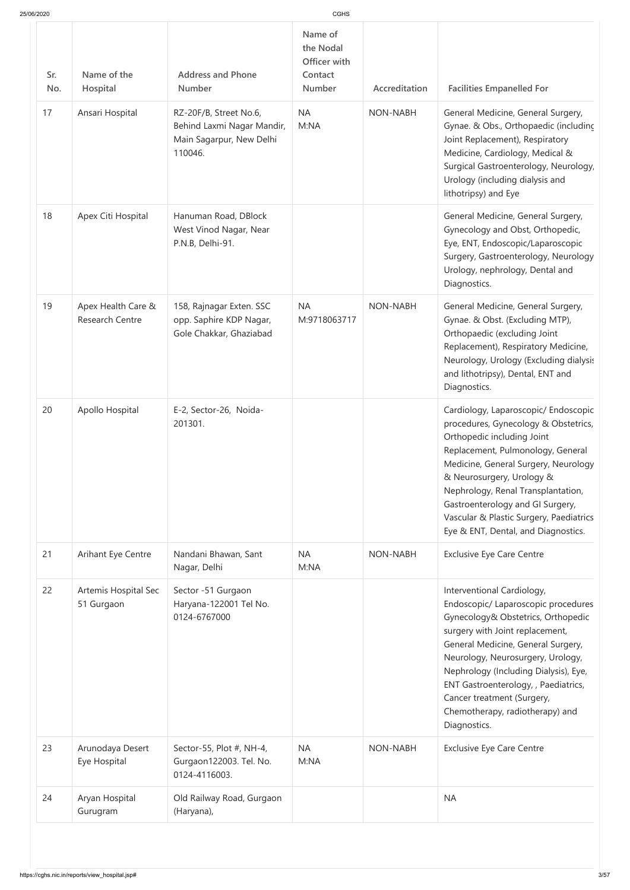| Sr. No. | Name of the Hospital | Address and Phone Number | Name of the Nodal Officer with Contact Number | Accreditation | Facilities Empanelled For |
|---|---|---|---|---|---|
| 17 | Ansari Hospital | RZ-20F/B, Street No.6, Behind Laxmi Nagar Mandir, Main Sagarpur, New Delhi 110046. | NA M:NA | NON-NABH | General Medicine, General Surgery, Gynae. & Obs., Orthopaedic (including Joint Replacement), Respiratory Medicine, Cardiology, Medical & Surgical Gastroenterology, Neurology, Urology (including dialysis and lithotripsy) and Eye |
| 18 | Apex Citi Hospital | Hanuman Road, DBlock West Vinod Nagar, Near P.N.B, Delhi-91. | | | General Medicine, General Surgery, Gynecology and Obst, Orthopedic, Eye, ENT, Endoscopic/Laparoscopic Surgery, Gastroenterology, Neurology Urology, nephrology, Dental and Diagnostics. |
| 19 | Apex Health Care & Research Centre | 158, Rajnagar Exten. SSC opp. Saphire KDP Nagar, Gole Chakkar, Ghaziabad | NA M:9718063717 | NON-NABH | General Medicine, General Surgery, Gynae. & Obst. (Excluding MTP), Orthopaedic (excluding Joint Replacement), Respiratory Medicine, Neurology, Urology (Excluding dialysis and lithotripsy), Dental, ENT and Diagnostics. |
| 20 | Apollo Hospital | E-2, Sector-26, Noida-201301. | | | Cardiology, Laparoscopic/ Endoscopic procedures, Gynecology & Obstetrics, Orthopedic including Joint Replacement, Pulmonology, General Medicine, General Surgery, Neurology & Neurosurgery, Urology & Nephrology, Renal Transplantation, Gastroenterology and GI Surgery, Vascular & Plastic Surgery, Paediatrics Eye & ENT, Dental, and Diagnostics. |
| 21 | Arihant Eye Centre | Nandani Bhawan, Sant Nagar, Delhi | NA M:NA | NON-NABH | Exclusive Eye Care Centre |
| 22 | Artemis Hospital Sec 51 Gurgaon | Sector -51 Gurgaon Haryana-122001 Tel No. 0124-6767000 | | | Interventional Cardiology, Endoscopic/ Laparoscopic procedures Gynecology& Obstetrics, Orthopedic surgery with Joint replacement, General Medicine, General Surgery, Neurology, Neurosurgery, Urology, Nephrology (Including Dialysis), Eye, ENT Gastroenterology, , Paediatrics, Cancer treatment (Surgery, Chemotherapy, radiotherapy) and Diagnostics. |
| 23 | Arunodaya Desert Eye Hospital | Sector-55, Plot #, NH-4, Gurgaon122003. Tel. No. 0124-4116003. | NA M:NA | NON-NABH | Exclusive Eye Care Centre |
| 24 | Aryan Hospital Gurugram | Old Railway Road, Gurgaon (Haryana), | | | NA |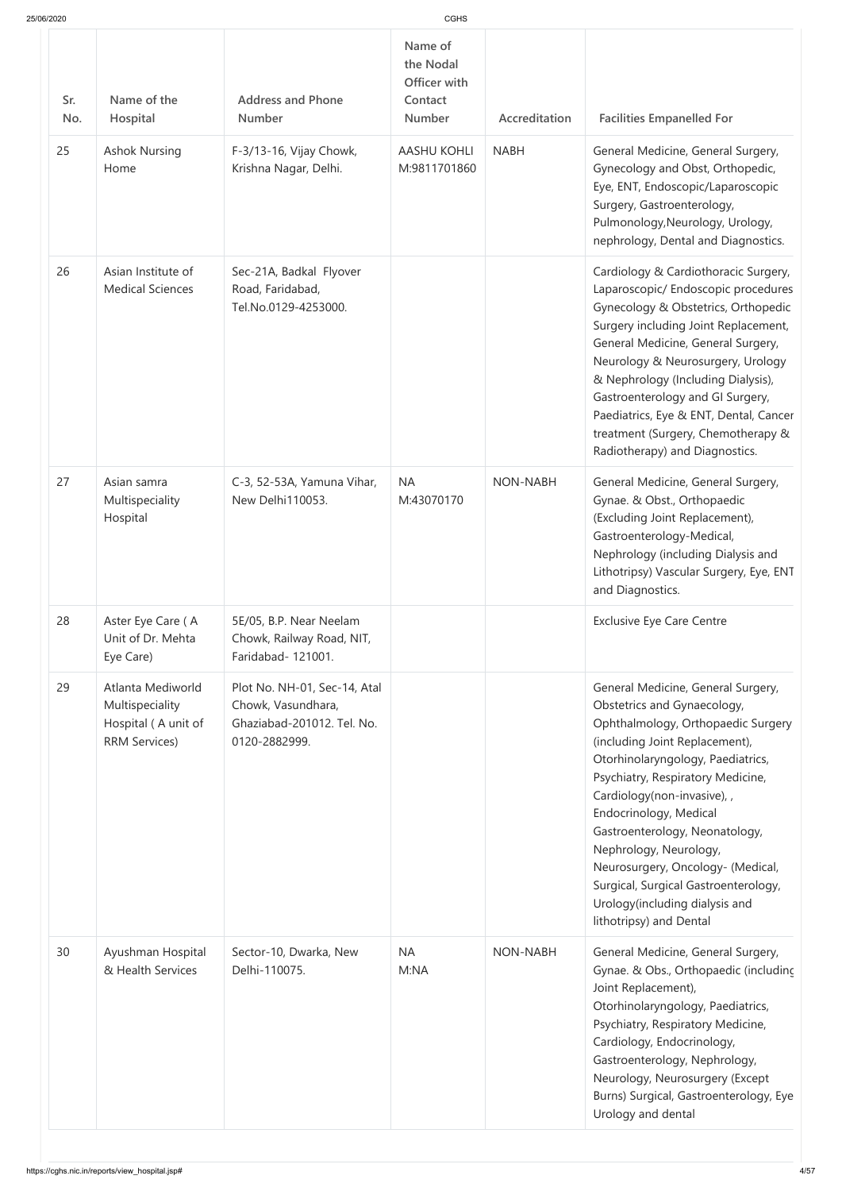| Sr. No. | Name of the Hospital | Address and Phone Number | Name of the Nodal Officer with Contact Number | Accreditation | Facilities Empanelled For |
|---|---|---|---|---|---|
| 25 | Ashok Nursing Home | F-3/13-16, Vijay Chowk, Krishna Nagar, Delhi. | AASHU KOHLI M:9811701860 | NABH | General Medicine, General Surgery, Gynecology and Obst, Orthopedic, Eye, ENT, Endoscopic/Laparoscopic Surgery, Gastroenterology, Pulmonology,Neurology, Urology, nephrology, Dental and Diagnostics. |
| 26 | Asian Institute of Medical Sciences | Sec-21A, Badkal Flyover Road, Faridabad, Tel.No.0129-4253000. | | | Cardiology & Cardiothoracic Surgery, Laparoscopic/ Endoscopic procedures Gynecology & Obstetrics, Orthopedic Surgery including Joint Replacement, General Medicine, General Surgery, Neurology & Neurosurgery, Urology & Nephrology (Including Dialysis), Gastroenterology and GI Surgery, Paediatrics, Eye & ENT, Dental, Cancer treatment (Surgery, Chemotherapy & Radiotherapy) and Diagnostics. |
| 27 | Asian samra Multispeciality Hospital | C-3, 52-53A, Yamuna Vihar, New Delhi110053. | NA M:43070170 | NON-NABH | General Medicine, General Surgery, Gynae. & Obst., Orthopaedic (Excluding Joint Replacement), Gastroenterology-Medical, Nephrology (including Dialysis and Lithotripsy) Vascular Surgery, Eye, ENT and Diagnostics. |
| 28 | Aster Eye Care ( A Unit of Dr. Mehta Eye Care) | 5E/05, B.P. Near Neelam Chowk, Railway Road, NIT, Faridabad- 121001. | | | Exclusive Eye Care Centre |
| 29 | Atlanta Mediworld Multispeciality Hospital ( A unit of RRM Services) | Plot No. NH-01, Sec-14, Atal Chowk, Vasundhara, Ghaziabad-201012. Tel. No. 0120-2882999. | | | General Medicine, General Surgery, Obstetrics and Gynaecology, Ophthalmology, Orthopaedic Surgery (including Joint Replacement), Otorhinolaryngology, Paediatrics, Psychiatry, Respiratory Medicine, Cardiology(non-invasive), , Endocrinology, Medical Gastroenterology, Neonatology, Nephrology, Neurology, Neurosurgery, Oncology- (Medical, Surgical, Surgical Gastroenterology, Urology(including dialysis and lithotripsy) and Dental |
| 30 | Ayushman Hospital & Health Services | Sector-10, Dwarka, New Delhi-110075. | NA M:NA | NON-NABH | General Medicine, General Surgery, Gynae. & Obs., Orthopaedic (including Joint Replacement), Otorhinolaryngology, Paediatrics, Psychiatry, Respiratory Medicine, Cardiology, Endocrinology, Gastroenterology, Nephrology, Neurology, Neurosurgery (Except Burns) Surgical, Gastroenterology, Eye Urology and dental |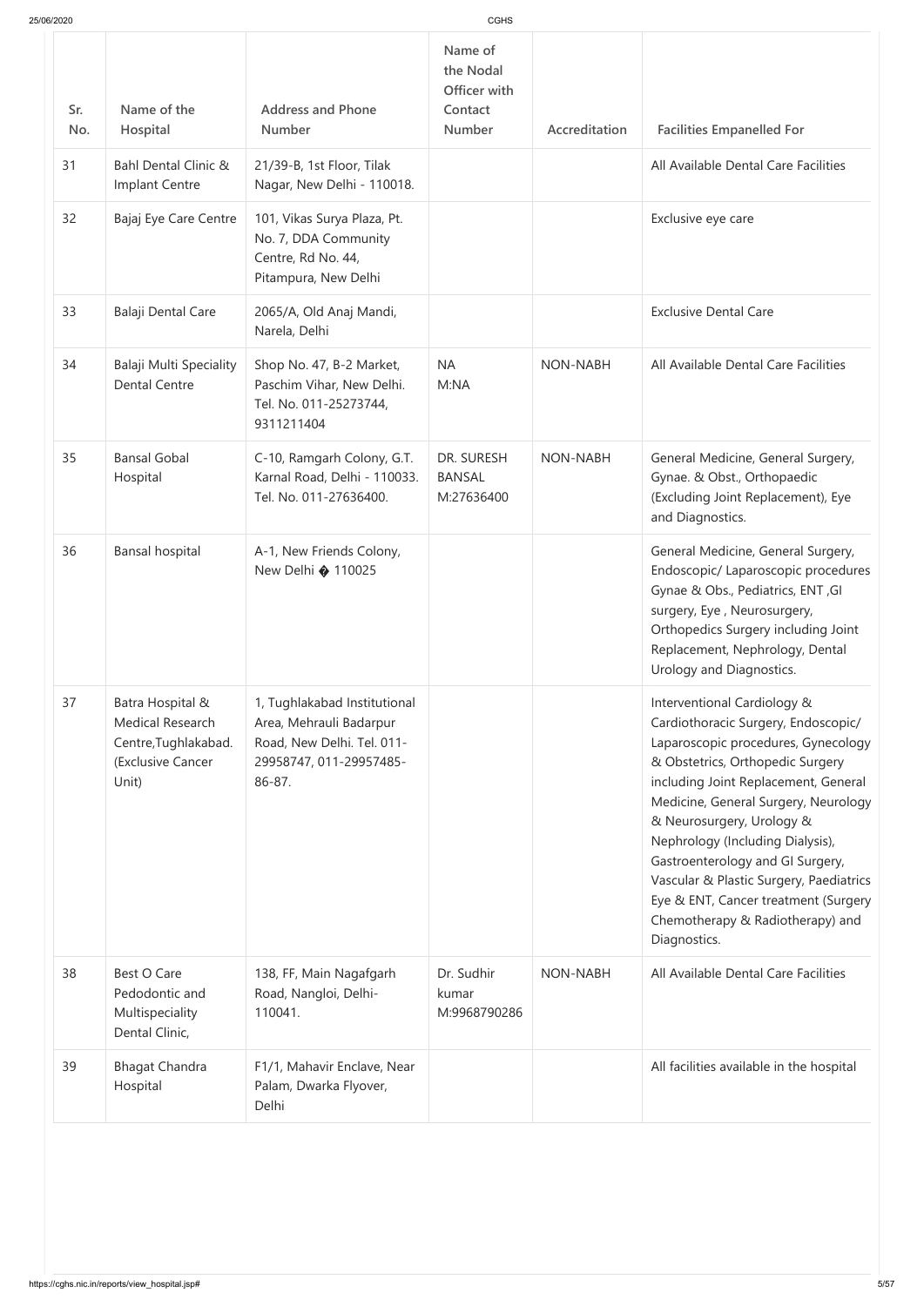| Sr. No. | Name of the Hospital | Address and Phone Number | Name of the Nodal Officer with Contact Number | Accreditation | Facilities Empanelled For |
|---|---|---|---|---|---|
| 31 | Bahl Dental Clinic & Implant Centre | 21/39-B, 1st Floor, Tilak Nagar, New Delhi - 110018. | | | All Available Dental Care Facilities |
| 32 | Bajaj Eye Care Centre | 101, Vikas Surya Plaza, Pt. No. 7, DDA Community Centre, Rd No. 44, Pitampura, New Delhi | | | Exclusive eye care |
| 33 | Balaji Dental Care | 2065/A, Old Anaj Mandi, Narela, Delhi | | | Exclusive Dental Care |
| 34 | Balaji Multi Speciality Dental Centre | Shop No. 47, B-2 Market, Paschim Vihar, New Delhi. Tel. No. 011-25273744, 9311211404 | NA M:NA | NON-NABH | All Available Dental Care Facilities |
| 35 | Bansal Gobal Hospital | C-10, Ramgarh Colony, G.T. Karnal Road, Delhi - 110033. Tel. No. 011-27636400. | DR. SURESH BANSAL M:27636400 | NON-NABH | General Medicine, General Surgery, Gynae. & Obst., Orthopaedic (Excluding Joint Replacement), Eye and Diagnostics. |
| 36 | Bansal hospital | A-1, New Friends Colony, New Delhi � 110025 | | | General Medicine, General Surgery, Endoscopic/ Laparoscopic procedures Gynae & Obs., Pediatrics, ENT ,GI surgery, Eye , Neurosurgery, Orthopedics Surgery including Joint Replacement, Nephrology, Dental Urology and Diagnostics. |
| 37 | Batra Hospital & Medical Research Centre,Tughlakabad. (Exclusive Cancer Unit) | 1, Tughlakabad Institutional Area, Mehrauli Badarpur Road, New Delhi. Tel. 011-29958747, 011-29957485-86-87. | | | Interventional Cardiology & Cardiothoracic Surgery, Endoscopic/ Laparoscopic procedures, Gynecology & Obstetrics, Orthopedic Surgery including Joint Replacement, General Medicine, General Surgery, Neurology & Neurosurgery, Urology & Nephrology (Including Dialysis), Gastroenterology and GI Surgery, Vascular & Plastic Surgery, Paediatrics Eye & ENT, Cancer treatment (Surgery Chemotherapy & Radiotherapy) and Diagnostics. |
| 38 | Best O Care Pedodontic and Multispeciality Dental Clinic, | 138, FF, Main Nagafgarh Road, Nangloi, Delhi-110041. | Dr. Sudhir kumar M:9968790286 | NON-NABH | All Available Dental Care Facilities |
| 39 | Bhagat Chandra Hospital | F1/1, Mahavir Enclave, Near Palam, Dwarka Flyover, Delhi | | | All facilities available in the hospital |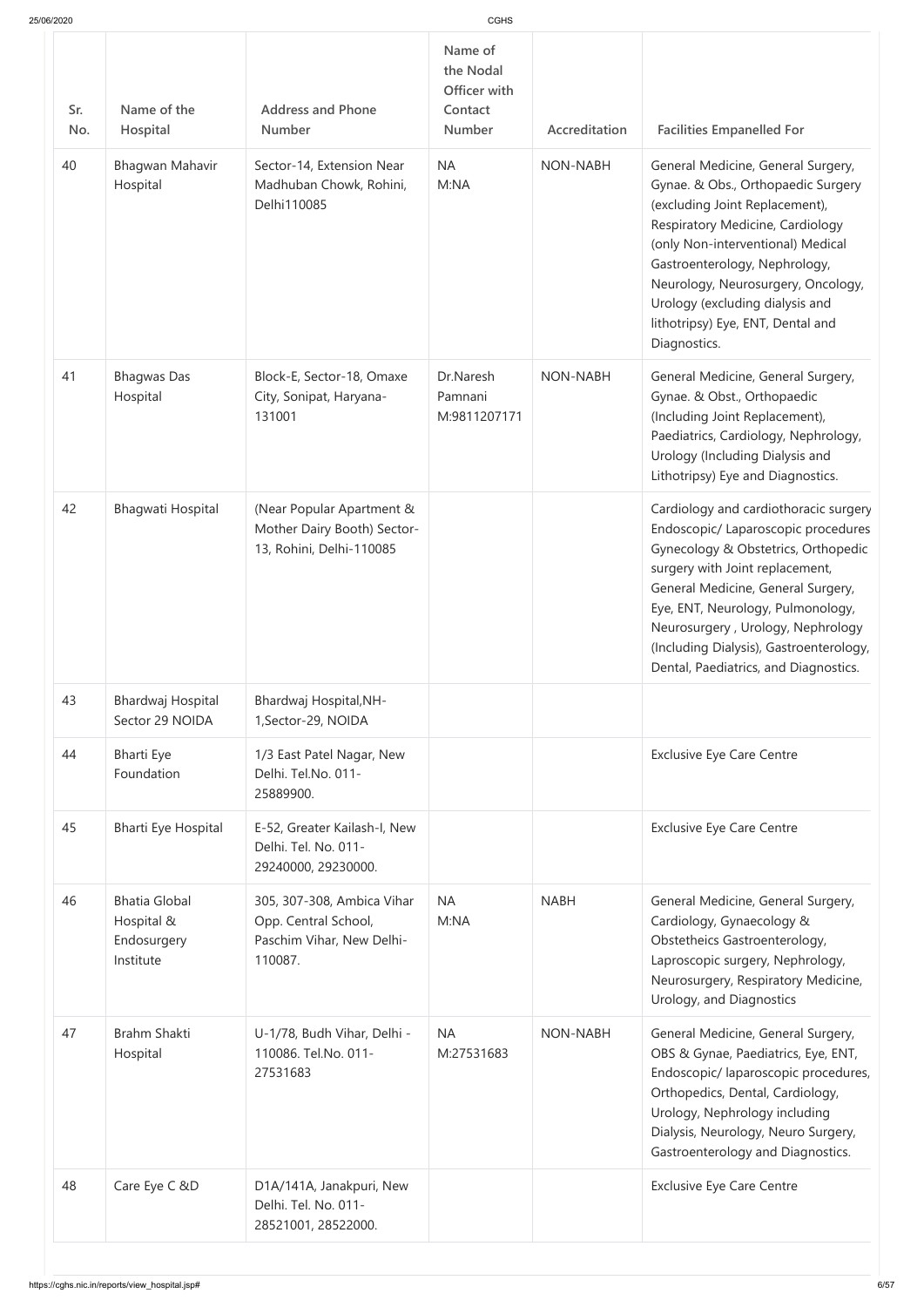| Sr. No. | Name of the Hospital | Address and Phone Number | Name of the Nodal Officer with Contact Number | Accreditation | Facilities Empanelled For |
|---|---|---|---|---|---|
| 40 | Bhagwan Mahavir Hospital | Sector-14, Extension Near Madhuban Chowk, Rohini, Delhi110085 | NA M:NA | NON-NABH | General Medicine, General Surgery, Gynae. & Obs., Orthopaedic Surgery (excluding Joint Replacement), Respiratory Medicine, Cardiology (only Non-interventional) Medical Gastroenterology, Nephrology, Neurology, Neurosurgery, Oncology, Urology (excluding dialysis and lithotripsy) Eye, ENT, Dental and Diagnostics. |
| 41 | Bhagwas Das Hospital | Block-E, Sector-18, Omaxe City, Sonipat, Haryana-131001 | Dr.Naresh Pamnani M:9811207171 | NON-NABH | General Medicine, General Surgery, Gynae. & Obst., Orthopaedic (Including Joint Replacement), Paediatrics, Cardiology, Nephrology, Urology (Including Dialysis and Lithotripsy) Eye and Diagnostics. |
| 42 | Bhagwati Hospital | (Near Popular Apartment & Mother Dairy Booth) Sector-13, Rohini, Delhi-110085 | | | Cardiology and cardiothoracic surgery Endoscopic/ Laparoscopic procedures Gynecology & Obstetrics, Orthopedic surgery with Joint replacement, General Medicine, General Surgery, Eye, ENT, Neurology, Pulmonology, Neurosurgery , Urology, Nephrology (Including Dialysis), Gastroenterology, Dental, Paediatrics, and Diagnostics. |
| 43 | Bhardwaj Hospital Sector 29 NOIDA | Bhardwaj Hospital,NH-1,Sector-29, NOIDA | | | |
| 44 | Bharti Eye Foundation | 1/3 East Patel Nagar, New Delhi. Tel.No. 011-25889900. | | | Exclusive Eye Care Centre |
| 45 | Bharti Eye Hospital | E-52, Greater Kailash-I, New Delhi. Tel. No. 011-29240000, 29230000. | | | Exclusive Eye Care Centre |
| 46 | Bhatia Global Hospital & Endosurgery Institute | 305, 307-308, Ambica Vihar Opp. Central School, Paschim Vihar, New Delhi-110087. | NA M:NA | NABH | General Medicine, General Surgery, Cardiology, Gynaecology & Obstetheics Gastroenterology, Laproscopic surgery, Nephrology, Neurosurgery, Respiratory Medicine, Urology, and Diagnostics |
| 47 | Brahm Shakti Hospital | U-1/78, Budh Vihar, Delhi - 110086. Tel.No. 011-27531683 | NA M:27531683 | NON-NABH | General Medicine, General Surgery, OBS & Gynae, Paediatrics, Eye, ENT, Endoscopic/ laparoscopic procedures, Orthopedics, Dental, Cardiology, Urology, Nephrology including Dialysis, Neurology, Neuro Surgery, Gastroenterology and Diagnostics. |
| 48 | Care Eye C &D | D1A/141A, Janakpuri, New Delhi. Tel. No. 011-28521001, 28522000. | | | Exclusive Eye Care Centre |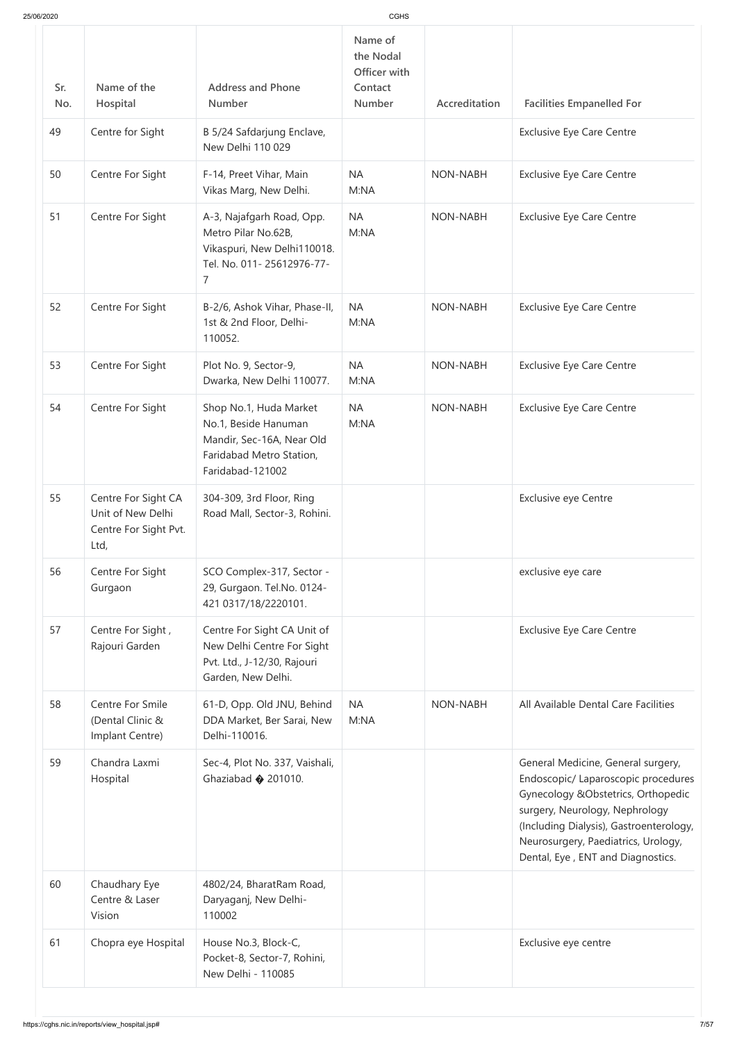| Sr. No. | Name of the Hospital | Address and Phone Number | Name of the Nodal Officer with Contact Number | Accreditation | Facilities Empanelled For |
|---|---|---|---|---|---|
| 49 | Centre for Sight | B 5/24 Safdarjung Enclave, New Delhi 110 029 | | | Exclusive Eye Care Centre |
| 50 | Centre For Sight | F-14, Preet Vihar, Main Vikas Marg, New Delhi. | NA M:NA | NON-NABH | Exclusive Eye Care Centre |
| 51 | Centre For Sight | A-3, Najafgarh Road, Opp. Metro Pilar No.62B, Vikaspuri, New Delhi110018. Tel. No. 011- 25612976-77-7 | NA M:NA | NON-NABH | Exclusive Eye Care Centre |
| 52 | Centre For Sight | B-2/6, Ashok Vihar, Phase-II, 1st & 2nd Floor, Delhi-110052. | NA M:NA | NON-NABH | Exclusive Eye Care Centre |
| 53 | Centre For Sight | Plot No. 9, Sector-9, Dwarka, New Delhi 110077. | NA M:NA | NON-NABH | Exclusive Eye Care Centre |
| 54 | Centre For Sight | Shop No.1, Huda Market No.1, Beside Hanuman Mandir, Sec-16A, Near Old Faridabad Metro Station, Faridabad-121002 | NA M:NA | NON-NABH | Exclusive Eye Care Centre |
| 55 | Centre For Sight CA Unit of New Delhi Centre For Sight Pvt. Ltd, | 304-309, 3rd Floor, Ring Road Mall, Sector-3, Rohini. | | | Exclusive eye Centre |
| 56 | Centre For Sight Gurgaon | SCO Complex-317, Sector - 29, Gurgaon. Tel.No. 0124-421 0317/18/2220101. | | | exclusive eye care |
| 57 | Centre For Sight , Rajouri Garden | Centre For Sight CA Unit of New Delhi Centre For Sight Pvt. Ltd., J-12/30, Rajouri Garden, New Delhi. | | | Exclusive Eye Care Centre |
| 58 | Centre For Smile (Dental Clinic & Implant Centre) | 61-D, Opp. Old JNU, Behind DDA Market, Ber Sarai, New Delhi-110016. | NA M:NA | NON-NABH | All Available Dental Care Facilities |
| 59 | Chandra Laxmi Hospital | Sec-4, Plot No. 337, Vaishali, Ghaziabad � 201010. | | | General Medicine, General surgery, Endoscopic/ Laparoscopic procedures Gynecology &Obstetrics, Orthopedic surgery, Neurology, Nephrology (Including Dialysis), Gastroenterology, Neurosurgery, Paediatrics, Urology, Dental, Eye , ENT and Diagnostics. |
| 60 | Chaudhary Eye Centre & Laser Vision | 4802/24, BharatRam Road, Daryaganj, New Delhi-110002 | | | |
| 61 | Chopra eye Hospital | House No.3, Block-C, Pocket-8, Sector-7, Rohini, New Delhi - 110085 | | | Exclusive eye centre |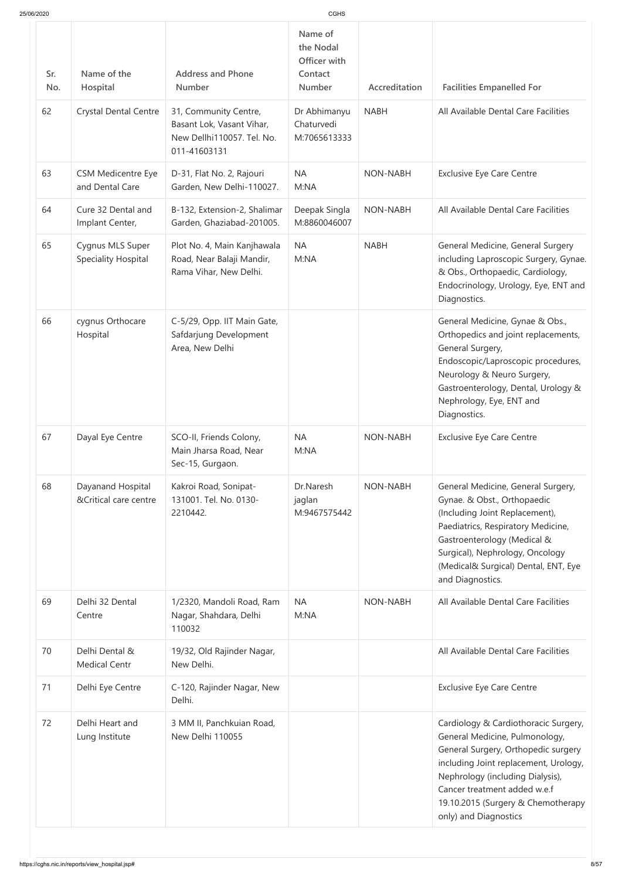| Sr. No. | Name of the Hospital | Address and Phone Number | Name of the Nodal Officer with Contact Number | Accreditation | Facilities Empanelled For |
|---|---|---|---|---|---|
| 62 | Crystal Dental Centre | 31, Community Centre, Basant Lok, Vasant Vihar, New Dellhi110057. Tel. No. 011-41603131 | Dr Abhimanyu Chaturvedi M:7065613333 | NABH | All Available Dental Care Facilities |
| 63 | CSM Medicentre Eye and Dental Care | D-31, Flat No. 2, Rajouri Garden, New Delhi-110027. | NA M:NA | NON-NABH | Exclusive Eye Care Centre |
| 64 | Cure 32 Dental and Implant Center, | B-132, Extension-2, Shalimar Garden, Ghaziabad-201005. | Deepak Singla M:8860046007 | NON-NABH | All Available Dental Care Facilities |
| 65 | Cygnus MLS Super Speciality Hospital | Plot No. 4, Main Kanjhawala Road, Near Balaji Mandir, Rama Vihar, New Delhi. | NA M:NA | NABH | General Medicine, General Surgery including Laproscopic Surgery, Gynae. & Obs., Orthopaedic, Cardiology, Endocrinology, Urology, Eye, ENT and Diagnostics. |
| 66 | cygnus Orthocare Hospital | C-5/29, Opp. IIT Main Gate, Safdarjung Development Area, New Delhi | | | General Medicine, Gynae & Obs., Orthopedics and joint replacements, General Surgery, Endoscopic/Laproscopic procedures, Neurology & Neuro Surgery, Gastroenterology, Dental, Urology & Nephrology, Eye, ENT and Diagnostics. |
| 67 | Dayal Eye Centre | SCO-II, Friends Colony, Main Jharsa Road, Near Sec-15, Gurgaon. | NA M:NA | NON-NABH | Exclusive Eye Care Centre |
| 68 | Dayanand Hospital &Critical care centre | Kakroi Road, Sonipat-131001. Tel. No. 0130-2210442. | Dr.Naresh jaglan M:9467575442 | NON-NABH | General Medicine, General Surgery, Gynae. & Obst., Orthopaedic (Including Joint Replacement), Paediatrics, Respiratory Medicine, Gastroenterology (Medical & Surgical), Nephrology, Oncology (Medical& Surgical) Dental, ENT, Eye and Diagnostics. |
| 69 | Delhi 32 Dental Centre | 1/2320, Mandoli Road, Ram Nagar, Shahdara, Delhi 110032 | NA M:NA | NON-NABH | All Available Dental Care Facilities |
| 70 | Delhi Dental & Medical Centr | 19/32, Old Rajinder Nagar, New Delhi. | | | All Available Dental Care Facilities |
| 71 | Delhi Eye Centre | C-120, Rajinder Nagar, New Delhi. | | | Exclusive Eye Care Centre |
| 72 | Delhi Heart and Lung Institute | 3 MM II, Panchkuian Road, New Delhi 110055 | | | Cardiology & Cardiothoracic Surgery, General Medicine, Pulmonology, General Surgery, Orthopedic surgery including Joint replacement, Urology, Nephrology (including Dialysis), Cancer treatment added w.e.f 19.10.2015 (Surgery & Chemotherapy only) and Diagnostics |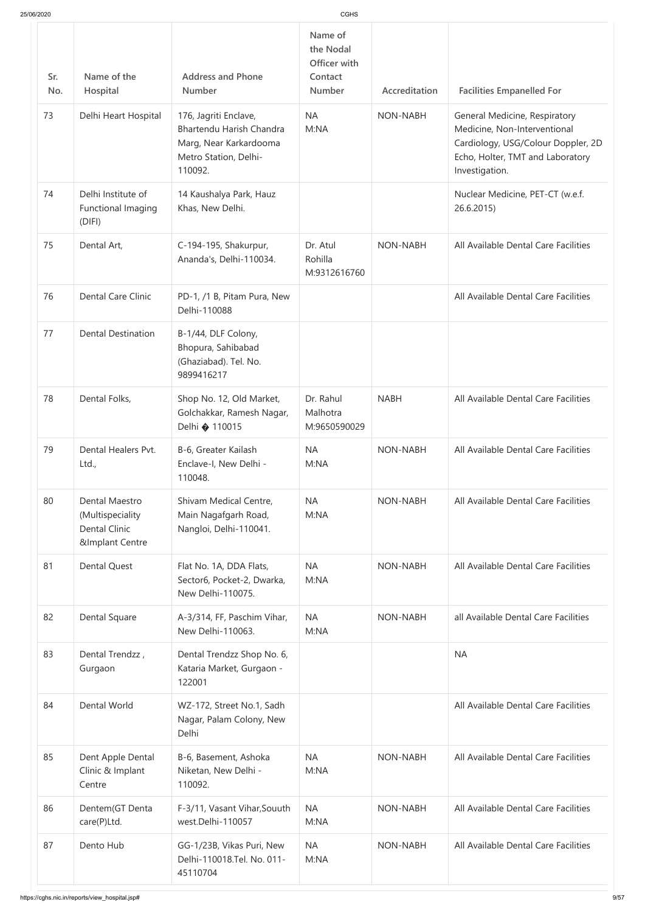| Sr. No. | Name of the Hospital | Address and Phone Number | Name of the Nodal Officer with Contact Number | Accreditation | Facilities Empanelled For |
|---|---|---|---|---|---|
| 73 | Delhi Heart Hospital | 176, Jagriti Enclave, Bhartendu Harish Chandra Marg, Near Karkardooma Metro Station, Delhi-110092. | NA M:NA | NON-NABH | General Medicine, Respiratory Medicine, Non-Interventional Cardiology, USG/Colour Doppler, 2D Echo, Holter, TMT and Laboratory Investigation. |
| 74 | Delhi Institute of Functional Imaging (DIFI) | 14 Kaushalya Park, Hauz Khas, New Delhi. | | | Nuclear Medicine, PET-CT (w.e.f. 26.6.2015) |
| 75 | Dental Art, | C-194-195, Shakurpur, Ananda's, Delhi-110034. | Dr. Atul Rohilla M:9312616760 | NON-NABH | All Available Dental Care Facilities |
| 76 | Dental Care Clinic | PD-1, /1 B, Pitam Pura, New Delhi-110088 | | | All Available Dental Care Facilities |
| 77 | Dental Destination | B-1/44, DLF Colony, Bhopura, Sahibabad (Ghaziabad). Tel. No. 9899416217 | | | |
| 78 | Dental Folks, | Shop No. 12, Old Market, Golchakkar, Ramesh Nagar, Delhi � 110015 | Dr. Rahul Malhotra M:9650590029 | NABH | All Available Dental Care Facilities |
| 79 | Dental Healers Pvt. Ltd., | B-6, Greater Kailash Enclave-I, New Delhi - 110048. | NA M:NA | NON-NABH | All Available Dental Care Facilities |
| 80 | Dental Maestro (Multispeciality Dental Clinic &Implant Centre | Shivam Medical Centre, Main Nagafgarh Road, Nangloi, Delhi-110041. | NA M:NA | NON-NABH | All Available Dental Care Facilities |
| 81 | Dental Quest | Flat No. 1A, DDA Flats, Sector6, Pocket-2, Dwarka, New Delhi-110075. | NA M:NA | NON-NABH | All Available Dental Care Facilities |
| 82 | Dental Square | A-3/314, FF, Paschim Vihar, New Delhi-110063. | NA M:NA | NON-NABH | all Available Dental Care Facilities |
| 83 | Dental Trendzz , Gurgaon | Dental Trendzz Shop No. 6, Kataria Market, Gurgaon - 122001 | | | NA |
| 84 | Dental World | WZ-172, Street No.1, Sadh Nagar, Palam Colony, New Delhi | | | All Available Dental Care Facilities |
| 85 | Dent Apple Dental Clinic & Implant Centre | B-6, Basement, Ashoka Niketan, New Delhi - 110092. | NA M:NA | NON-NABH | All Available Dental Care Facilities |
| 86 | Dentem(GT Denta care(P)Ltd. | F-3/11, Vasant Vihar,Souuth west.Delhi-110057 | NA M:NA | NON-NABH | All Available Dental Care Facilities |
| 87 | Dento Hub | GG-1/23B, Vikas Puri, New Delhi-110018.Tel. No. 011-45110704 | NA M:NA | NON-NABH | All Available Dental Care Facilities |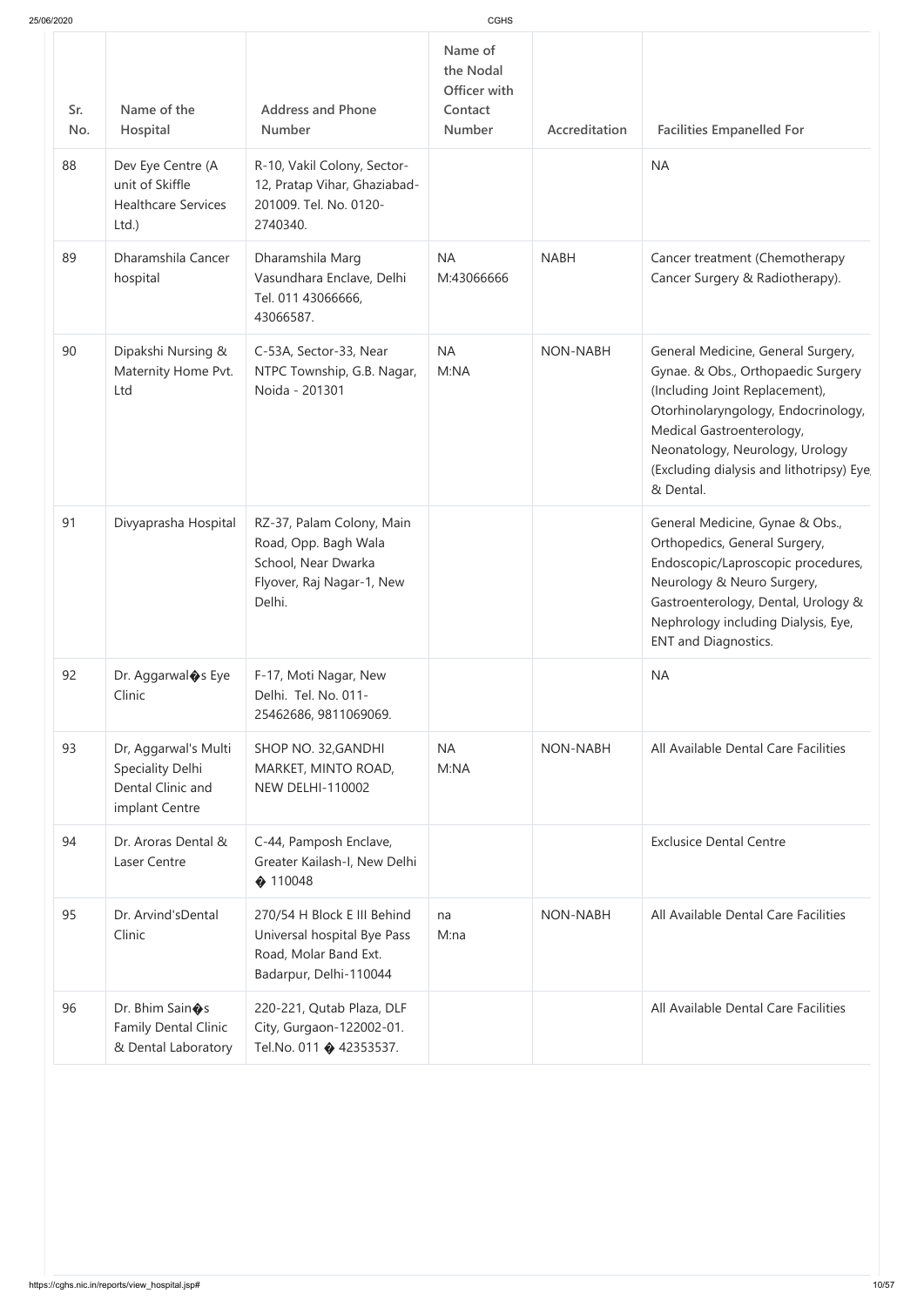| Sr. No. | Name of the Hospital | Address and Phone Number | Name of the Nodal Officer with Contact Number | Accreditation | Facilities Empanelled For |
|---|---|---|---|---|---|
| 88 | Dev Eye Centre (A unit of Skiffle Healthcare Services Ltd.) | R-10, Vakil Colony, Sector-12, Pratap Vihar, Ghaziabad-201009. Tel. No. 0120-2740340. | | | NA |
| 89 | Dharamshila Cancer hospital | Dharamshila Marg Vasundhara Enclave, Delhi Tel. 011 43066666, 43066587. | NA M:43066666 | NABH | Cancer treatment (Chemotherapy Cancer Surgery & Radiotherapy). |
| 90 | Dipakshi Nursing & Maternity Home Pvt. Ltd | C-53A, Sector-33, Near NTPC Township, G.B. Nagar, Noida - 201301 | NA M:NA | NON-NABH | General Medicine, General Surgery, Gynae. & Obs., Orthopaedic Surgery (Including Joint Replacement), Otorhinolaryngology, Endocrinology, Medical Gastroenterology, Neonatology, Neurology, Urology (Excluding dialysis and lithotripsy) Eye & Dental. |
| 91 | Divyaprasha Hospital | RZ-37, Palam Colony, Main Road, Opp. Bagh Wala School, Near Dwarka Flyover, Raj Nagar-1, New Delhi. | | | General Medicine, Gynae & Obs., Orthopedics, General Surgery, Endoscopic/Laproscopic procedures, Neurology & Neuro Surgery, Gastroenterology, Dental, Urology & Nephrology including Dialysis, Eye, ENT and Diagnostics. |
| 92 | Dr. Aggarwal�s Eye Clinic | F-17, Moti Nagar, New Delhi. Tel. No. 011-25462686, 9811069069. | | | NA |
| 93 | Dr, Aggarwal's Multi Speciality Delhi Dental Clinic and implant Centre | SHOP NO. 32,GANDHI MARKET, MINTO ROAD, NEW DELHI-110002 | NA M:NA | NON-NABH | All Available Dental Care Facilities |
| 94 | Dr. Aroras Dental & Laser Centre | C-44, Pamposh Enclave, Greater Kailash-I, New Delhi � 110048 | | | Exclusice Dental Centre |
| 95 | Dr. Arvind'sDental Clinic | 270/54 H Block E III Behind Universal hospital Bye Pass Road, Molar Band Ext. Badarpur, Delhi-110044 | na M:na | NON-NABH | All Available Dental Care Facilities |
| 96 | Dr. Bhim Sain�s Family Dental Clinic & Dental Laboratory | 220-221, Qutab Plaza, DLF City, Gurgaon-122002-01. Tel.No. 011 � 42353537. | | | All Available Dental Care Facilities |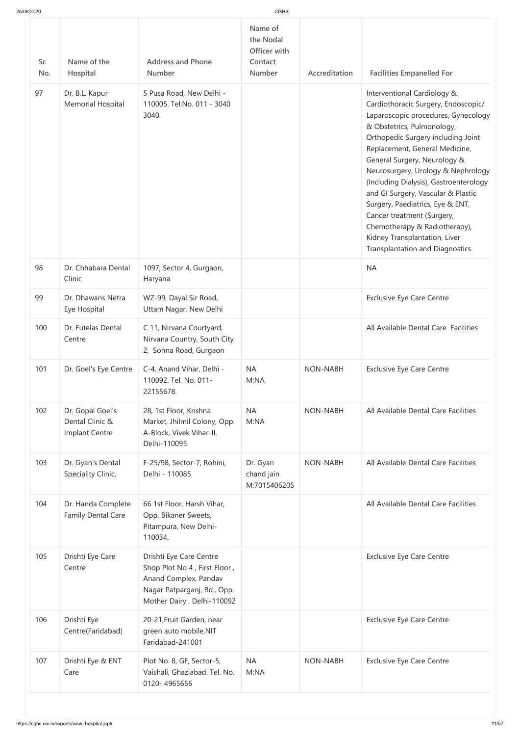| Sr. No. | Name of the Hospital | Address and Phone Number | Name of the Nodal Officer with Contact Number | Accreditation | Facilities Empanelled For |
|---|---|---|---|---|---|
| 97 | Dr. B.L. Kapur Memorial Hospital | 5 Pusa Road, New Delhi - 110005. Tel.No. 011 - 3040 3040. | | | Interventional Cardiology & Cardiothoracic Surgery, Endoscopic/ Laparoscopic procedures, Gynecology & Obstetrics, Pulmonology, Orthopedic Surgery including Joint Replacement, General Medicine, General Surgery, Neurology & Neurosurgery, Urology & Nephrology (Including Dialysis), Gastroenterology and GI Surgery, Vascular & Plastic Surgery, Paediatrics, Eye & ENT, Cancer treatment (Surgery, Chemotherapy & Radiotherapy), Kidney Transplantation, Liver Transplantation and Diagnostics. |
| 98 | Dr. Chhabara Dental Clinic | 1097, Sector 4, Gurgaon, Haryana | | | NA |
| 99 | Dr. Dhawans Netra Eye Hospital | WZ-99, Dayal Sir Road, Uttam Nagar, New Delhi | | | Exclusive Eye Care Centre |
| 100 | Dr. Futelas Dental Centre | C 11, Nirvana Courtyard, Nirvana Country, South City 2, Sohna Road, Gurgaon | | | All Available Dental Care Facilities |
| 101 | Dr. Goel's Eye Centre | C-4, Anand Vihar, Delhi - 110092. Tel. No. 011-22155678. | NA M:NA | NON-NABH | Exclusive Eye Care Centre |
| 102 | Dr. Gopal Goel's Dental Clinic & Implant Centre | 28, 1st Floor, Krishna Market, Jhilmil Colony, Opp. A-Block, Vivek Vihar-II, Delhi-110095. | NA M:NA | NON-NABH | All Available Dental Care Facilities |
| 103 | Dr. Gyan's Dental Speciality Clinic, | F-25/98, Sector-7, Rohini, Delhi - 110085. | Dr. Gyan chand jain M:7015406205 | NON-NABH | All Available Dental Care Facilities |
| 104 | Dr. Handa Complete Family Dental Care | 66 1st Floor, Harsh Vihar, Opp. Bikaner Sweets, Pitampura, New Delhi-110034. | | | All Available Dental Care Facilities |
| 105 | Drishti Eye Care Centre | Drishti Eye Care Centre Shop Plot No 4 , First Floor , Anand Complex, Pandav Nagar Patparganj, Rd., Opp. Mother Dairy , Delhi-110092 | | | Exclusive Eye Care Centre |
| 106 | Drishti Eye Centre(Faridabad) | 20-21,Fruit Garden, near green auto mobile,NIT Faridabad-241001 | | | Exclusive Eye Care Centre |
| 107 | Drishti Eye & ENT Care | Plot No. 8, GF, Sector-5, Vaishali, Ghaziabad. Tel. No. 0120- 4965656 | NA M:NA | NON-NABH | Exclusive Eye Care Centre |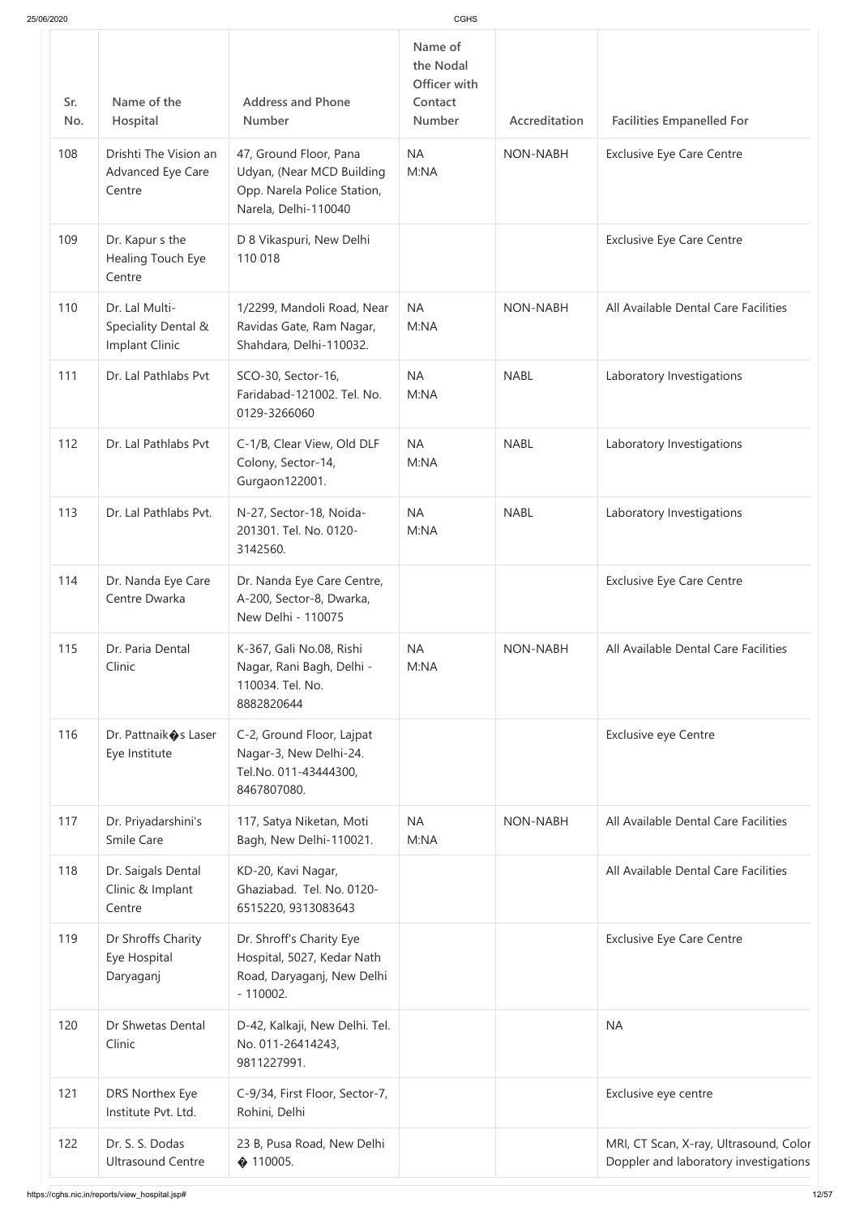| Sr. No. | Name of the Hospital | Address and Phone Number | Name of the Nodal Officer with Contact Number | Accreditation | Facilities Empanelled For |
|---|---|---|---|---|---|
| 108 | Drishti The Vision an Advanced Eye Care Centre | 47, Ground Floor, Pana Udyan, (Near MCD Building Opp. Narela Police Station, Narela, Delhi-110040 | NA M:NA | NON-NABH | Exclusive Eye Care Centre |
| 109 | Dr. Kapur s the Healing Touch Eye Centre | D 8 Vikaspuri, New Delhi 110 018 | | | Exclusive Eye Care Centre |
| 110 | Dr. Lal Multi-Speciality Dental & Implant Clinic | 1/2299, Mandoli Road, Near Ravidas Gate, Ram Nagar, Shahdara, Delhi-110032. | NA M:NA | NON-NABH | All Available Dental Care Facilities |
| 111 | Dr. Lal Pathlabs Pvt | SCO-30, Sector-16, Faridabad-121002. Tel. No. 0129-3266060 | NA M:NA | NABL | Laboratory Investigations |
| 112 | Dr. Lal Pathlabs Pvt | C-1/B, Clear View, Old DLF Colony, Sector-14, Gurgaon122001. | NA M:NA | NABL | Laboratory Investigations |
| 113 | Dr. Lal Pathlabs Pvt. | N-27, Sector-18, Noida-201301. Tel. No. 0120-3142560. | NA M:NA | NABL | Laboratory Investigations |
| 114 | Dr. Nanda Eye Care Centre Dwarka | Dr. Nanda Eye Care Centre, A-200, Sector-8, Dwarka, New Delhi - 110075 | | | Exclusive Eye Care Centre |
| 115 | Dr. Paria Dental Clinic | K-367, Gali No.08, Rishi Nagar, Rani Bagh, Delhi - 110034. Tel. No. 8882820644 | NA M:NA | NON-NABH | All Available Dental Care Facilities |
| 116 | Dr. Pattnaik�s Laser Eye Institute | C-2, Ground Floor, Lajpat Nagar-3, New Delhi-24. Tel.No. 011-43444300, 8467807080. | | | Exclusive eye Centre |
| 117 | Dr. Priyadarshini's Smile Care | 117, Satya Niketan, Moti Bagh, New Delhi-110021. | NA M:NA | NON-NABH | All Available Dental Care Facilities |
| 118 | Dr. Saigals Dental Clinic & Implant Centre | KD-20, Kavi Nagar, Ghaziabad. Tel. No. 0120-6515220, 9313083643 | | | All Available Dental Care Facilities |
| 119 | Dr Shroffs Charity Eye Hospital Daryaganj | Dr. Shroff's Charity Eye Hospital, 5027, Kedar Nath Road, Daryaganj, New Delhi - 110002. | | | Exclusive Eye Care Centre |
| 120 | Dr Shwetas Dental Clinic | D-42, Kalkaji, New Delhi. Tel. No. 011-26414243, 9811227991. | | | NA |
| 121 | DRS Northex Eye Institute Pvt. Ltd. | C-9/34, First Floor, Sector-7, Rohini, Delhi | | | Exclusive eye centre |
| 122 | Dr. S. S. Dodas Ultrasound Centre | 23 B, Pusa Road, New Delhi � 110005. | | | MRI, CT Scan, X-ray, Ultrasound, Color Doppler and laboratory investigations |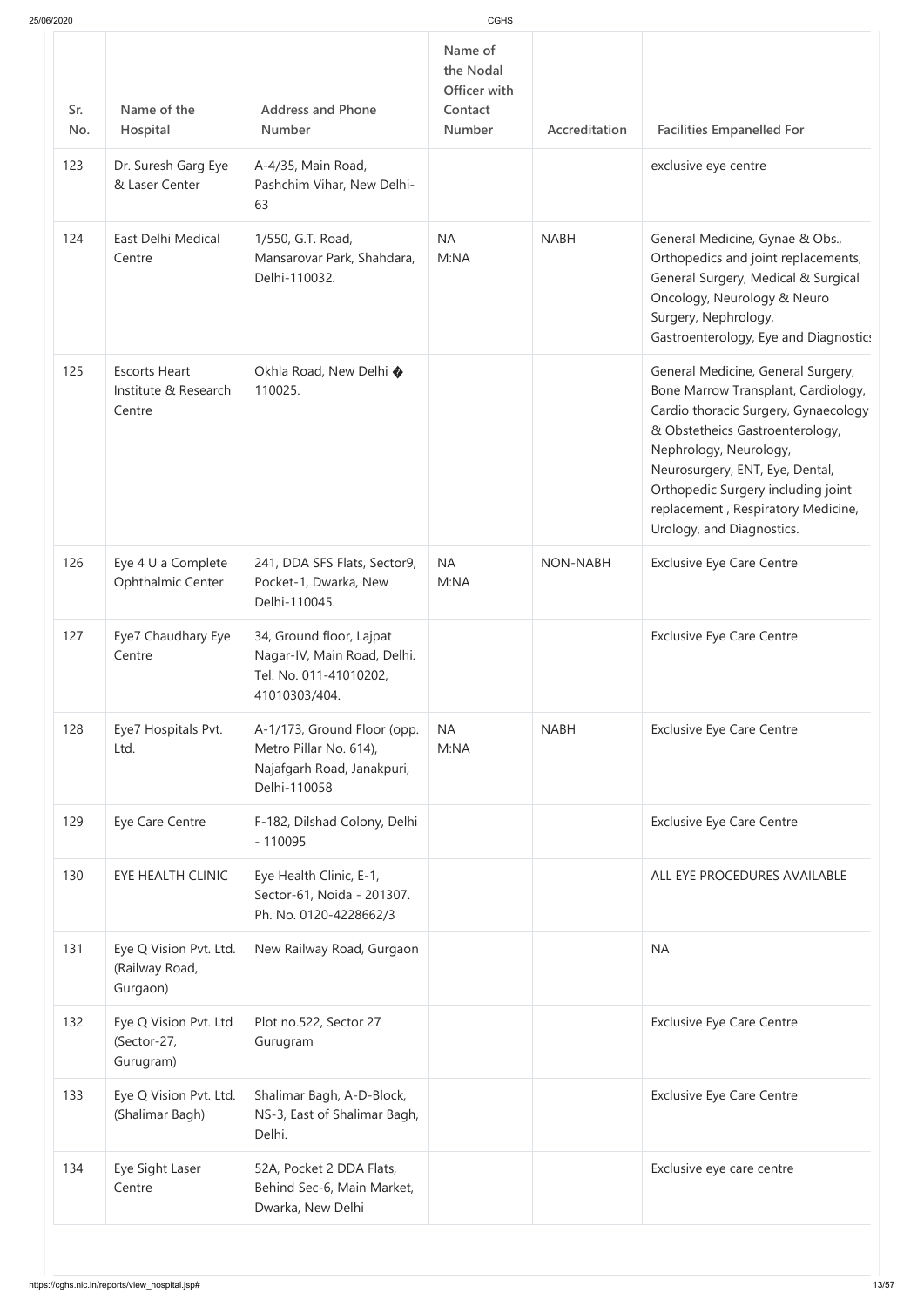| Sr. No. | Name of the Hospital | Address and Phone Number | Name of the Nodal Officer with Contact Number | Accreditation | Facilities Empanelled For |
|---|---|---|---|---|---|
| 123 | Dr. Suresh Garg Eye & Laser Center | A-4/35, Main Road, Pashchim Vihar, New Delhi-63 | | | exclusive eye centre |
| 124 | East Delhi Medical Centre | 1/550, G.T. Road, Mansarovar Park, Shahdara, Delhi-110032. | NA M:NA | NABH | General Medicine, Gynae & Obs., Orthopedics and joint replacements, General Surgery, Medical & Surgical Oncology, Neurology & Neuro Surgery, Nephrology, Gastroenterology, Eye and Diagnostics |
| 125 | Escorts Heart Institute & Research Centre | Okhla Road, New Delhi � 110025. | | | General Medicine, General Surgery, Bone Marrow Transplant, Cardiology, Cardio thoracic Surgery, Gynaecology & Obstetheics Gastroenterology, Nephrology, Neurology, Neurosurgery, ENT, Eye, Dental, Orthopedic Surgery including joint replacement , Respiratory Medicine, Urology, and Diagnostics. |
| 126 | Eye 4 U a Complete Ophthalmic Center | 241, DDA SFS Flats, Sector9, Pocket-1, Dwarka, New Delhi-110045. | NA M:NA | NON-NABH | Exclusive Eye Care Centre |
| 127 | Eye7 Chaudhary Eye Centre | 34, Ground floor, Lajpat Nagar-IV, Main Road, Delhi. Tel. No. 011-41010202, 41010303/404. | | | Exclusive Eye Care Centre |
| 128 | Eye7 Hospitals Pvt. Ltd. | A-1/173, Ground Floor (opp. Metro Pillar No. 614), Najafgarh Road, Janakpuri, Delhi-110058 | NA M:NA | NABH | Exclusive Eye Care Centre |
| 129 | Eye Care Centre | F-182, Dilshad Colony, Delhi - 110095 | | | Exclusive Eye Care Centre |
| 130 | EYE HEALTH CLINIC | Eye Health Clinic, E-1, Sector-61, Noida - 201307. Ph. No. 0120-4228662/3 | | | ALL EYE PROCEDURES AVAILABLE |
| 131 | Eye Q Vision Pvt. Ltd. (Railway Road, Gurgaon) | New Railway Road, Gurgaon | | | NA |
| 132 | Eye Q Vision Pvt. Ltd (Sector-27, Gurugram) | Plot no.522, Sector 27 Gurugram | | | Exclusive Eye Care Centre |
| 133 | Eye Q Vision Pvt. Ltd. (Shalimar Bagh) | Shalimar Bagh, A-D-Block, NS-3, East of Shalimar Bagh, Delhi. | | | Exclusive Eye Care Centre |
| 134 | Eye Sight Laser Centre | 52A, Pocket 2 DDA Flats, Behind Sec-6, Main Market, Dwarka, New Delhi | | | Exclusive eye care centre |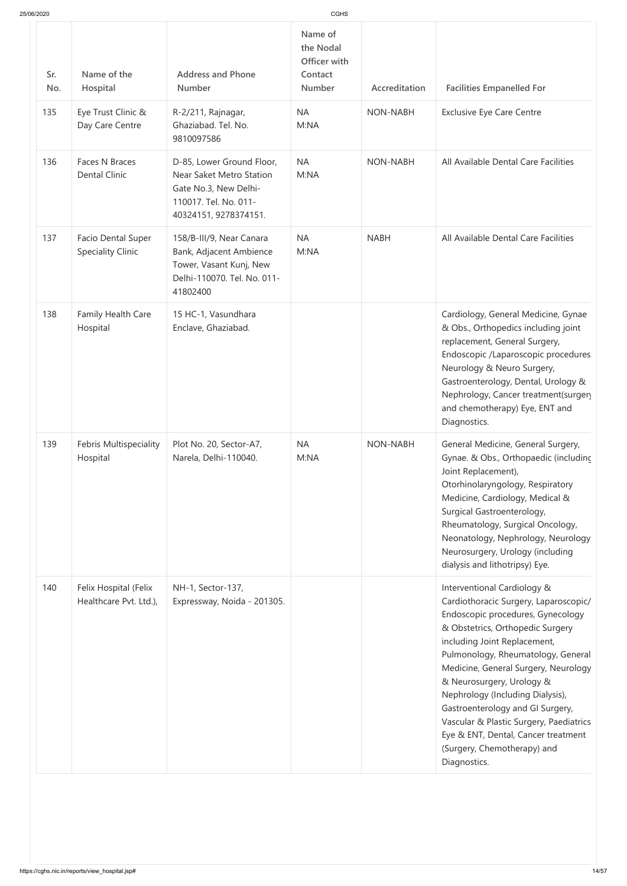| Sr. No. | Name of the Hospital | Address and Phone Number | Name of the Nodal Officer with Contact Number | Accreditation | Facilities Empanelled For |
|---|---|---|---|---|---|
| 135 | Eye Trust Clinic & Day Care Centre | R-2/211, Rajnagar, Ghaziabad. Tel. No. 9810097586 | NA M:NA | NON-NABH | Exclusive Eye Care Centre |
| 136 | Faces N Braces Dental Clinic | D-85, Lower Ground Floor, Near Saket Metro Station Gate No.3, New Delhi-110017. Tel. No. 011-40324151, 9278374151. | NA M:NA | NON-NABH | All Available Dental Care Facilities |
| 137 | Facio Dental Super Speciality Clinic | 158/B-III/9, Near Canara Bank, Adjacent Ambience Tower, Vasant Kunj, New Delhi-110070. Tel. No. 011-41802400 | NA M:NA | NABH | All Available Dental Care Facilities |
| 138 | Family Health Care Hospital | 15 HC-1, Vasundhara Enclave, Ghaziabad. | | | Cardiology, General Medicine, Gynae & Obs., Orthopedics including joint replacement, General Surgery, Endoscopic /Laparoscopic procedures Neurology & Neuro Surgery, Gastroenterology, Dental, Urology & Nephrology, Cancer treatment(surgery and chemotherapy) Eye, ENT and Diagnostics. |
| 139 | Febris Multispeciality Hospital | Plot No. 20, Sector-A7, Narela, Delhi-110040. | NA M:NA | NON-NABH | General Medicine, General Surgery, Gynae. & Obs., Orthopaedic (including Joint Replacement), Otorhinolaryngology, Respiratory Medicine, Cardiology, Medical & Surgical Gastroenterology, Rheumatology, Surgical Oncology, Neonatology, Nephrology, Neurology Neurosurgery, Urology (including dialysis and lithotripsy) Eye. |
| 140 | Felix Hospital (Felix Healthcare Pvt. Ltd.), | NH-1, Sector-137, Expressway, Noida - 201305. | | | Interventional Cardiology & Cardiothoracic Surgery, Laparoscopic/ Endoscopic procedures, Gynecology & Obstetrics, Orthopedic Surgery including Joint Replacement, Pulmonology, Rheumatology, General Medicine, General Surgery, Neurology & Neurosurgery, Urology & Nephrology (Including Dialysis), Gastroenterology and GI Surgery, Vascular & Plastic Surgery, Paediatrics Eye & ENT, Dental, Cancer treatment (Surgery, Chemotherapy) and Diagnostics. |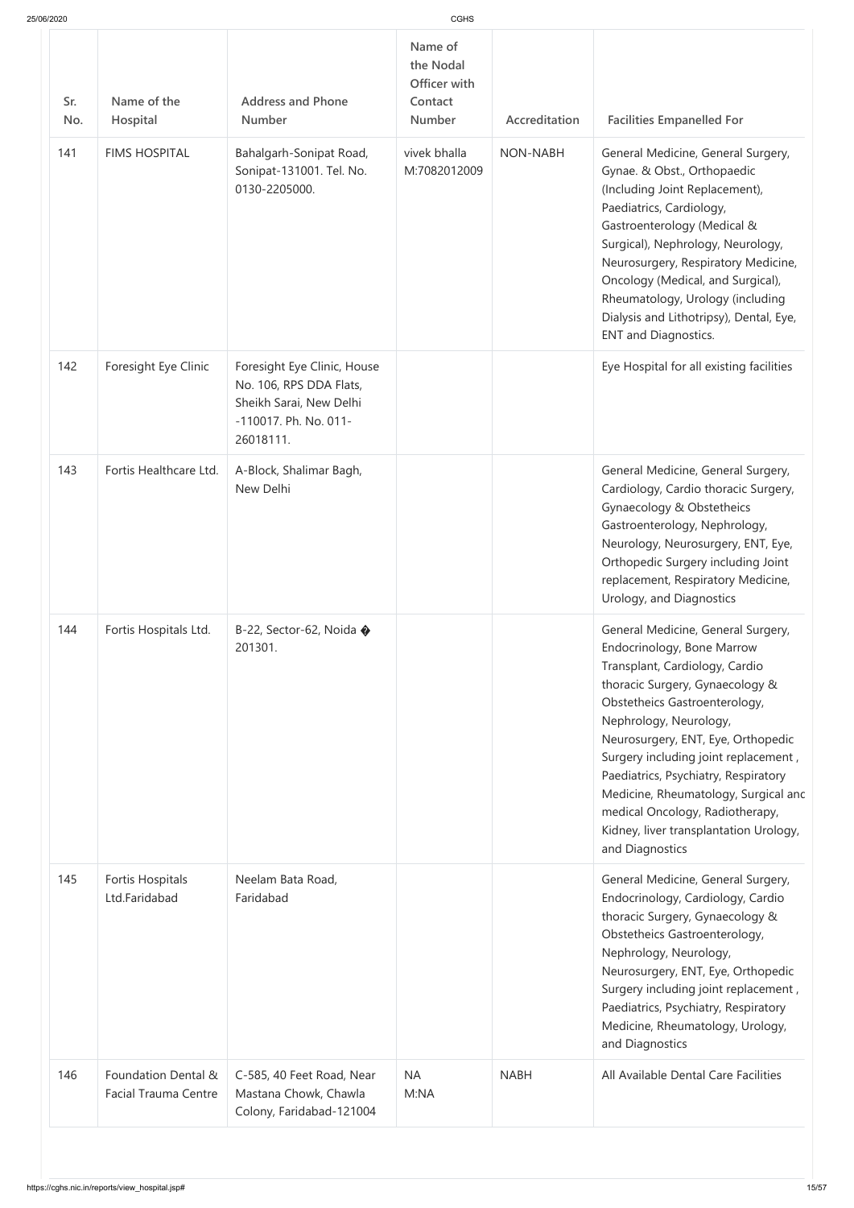| Sr. No. | Name of the Hospital | Address and Phone Number | Name of the Nodal Officer with Contact Number | Accreditation | Facilities Empanelled For |
|---|---|---|---|---|---|
| 141 | FIMS HOSPITAL | Bahalgarh-Sonipat Road, Sonipat-131001. Tel. No. 0130-2205000. | vivek bhalla M:7082012009 | NON-NABH | General Medicine, General Surgery, Gynae. & Obst., Orthopaedic (Including Joint Replacement), Paediatrics, Cardiology, Gastroenterology (Medical & Surgical), Nephrology, Neurology, Neurosurgery, Respiratory Medicine, Oncology (Medical, and Surgical), Rheumatology, Urology (including Dialysis and Lithotripsy), Dental, Eye, ENT and Diagnostics. |
| 142 | Foresight Eye Clinic | Foresight Eye Clinic, House No. 106, RPS DDA Flats, Sheikh Sarai, New Delhi -110017. Ph. No. 011-26018111. | | | Eye Hospital for all existing facilities |
| 143 | Fortis Healthcare Ltd. | A-Block, Shalimar Bagh, New Delhi | | | General Medicine, General Surgery, Cardiology, Cardio thoracic Surgery, Gynaecology & Obstetheics Gastroenterology, Nephrology, Neurology, Neurosurgery, ENT, Eye, Orthopedic Surgery including Joint replacement, Respiratory Medicine, Urology, and Diagnostics |
| 144 | Fortis Hospitals Ltd. | B-22, Sector-62, Noida � 201301. | | | General Medicine, General Surgery, Endocrinology, Bone Marrow Transplant, Cardiology, Cardio thoracic Surgery, Gynaecology & Obstetheics Gastroenterology, Nephrology, Neurology, Neurosurgery, ENT, Eye, Orthopedic Surgery including joint replacement , Paediatrics, Psychiatry, Respiratory Medicine, Rheumatology, Surgical and medical Oncology, Radiotherapy, Kidney, liver transplantation Urology, and Diagnostics |
| 145 | Fortis Hospitals Ltd.Faridabad | Neelam Bata Road, Faridabad | | | General Medicine, General Surgery, Endocrinology, Cardiology, Cardio thoracic Surgery, Gynaecology & Obstetheics Gastroenterology, Nephrology, Neurology, Neurosurgery, ENT, Eye, Orthopedic Surgery including joint replacement , Paediatrics, Psychiatry, Respiratory Medicine, Rheumatology, Urology, and Diagnostics |
| 146 | Foundation Dental & Facial Trauma Centre | C-585, 40 Feet Road, Near Mastana Chowk, Chawla Colony, Faridabad-121004 | NA M:NA | NABH | All Available Dental Care Facilities |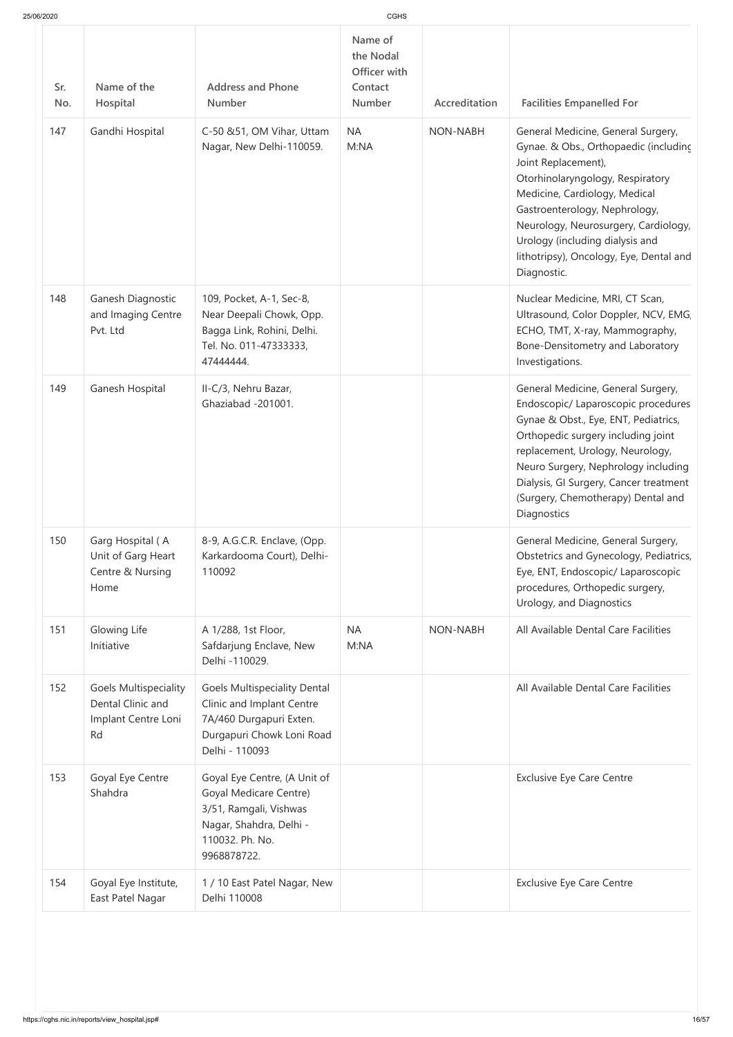| Sr. No. | Name of the Hospital | Address and Phone Number | Name of the Nodal Officer with Contact Number | Accreditation | Facilities Empanelled For |
|---|---|---|---|---|---|
| 147 | Gandhi Hospital | C-50 &51, OM Vihar, Uttam Nagar, New Delhi-110059. | NA M:NA | NON-NABH | General Medicine, General Surgery, Gynae. & Obs., Orthopaedic (including Joint Replacement), Otorhinolaryngology, Respiratory Medicine, Cardiology, Medical Gastroenterology, Nephrology, Neurology, Neurosurgery, Cardiology, Urology (including dialysis and lithotripsy), Oncology, Eye, Dental and Diagnostic. |
| 148 | Ganesh Diagnostic and Imaging Centre Pvt. Ltd | 109, Pocket, A-1, Sec-8, Near Deepali Chowk, Opp. Bagga Link, Rohini, Delhi. Tel. No. 011-47333333, 47444444. | | | Nuclear Medicine, MRI, CT Scan, Ultrasound, Color Doppler, NCV, EMG, ECHO, TMT, X-ray, Mammography, Bone-Densitometry and Laboratory Investigations. |
| 149 | Ganesh Hospital | II-C/3, Nehru Bazar, Ghaziabad -201001. | | | General Medicine, General Surgery, Endoscopic/ Laparoscopic procedures Gynae & Obst., Eye, ENT, Pediatrics, Orthopedic surgery including joint replacement, Urology, Neurology, Neuro Surgery, Nephrology including Dialysis, GI Surgery, Cancer treatment (Surgery, Chemotherapy) Dental and Diagnostics |
| 150 | Garg Hospital ( A Unit of Garg Heart Centre & Nursing Home | 8-9, A.G.C.R. Enclave, (Opp. Karkardooma Court), Delhi-110092 | | | General Medicine, General Surgery, Obstetrics and Gynecology, Pediatrics, Eye, ENT, Endoscopic/ Laparoscopic procedures, Orthopedic surgery, Urology, and Diagnostics |
| 151 | Glowing Life Initiative | A 1/288, 1st Floor, Safdarjung Enclave, New Delhi -110029. | NA M:NA | NON-NABH | All Available Dental Care Facilities |
| 152 | Goels Multispeciality Dental Clinic and Implant Centre Loni Rd | Goels Multispeciality Dental Clinic and Implant Centre 7A/460 Durgapuri Exten. Durgapuri Chowk Loni Road Delhi - 110093 | | | All Available Dental Care Facilities |
| 153 | Goyal Eye Centre Shahdra | Goyal Eye Centre, (A Unit of Goyal Medicare Centre) 3/51, Ramgali, Vishwas Nagar, Shahdra, Delhi - 110032. Ph. No. 9968878722. | | | Exclusive Eye Care Centre |
| 154 | Goyal Eye Institute, East Patel Nagar | 1 / 10 East Patel Nagar, New Delhi 110008 | | | Exclusive Eye Care Centre |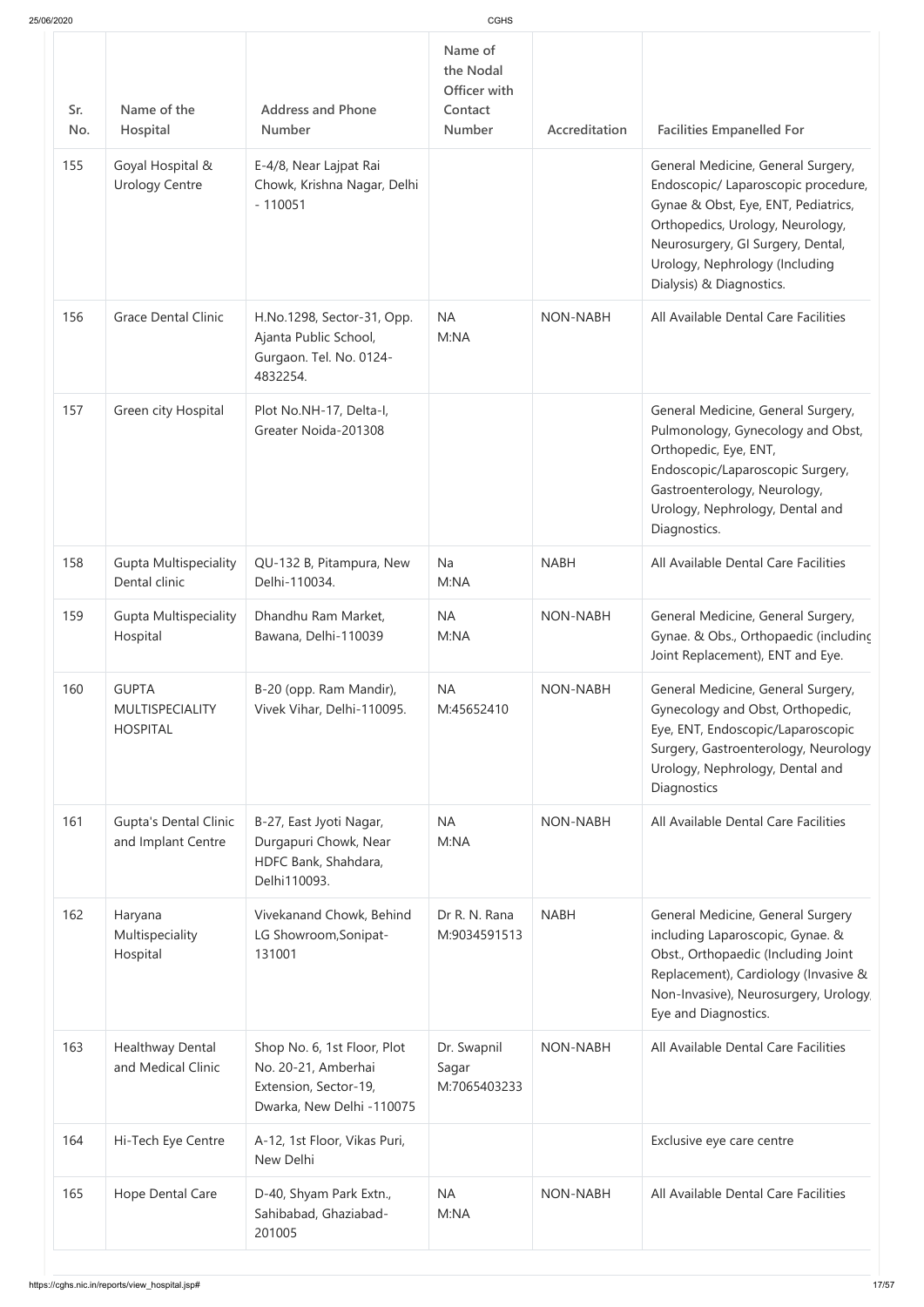| Sr. No. | Name of the Hospital | Address and Phone Number | Name of the Nodal Officer with Contact Number | Accreditation | Facilities Empanelled For |
|---|---|---|---|---|---|
| 155 | Goyal Hospital & Urology Centre | E-4/8, Near Lajpat Rai Chowk, Krishna Nagar, Delhi - 110051 | | | General Medicine, General Surgery, Endoscopic/ Laparoscopic procedure, Gynae & Obst, Eye, ENT, Pediatrics, Orthopedics, Urology, Neurology, Neurosurgery, GI Surgery, Dental, Urology, Nephrology (Including Dialysis) & Diagnostics. |
| 156 | Grace Dental Clinic | H.No.1298, Sector-31, Opp. Ajanta Public School, Gurgaon. Tel. No. 0124-4832254. | NA M:NA | NON-NABH | All Available Dental Care Facilities |
| 157 | Green city Hospital | Plot No.NH-17, Delta-I, Greater Noida-201308 | | | General Medicine, General Surgery, Pulmonology, Gynecology and Obst, Orthopedic, Eye, ENT, Endoscopic/Laparoscopic Surgery, Gastroenterology, Neurology, Urology, Nephrology, Dental and Diagnostics. |
| 158 | Gupta Multispeciality Dental clinic | QU-132 B, Pitampura, New Delhi-110034. | Na M:NA | NABH | All Available Dental Care Facilities |
| 159 | Gupta Multispeciality Hospital | Dhandhu Ram Market, Bawana, Delhi-110039 | NA M:NA | NON-NABH | General Medicine, General Surgery, Gynae. & Obs., Orthopaedic (including Joint Replacement), ENT and Eye. |
| 160 | GUPTA MULTISPECIALITY HOSPITAL | B-20 (opp. Ram Mandir), Vivek Vihar, Delhi-110095. | NA M:45652410 | NON-NABH | General Medicine, General Surgery, Gynecology and Obst, Orthopedic, Eye, ENT, Endoscopic/Laparoscopic Surgery, Gastroenterology, Neurology Urology, Nephrology, Dental and Diagnostics |
| 161 | Gupta's Dental Clinic and Implant Centre | B-27, East Jyoti Nagar, Durgapuri Chowk, Near HDFC Bank, Shahdara, Delhi110093. | NA M:NA | NON-NABH | All Available Dental Care Facilities |
| 162 | Haryana Multispeciality Hospital | Vivekanand Chowk, Behind LG Showroom,Sonipat-131001 | Dr R. N. Rana M:9034591513 | NABH | General Medicine, General Surgery including Laparoscopic, Gynae. & Obst., Orthopaedic (Including Joint Replacement), Cardiology (Invasive & Non-Invasive), Neurosurgery, Urology, Eye and Diagnostics. |
| 163 | Healthway Dental and Medical Clinic | Shop No. 6, 1st Floor, Plot No. 20-21, Amberhai Extension, Sector-19, Dwarka, New Delhi -110075 | Dr. Swapnil Sagar M:7065403233 | NON-NABH | All Available Dental Care Facilities |
| 164 | Hi-Tech Eye Centre | A-12, 1st Floor, Vikas Puri, New Delhi | | | Exclusive eye care centre |
| 165 | Hope Dental Care | D-40, Shyam Park Extn., Sahibabad, Ghaziabad-201005 | NA M:NA | NON-NABH | All Available Dental Care Facilities |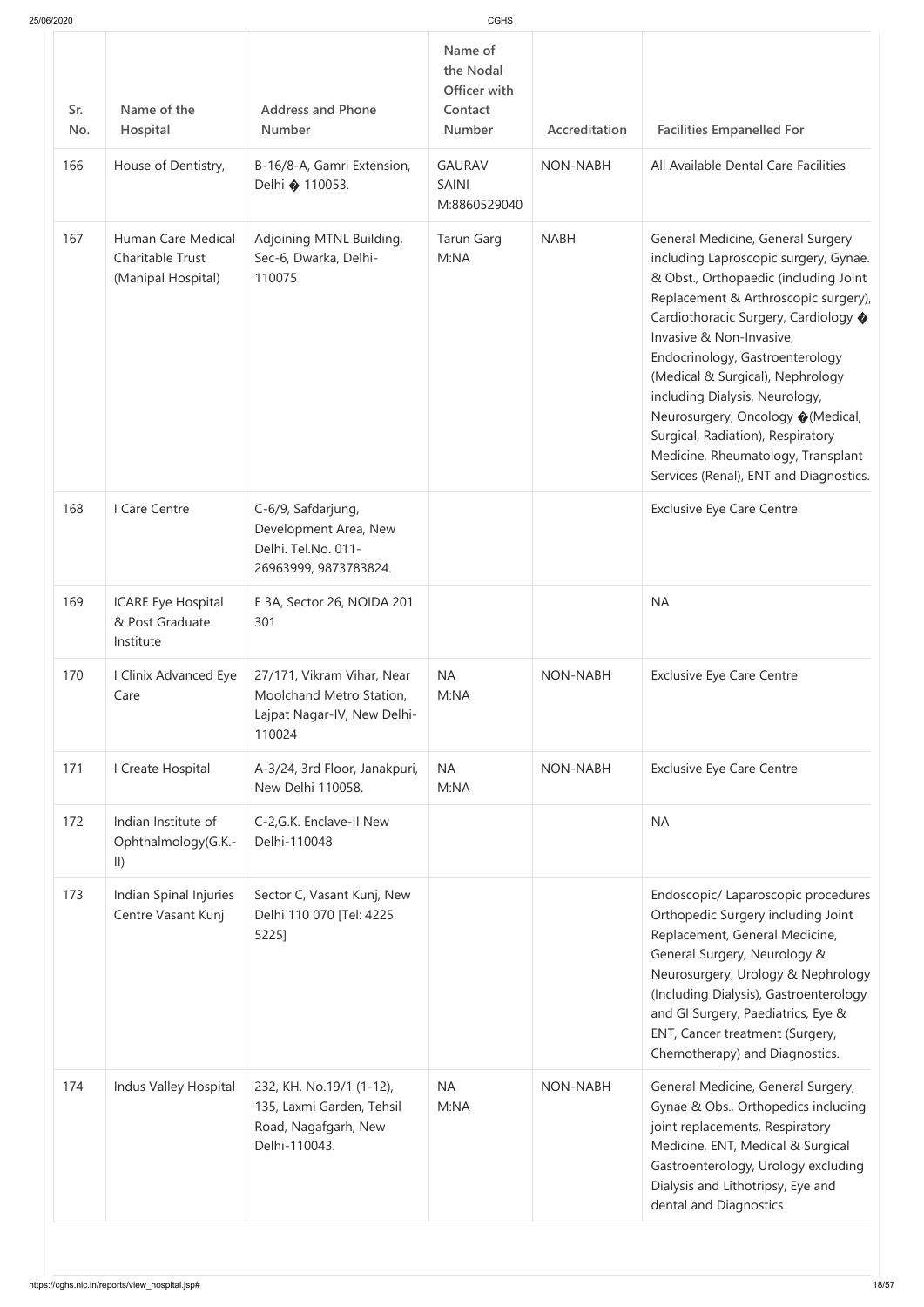| Sr. No. | Name of the Hospital | Address and Phone Number | Name of the Nodal Officer with Contact Number | Accreditation | Facilities Empanelled For |
|---|---|---|---|---|---|
| 166 | House of Dentistry, | B-16/8-A, Gamri Extension, Delhi � 110053. | GAURAV SAINI M:8860529040 | NON-NABH | All Available Dental Care Facilities |
| 167 | Human Care Medical Charitable Trust (Manipal Hospital) | Adjoining MTNL Building, Sec-6, Dwarka, Delhi-110075 | Tarun Garg M:NA | NABH | General Medicine, General Surgery including Laproscopic surgery, Gynae. & Obst., Orthopaedic (including Joint Replacement & Arthroscopic surgery), Cardiothoracic Surgery, Cardiology � Invasive & Non-Invasive, Endocrinology, Gastroenterology (Medical & Surgical), Nephrology including Dialysis, Neurology, Neurosurgery, Oncology �(Medical, Surgical, Radiation), Respiratory Medicine, Rheumatology, Transplant Services (Renal), ENT and Diagnostics. |
| 168 | I Care Centre | C-6/9, Safdarjung, Development Area, New Delhi. Tel.No. 011-26963999, 9873783824. | | | Exclusive Eye Care Centre |
| 169 | ICARE Eye Hospital & Post Graduate Institute | E 3A, Sector 26, NOIDA 201 301 | | | NA |
| 170 | I Clinix Advanced Eye Care | 27/171, Vikram Vihar, Near Moolchand Metro Station, Lajpat Nagar-IV, New Delhi-110024 | NA M:NA | NON-NABH | Exclusive Eye Care Centre |
| 171 | I Create Hospital | A-3/24, 3rd Floor, Janakpuri, New Delhi 110058. | NA M:NA | NON-NABH | Exclusive Eye Care Centre |
| 172 | Indian Institute of Ophthalmology(G.K.-II) | C-2,G.K. Enclave-II New Delhi-110048 | | | NA |
| 173 | Indian Spinal Injuries Centre Vasant Kunj | Sector C, Vasant Kunj, New Delhi 110 070 [Tel: 4225 5225] | | | Endoscopic/ Laparoscopic procedures Orthopedic Surgery including Joint Replacement, General Medicine, General Surgery, Neurology & Neurosurgery, Urology & Nephrology (Including Dialysis), Gastroenterology and GI Surgery, Paediatrics, Eye & ENT, Cancer treatment (Surgery, Chemotherapy) and Diagnostics. |
| 174 | Indus Valley Hospital | 232, KH. No.19/1 (1-12), 135, Laxmi Garden, Tehsil Road, Nagafgarh, New Delhi-110043. | NA M:NA | NON-NABH | General Medicine, General Surgery, Gynae & Obs., Orthopedics including joint replacements, Respiratory Medicine, ENT, Medical & Surgical Gastroenterology, Urology excluding Dialysis and Lithotripsy, Eye and dental and Diagnostics |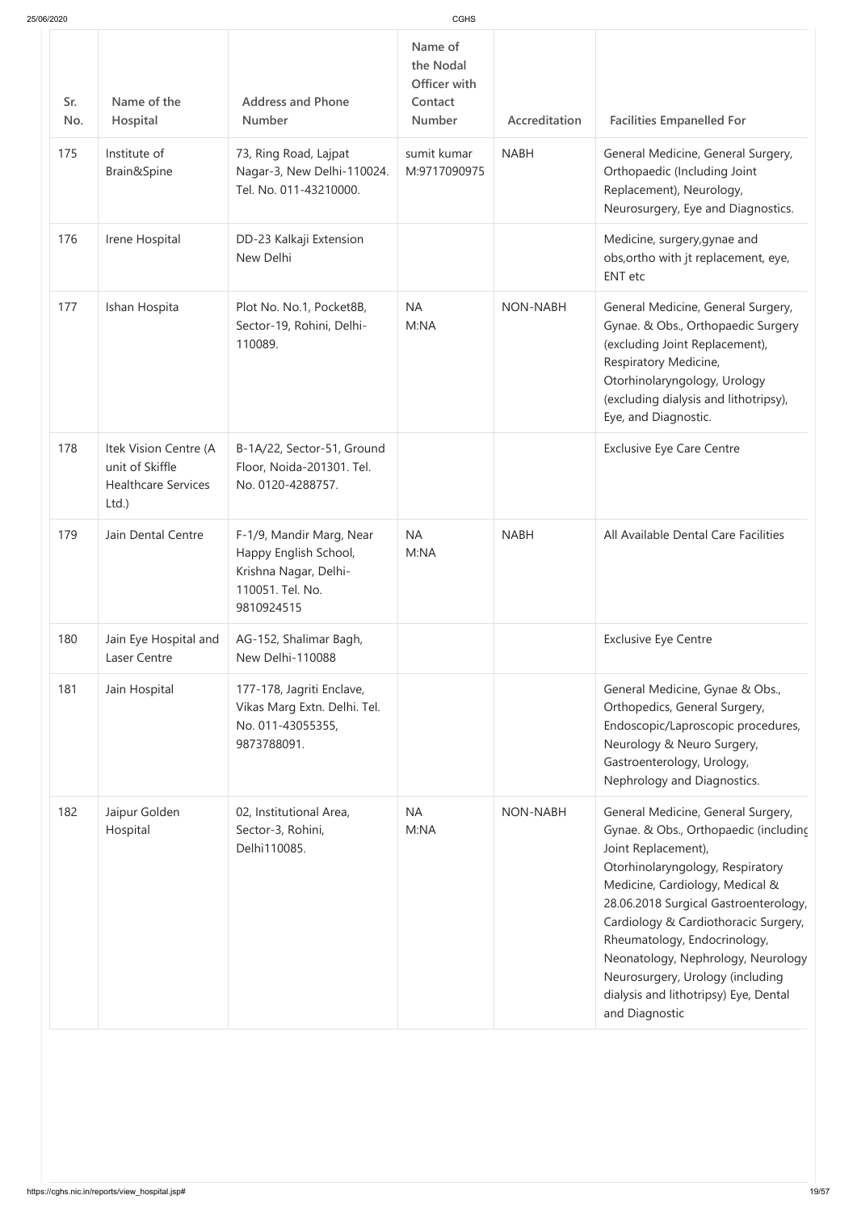| Sr. No. | Name of the Hospital | Address and Phone Number | Name of the Nodal Officer with Contact Number | Accreditation | Facilities Empanelled For |
|---|---|---|---|---|---|
| 175 | Institute of Brain&Spine | 73, Ring Road, Lajpat Nagar-3, New Delhi-110024. Tel. No. 011-43210000. | sumit kumar M:9717090975 | NABH | General Medicine, General Surgery, Orthopaedic (Including Joint Replacement), Neurology, Neurosurgery, Eye and Diagnostics. |
| 176 | Irene Hospital | DD-23 Kalkaji Extension New Delhi | | | Medicine, surgery,gynae and obs,ortho with jt replacement, eye, ENT etc |
| 177 | Ishan Hospita | Plot No. No.1, Pocket8B, Sector-19, Rohini, Delhi-110089. | NA M:NA | NON-NABH | General Medicine, General Surgery, Gynae. & Obs., Orthopaedic Surgery (excluding Joint Replacement), Respiratory Medicine, Otorhinolaryngology, Urology (excluding dialysis and lithotripsy), Eye, and Diagnostic. |
| 178 | Itek Vision Centre (A unit of Skiffle Healthcare Services Ltd.) | B-1A/22, Sector-51, Ground Floor, Noida-201301. Tel. No. 0120-4288757. | | | Exclusive Eye Care Centre |
| 179 | Jain Dental Centre | F-1/9, Mandir Marg, Near Happy English School, Krishna Nagar, Delhi-110051. Tel. No. 9810924515 | NA M:NA | NABH | All Available Dental Care Facilities |
| 180 | Jain Eye Hospital and Laser Centre | AG-152, Shalimar Bagh, New Delhi-110088 | | | Exclusive Eye Centre |
| 181 | Jain Hospital | 177-178, Jagriti Enclave, Vikas Marg Extn. Delhi. Tel. No. 011-43055355, 9873788091. | | | General Medicine, Gynae & Obs., Orthopedics, General Surgery, Endoscopic/Laproscopic procedures, Neurology & Neuro Surgery, Gastroenterology, Urology, Nephrology and Diagnostics. |
| 182 | Jaipur Golden Hospital | 02, Institutional Area, Sector-3, Rohini, Delhi110085. | NA M:NA | NON-NABH | General Medicine, General Surgery, Gynae. & Obs., Orthopaedic (including Joint Replacement), Otorhinolaryngology, Respiratory Medicine, Cardiology, Medical & 28.06.2018 Surgical Gastroenterology, Cardiology & Cardiothoracic Surgery, Rheumatology, Endocrinology, Neonatology, Nephrology, Neurology Neurosurgery, Urology (including dialysis and lithotripsy) Eye, Dental and Diagnostic |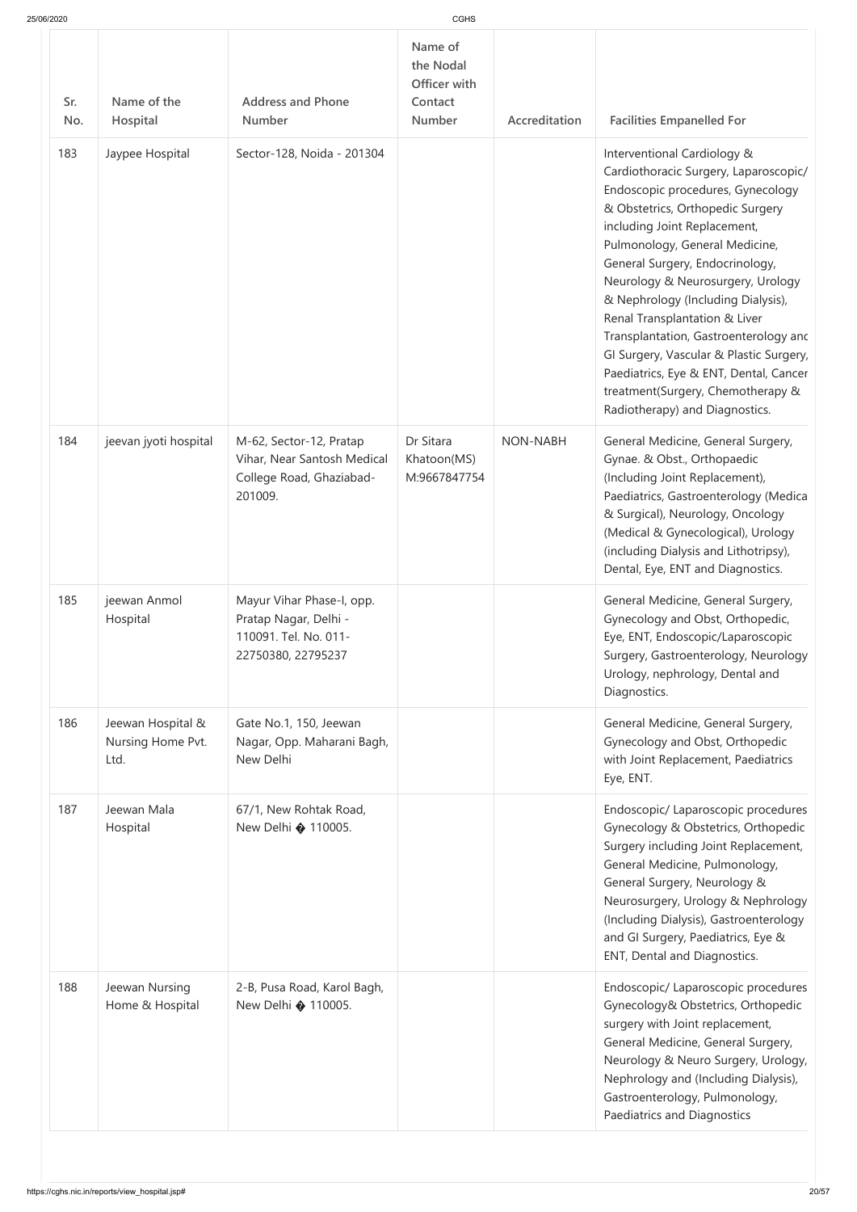| Sr. No. | Name of the Hospital | Address and Phone Number | Name of the Nodal Officer with Contact Number | Accreditation | Facilities Empanelled For |
|---|---|---|---|---|---|
| 183 | Jaypee Hospital | Sector-128, Noida - 201304 | | | Interventional Cardiology & Cardiothoracic Surgery, Laparoscopic/ Endoscopic procedures, Gynecology & Obstetrics, Orthopedic Surgery including Joint Replacement, Pulmonology, General Medicine, General Surgery, Endocrinology, Neurology & Neurosurgery, Urology & Nephrology (Including Dialysis), Renal Transplantation & Liver Transplantation, Gastroenterology and GI Surgery, Vascular & Plastic Surgery, Paediatrics, Eye & ENT, Dental, Cancer treatment(Surgery, Chemotherapy & Radiotherapy) and Diagnostics. |
| 184 | jeevan jyoti hospital | M-62, Sector-12, Pratap Vihar, Near Santosh Medical College Road, Ghaziabad-201009. | Dr Sitara Khatoon(MS) M:9667847754 | NON-NABH | General Medicine, General Surgery, Gynae. & Obst., Orthopaedic (Including Joint Replacement), Paediatrics, Gastroenterology (Medical & Surgical), Neurology, Oncology (Medical & Gynecological), Urology (including Dialysis and Lithotripsy), Dental, Eye, ENT and Diagnostics. |
| 185 | jeewan Anmol Hospital | Mayur Vihar Phase-I, opp. Pratap Nagar, Delhi - 110091. Tel. No. 011-22750380, 22795237 | | | General Medicine, General Surgery, Gynecology and Obst, Orthopedic, Eye, ENT, Endoscopic/Laparoscopic Surgery, Gastroenterology, Neurology Urology, nephrology, Dental and Diagnostics. |
| 186 | Jeewan Hospital & Nursing Home Pvt. Ltd. | Gate No.1, 150, Jeewan Nagar, Opp. Maharani Bagh, New Delhi | | | General Medicine, General Surgery, Gynecology and Obst, Orthopedic with Joint Replacement, Paediatrics Eye, ENT. |
| 187 | Jeewan Mala Hospital | 67/1, New Rohtak Road, New Delhi � 110005. | | | Endoscopic/ Laparoscopic procedures Gynecology & Obstetrics, Orthopedic Surgery including Joint Replacement, General Medicine, Pulmonology, General Surgery, Neurology & Neurosurgery, Urology & Nephrology (Including Dialysis), Gastroenterology and GI Surgery, Paediatrics, Eye & ENT, Dental and Diagnostics. |
| 188 | Jeewan Nursing Home & Hospital | 2-B, Pusa Road, Karol Bagh, New Delhi � 110005. | | | Endoscopic/ Laparoscopic procedures Gynecology& Obstetrics, Orthopedic surgery with Joint replacement, General Medicine, General Surgery, Neurology & Neuro Surgery, Urology, Nephrology and (Including Dialysis), Gastroenterology, Pulmonology, Paediatrics and Diagnostics |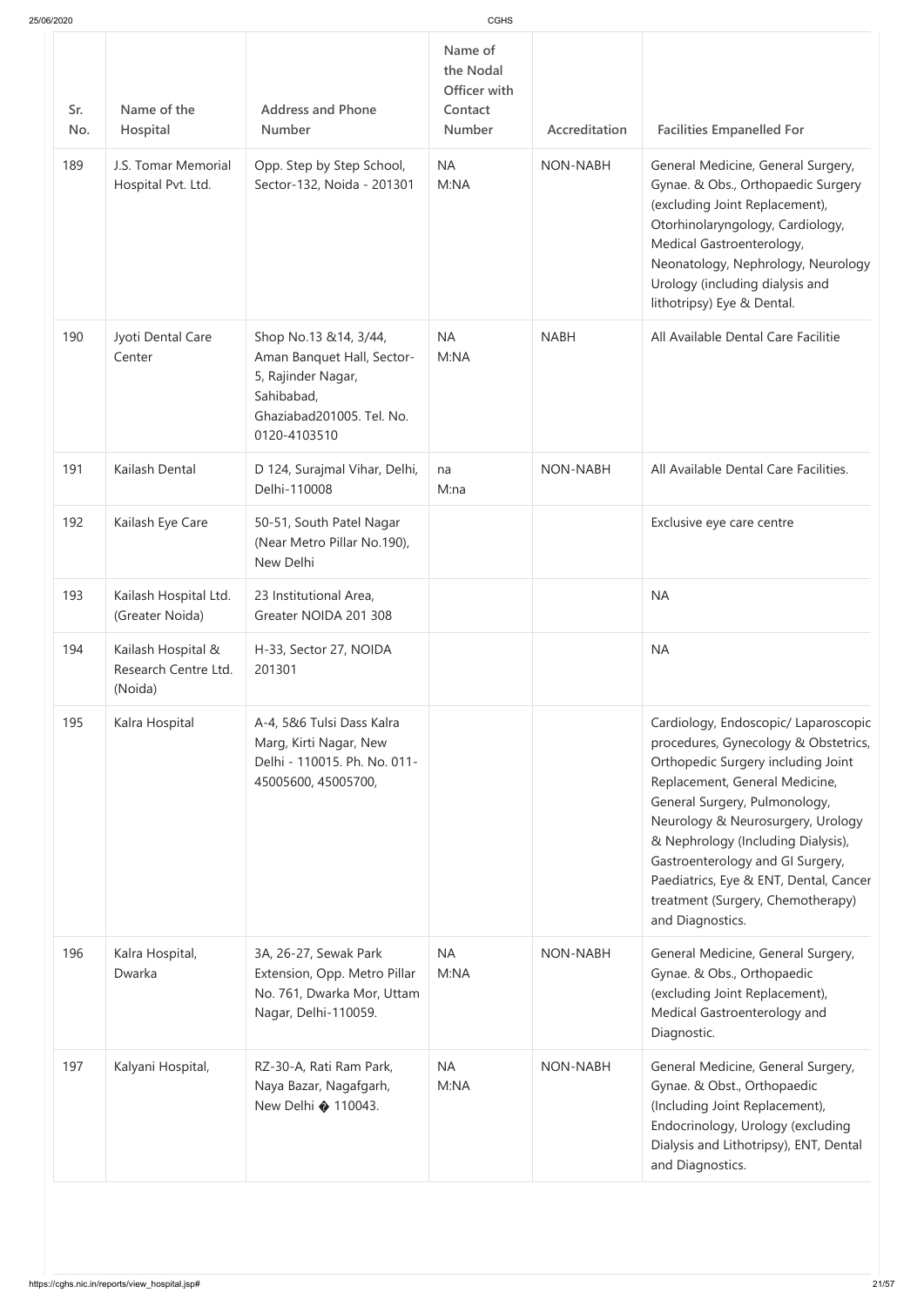| Sr. No. | Name of the Hospital | Address and Phone Number | Name of the Nodal Officer with Contact Number | Accreditation | Facilities Empanelled For |
|---|---|---|---|---|---|
| 189 | J.S. Tomar Memorial Hospital Pvt. Ltd. | Opp. Step by Step School, Sector-132, Noida - 201301 | NA M:NA | NON-NABH | General Medicine, General Surgery, Gynae. & Obs., Orthopaedic Surgery (excluding Joint Replacement), Otorhinolaryngology, Cardiology, Medical Gastroenterology, Neonatology, Nephrology, Neurology Urology (including dialysis and lithotripsy) Eye & Dental. |
| 190 | Jyoti Dental Care Center | Shop No.13 &14, 3/44, Aman Banquet Hall, Sector-5, Rajinder Nagar, Sahibabad, Ghaziabad201005. Tel. No. 0120-4103510 | NA M:NA | NABH | All Available Dental Care Facilitie |
| 191 | Kailash Dental | D 124, Surajmal Vihar, Delhi, Delhi-110008 | na M:na | NON-NABH | All Available Dental Care Facilities. |
| 192 | Kailash Eye Care | 50-51, South Patel Nagar (Near Metro Pillar No.190), New Delhi | | | Exclusive eye care centre |
| 193 | Kailash Hospital Ltd. (Greater Noida) | 23 Institutional Area, Greater NOIDA 201 308 | | | NA |
| 194 | Kailash Hospital & Research Centre Ltd. (Noida) | H-33, Sector 27, NOIDA 201301 | | | NA |
| 195 | Kalra Hospital | A-4, 5&6 Tulsi Dass Kalra Marg, Kirti Nagar, New Delhi - 110015. Ph. No. 011-45005600, 45005700, | | | Cardiology, Endoscopic/ Laparoscopic procedures, Gynecology & Obstetrics, Orthopedic Surgery including Joint Replacement, General Medicine, General Surgery, Pulmonology, Neurology & Neurosurgery, Urology & Nephrology (Including Dialysis), Gastroenterology and GI Surgery, Paediatrics, Eye & ENT, Dental, Cancer treatment (Surgery, Chemotherapy) and Diagnostics. |
| 196 | Kalra Hospital, Dwarka | 3A, 26-27, Sewak Park Extension, Opp. Metro Pillar No. 761, Dwarka Mor, Uttam Nagar, Delhi-110059. | NA M:NA | NON-NABH | General Medicine, General Surgery, Gynae. & Obs., Orthopaedic (excluding Joint Replacement), Medical Gastroenterology and Diagnostic. |
| 197 | Kalyani Hospital, | RZ-30-A, Rati Ram Park, Naya Bazar, Nagafgarh, New Delhi � 110043. | NA M:NA | NON-NABH | General Medicine, General Surgery, Gynae. & Obst., Orthopaedic (Including Joint Replacement), Endocrinology, Urology (excluding Dialysis and Lithotripsy), ENT, Dental and Diagnostics. |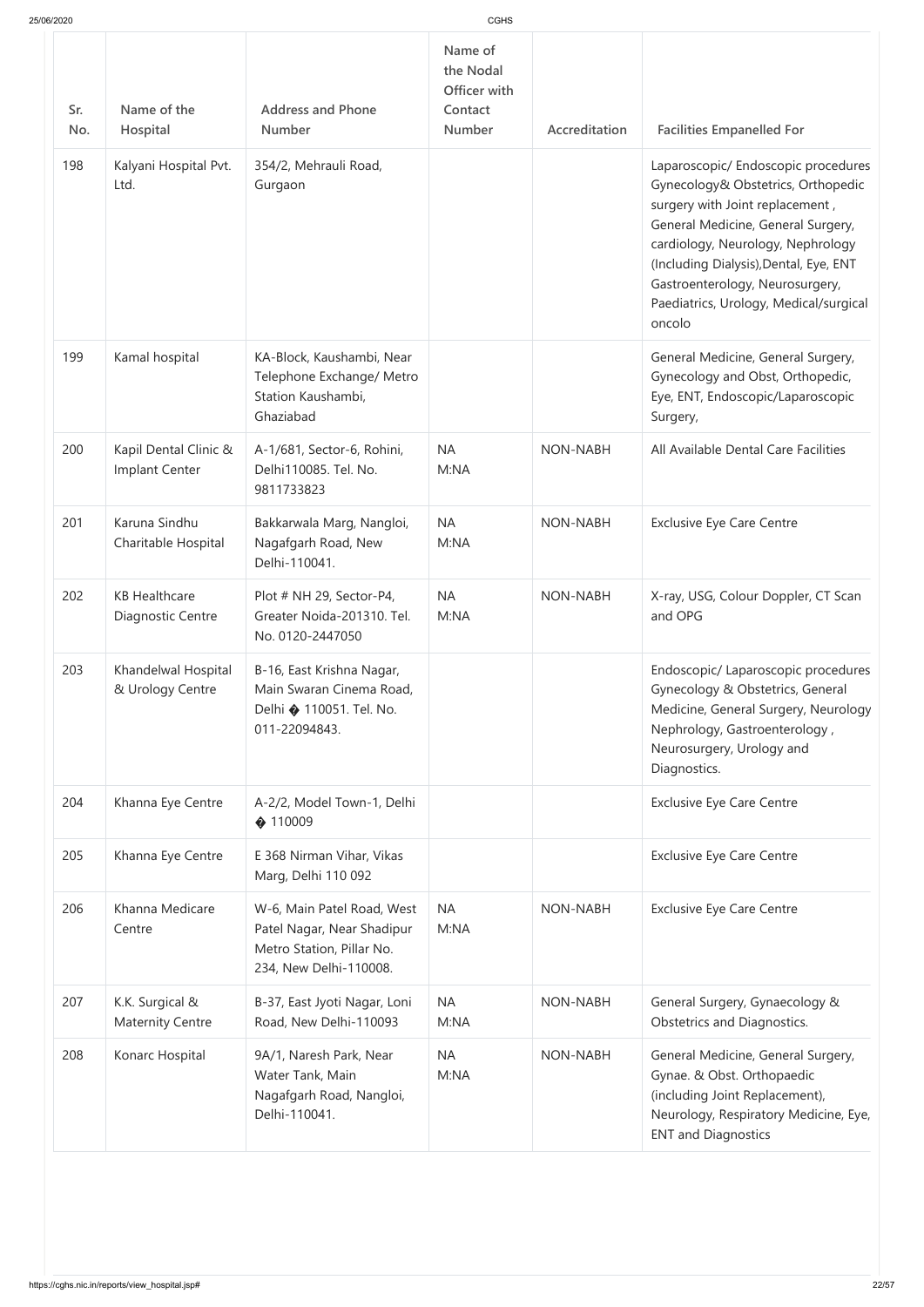| Sr. No. | Name of the Hospital | Address and Phone Number | Name of the Nodal Officer with Contact Number | Accreditation | Facilities Empanelled For |
|---|---|---|---|---|---|
| 198 | Kalyani Hospital Pvt. Ltd. | 354/2, Mehrauli Road, Gurgaon | | | Laparoscopic/ Endoscopic procedures Gynecology& Obstetrics, Orthopedic surgery with Joint replacement , General Medicine, General Surgery, cardiology, Neurology, Nephrology (Including Dialysis),Dental, Eye, ENT Gastroenterology, Neurosurgery, Paediatrics, Urology, Medical/surgical oncolo |
| 199 | Kamal hospital | KA-Block, Kaushambi, Near Telephone Exchange/ Metro Station Kaushambi, Ghaziabad | | | General Medicine, General Surgery, Gynecology and Obst, Orthopedic, Eye, ENT, Endoscopic/Laparoscopic Surgery, |
| 200 | Kapil Dental Clinic & Implant Center | A-1/681, Sector-6, Rohini, Delhi110085. Tel. No. 9811733823 | NA M:NA | NON-NABH | All Available Dental Care Facilities |
| 201 | Karuna Sindhu Charitable Hospital | Bakkarwala Marg, Nangloi, Nagafgarh Road, New Delhi-110041. | NA M:NA | NON-NABH | Exclusive Eye Care Centre |
| 202 | KB Healthcare Diagnostic Centre | Plot # NH 29, Sector-P4, Greater Noida-201310. Tel. No. 0120-2447050 | NA M:NA | NON-NABH | X-ray, USG, Colour Doppler, CT Scan and OPG |
| 203 | Khandelwal Hospital & Urology Centre | B-16, East Krishna Nagar, Main Swaran Cinema Road, Delhi � 110051. Tel. No. 011-22094843. | | | Endoscopic/ Laparoscopic procedures Gynecology & Obstetrics, General Medicine, General Surgery, Neurology Nephrology, Gastroenterology , Neurosurgery, Urology and Diagnostics. |
| 204 | Khanna Eye Centre | A-2/2, Model Town-1, Delhi � 110009 | | | Exclusive Eye Care Centre |
| 205 | Khanna Eye Centre | E 368 Nirman Vihar, Vikas Marg, Delhi 110 092 | | | Exclusive Eye Care Centre |
| 206 | Khanna Medicare Centre | W-6, Main Patel Road, West Patel Nagar, Near Shadipur Metro Station, Pillar No. 234, New Delhi-110008. | NA M:NA | NON-NABH | Exclusive Eye Care Centre |
| 207 | K.K. Surgical & Maternity Centre | B-37, East Jyoti Nagar, Loni Road, New Delhi-110093 | NA M:NA | NON-NABH | General Surgery, Gynaecology & Obstetrics and Diagnostics. |
| 208 | Konarc Hospital | 9A/1, Naresh Park, Near Water Tank, Main Nagafgarh Road, Nangloi, Delhi-110041. | NA M:NA | NON-NABH | General Medicine, General Surgery, Gynae. & Obst. Orthopaedic (including Joint Replacement), Neurology, Respiratory Medicine, Eye, ENT and Diagnostics |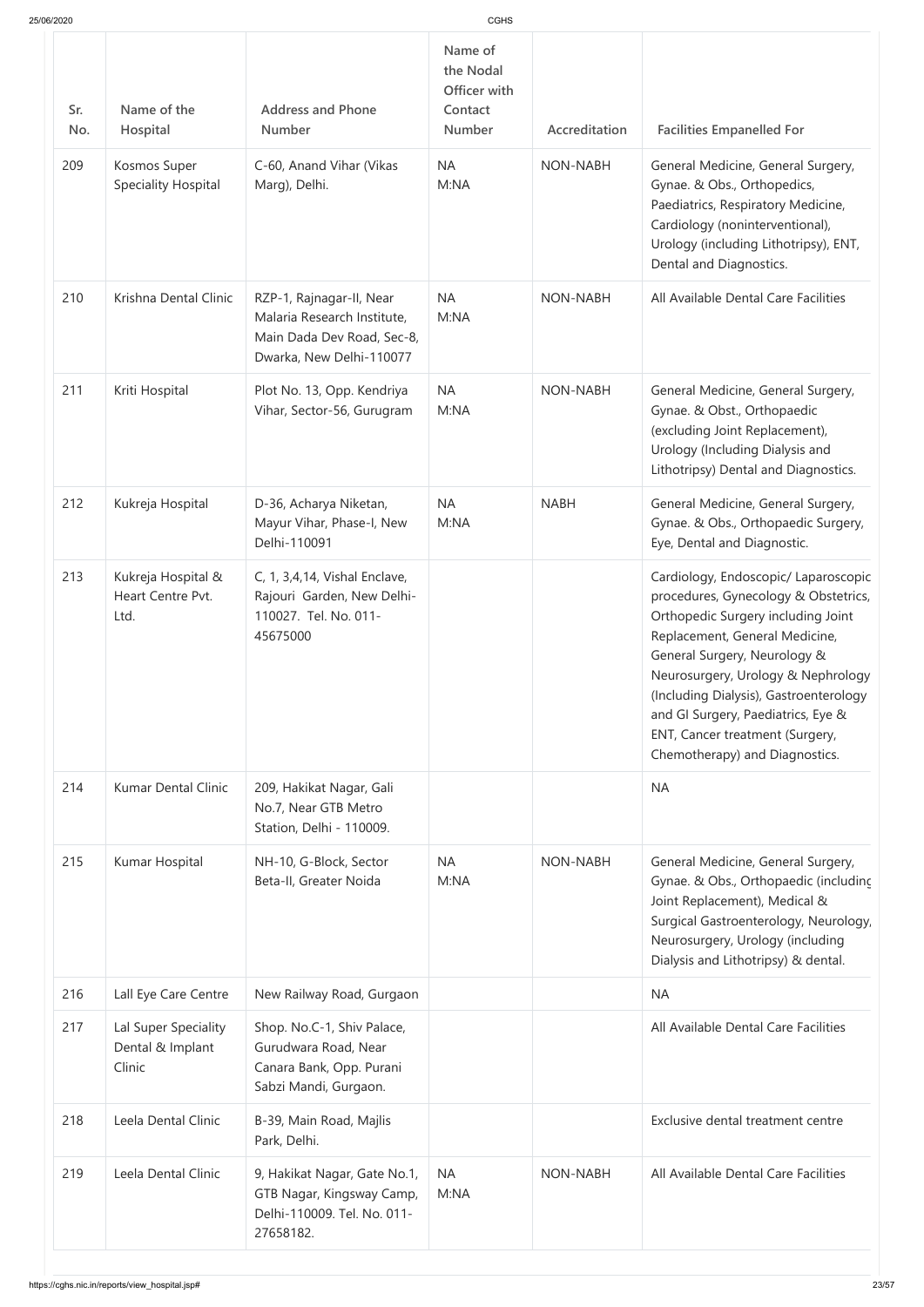| Sr. No. | Name of the Hospital | Address and Phone Number | Name of the Nodal Officer with Contact Number | Accreditation | Facilities Empanelled For |
|---|---|---|---|---|---|
| 209 | Kosmos Super Speciality Hospital | C-60, Anand Vihar (Vikas Marg), Delhi. | NA M:NA | NON-NABH | General Medicine, General Surgery, Gynae. & Obs., Orthopedics, Paediatrics, Respiratory Medicine, Cardiology (noninterventional), Urology (including Lithotripsy), ENT, Dental and Diagnostics. |
| 210 | Krishna Dental Clinic | RZP-1, Rajnagar-II, Near Malaria Research Institute, Main Dada Dev Road, Sec-8, Dwarka, New Delhi-110077 | NA M:NA | NON-NABH | All Available Dental Care Facilities |
| 211 | Kriti Hospital | Plot No. 13, Opp. Kendriya Vihar, Sector-56, Gurugram | NA M:NA | NON-NABH | General Medicine, General Surgery, Gynae. & Obst., Orthopaedic (excluding Joint Replacement), Urology (Including Dialysis and Lithotripsy) Dental and Diagnostics. |
| 212 | Kukreja Hospital | D-36, Acharya Niketan, Mayur Vihar, Phase-I, New Delhi-110091 | NA M:NA | NABH | General Medicine, General Surgery, Gynae. & Obs., Orthopaedic Surgery, Eye, Dental and Diagnostic. |
| 213 | Kukreja Hospital & Heart Centre Pvt. Ltd. | C, 1, 3,4,14, Vishal Enclave, Rajouri Garden, New Delhi-110027. Tel. No. 011-45675000 | | | Cardiology, Endoscopic/ Laparoscopic procedures, Gynecology & Obstetrics, Orthopedic Surgery including Joint Replacement, General Medicine, General Surgery, Neurology & Neurosurgery, Urology & Nephrology (Including Dialysis), Gastroenterology and GI Surgery, Paediatrics, Eye & ENT, Cancer treatment (Surgery, Chemotherapy) and Diagnostics. |
| 214 | Kumar Dental Clinic | 209, Hakikat Nagar, Gali No.7, Near GTB Metro Station, Delhi - 110009. | | | NA |
| 215 | Kumar Hospital | NH-10, G-Block, Sector Beta-II, Greater Noida | NA M:NA | NON-NABH | General Medicine, General Surgery, Gynae. & Obs., Orthopaedic (including Joint Replacement), Medical & Surgical Gastroenterology, Neurology, Neurosurgery, Urology (including Dialysis and Lithotripsy) & dental. |
| 216 | Lall Eye Care Centre | New Railway Road, Gurgaon | | | NA |
| 217 | Lal Super Speciality Dental & Implant Clinic | Shop. No.C-1, Shiv Palace, Gurudwara Road, Near Canara Bank, Opp. Purani Sabzi Mandi, Gurgaon. | | | All Available Dental Care Facilities |
| 218 | Leela Dental Clinic | B-39, Main Road, Majlis Park, Delhi. | | | Exclusive dental treatment centre |
| 219 | Leela Dental Clinic | 9, Hakikat Nagar, Gate No.1, GTB Nagar, Kingsway Camp, Delhi-110009. Tel. No. 011-27658182. | NA M:NA | NON-NABH | All Available Dental Care Facilities |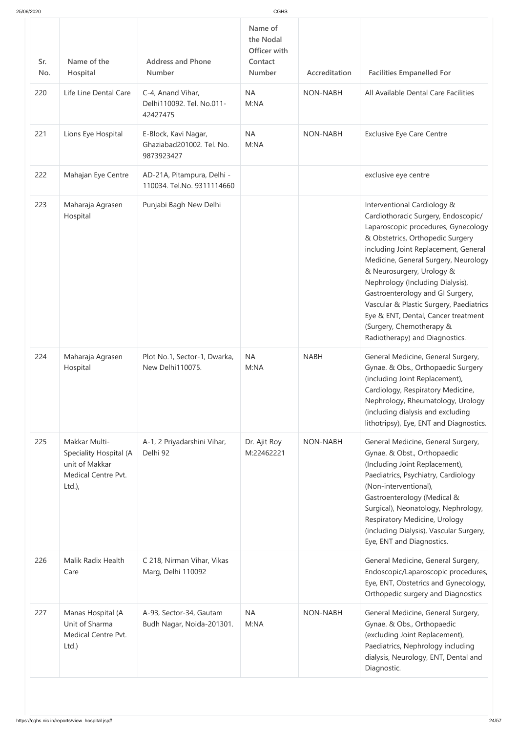| Sr. No. | Name of the Hospital | Address and Phone Number | Name of the Nodal Officer with Contact Number | Accreditation | Facilities Empanelled For |
|---|---|---|---|---|---|
| 220 | Life Line Dental Care | C-4, Anand Vihar, Delhi110092. Tel. No.011-42427475 | NA M:NA | NON-NABH | All Available Dental Care Facilities |
| 221 | Lions Eye Hospital | E-Block, Kavi Nagar, Ghaziabad201002. Tel. No. 9873923427 | NA M:NA | NON-NABH | Exclusive Eye Care Centre |
| 222 | Mahajan Eye Centre | AD-21A, Pitampura, Delhi - 110034. Tel.No. 9311114660 | | | exclusive eye centre |
| 223 | Maharaja Agrasen Hospital | Punjabi Bagh New Delhi | | | Interventional Cardiology & Cardiothoracic Surgery, Endoscopic/ Laparoscopic procedures, Gynecology & Obstetrics, Orthopedic Surgery including Joint Replacement, General Medicine, General Surgery, Neurology & Neurosurgery, Urology & Nephrology (Including Dialysis), Gastroenterology and GI Surgery, Vascular & Plastic Surgery, Paediatrics Eye & ENT, Dental, Cancer treatment (Surgery, Chemotherapy & Radiotherapy) and Diagnostics. |
| 224 | Maharaja Agrasen Hospital | Plot No.1, Sector-1, Dwarka, New Delhi110075. | NA M:NA | NABH | General Medicine, General Surgery, Gynae. & Obs., Orthopaedic Surgery (including Joint Replacement), Cardiology, Respiratory Medicine, Nephrology, Rheumatology, Urology (including dialysis and excluding lithotripsy), Eye, ENT and Diagnostics. |
| 225 | Makkar Multi-Speciality Hospital (A unit of Makkar Medical Centre Pvt. Ltd.), | A-1, 2 Priyadarshini Vihar, Delhi 92 | Dr. Ajit Roy M:22462221 | NON-NABH | General Medicine, General Surgery, Gynae. & Obst., Orthopaedic (Including Joint Replacement), Paediatrics, Psychiatry, Cardiology (Non-interventional), Gastroenterology (Medical & Surgical), Neonatology, Nephrology, Respiratory Medicine, Urology (including Dialysis), Vascular Surgery, Eye, ENT and Diagnostics. |
| 226 | Malik Radix Health Care | C 218, Nirman Vihar, Vikas Marg, Delhi 110092 | | | General Medicine, General Surgery, Endoscopic/Laparoscopic procedures, Eye, ENT, Obstetrics and Gynecology, Orthopedic surgery and Diagnostics |
| 227 | Manas Hospital (A Unit of Sharma Medical Centre Pvt. Ltd.) | A-93, Sector-34, Gautam Budh Nagar, Noida-201301. | NA M:NA | NON-NABH | General Medicine, General Surgery, Gynae. & Obs., Orthopaedic (excluding Joint Replacement), Paediatrics, Nephrology including dialysis, Neurology, ENT, Dental and Diagnostic. |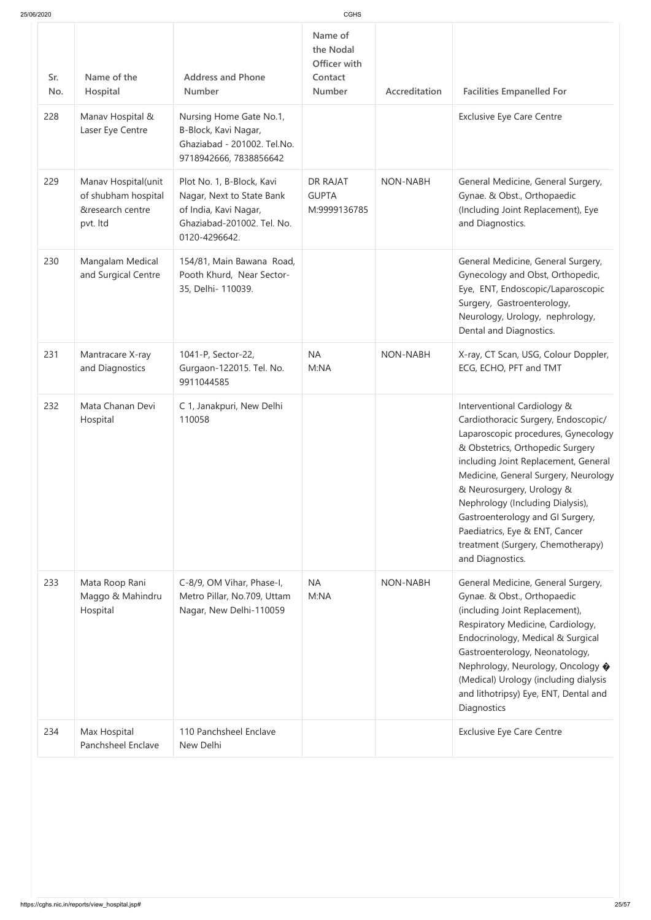| Sr. No. | Name of the Hospital | Address and Phone Number | Name of the Nodal Officer with Contact Number | Accreditation | Facilities Empanelled For |
|---|---|---|---|---|---|
| 228 | Manav Hospital & Laser Eye Centre | Nursing Home Gate No.1, B-Block, Kavi Nagar, Ghaziabad - 201002. Tel.No. 9718942666, 7838856642 | | | Exclusive Eye Care Centre |
| 229 | Manav Hospital(unit of shubham hospital &research centre pvt. ltd | Plot No. 1, B-Block, Kavi Nagar, Next to State Bank of India, Kavi Nagar, Ghaziabad-201002. Tel. No. 0120-4296642. | DR RAJAT GUPTA M:9999136785 | NON-NABH | General Medicine, General Surgery, Gynae. & Obst., Orthopaedic (Including Joint Replacement), Eye and Diagnostics. |
| 230 | Mangalam Medical and Surgical Centre | 154/81, Main Bawana Road, Pooth Khurd, Near Sector-35, Delhi- 110039. | | | General Medicine, General Surgery, Gynecology and Obst, Orthopedic, Eye, ENT, Endoscopic/Laparoscopic Surgery, Gastroenterology, Neurology, Urology, nephrology, Dental and Diagnostics. |
| 231 | Mantracare X-ray and Diagnostics | 1041-P, Sector-22, Gurgaon-122015. Tel. No. 9911044585 | NA M:NA | NON-NABH | X-ray, CT Scan, USG, Colour Doppler, ECG, ECHO, PFT and TMT |
| 232 | Mata Chanan Devi Hospital | C 1, Janakpuri, New Delhi 110058 | | | Interventional Cardiology & Cardiothoracic Surgery, Endoscopic/ Laparoscopic procedures, Gynecology & Obstetrics, Orthopedic Surgery including Joint Replacement, General Medicine, General Surgery, Neurology & Neurosurgery, Urology & Nephrology (Including Dialysis), Gastroenterology and GI Surgery, Paediatrics, Eye & ENT, Cancer treatment (Surgery, Chemotherapy) and Diagnostics. |
| 233 | Mata Roop Rani Maggo & Mahindru Hospital | C-8/9, OM Vihar, Phase-I, Metro Pillar, No.709, Uttam Nagar, New Delhi-110059 | NA M:NA | NON-NABH | General Medicine, General Surgery, Gynae. & Obst., Orthopaedic (including Joint Replacement), Respiratory Medicine, Cardiology, Endocrinology, Medical & Surgical Gastroenterology, Neonatology, Nephrology, Neurology, Oncology � (Medical) Urology (including dialysis and lithotripsy) Eye, ENT, Dental and Diagnostics |
| 234 | Max Hospital Panchsheel Enclave | 110 Panchsheel Enclave New Delhi | | | Exclusive Eye Care Centre |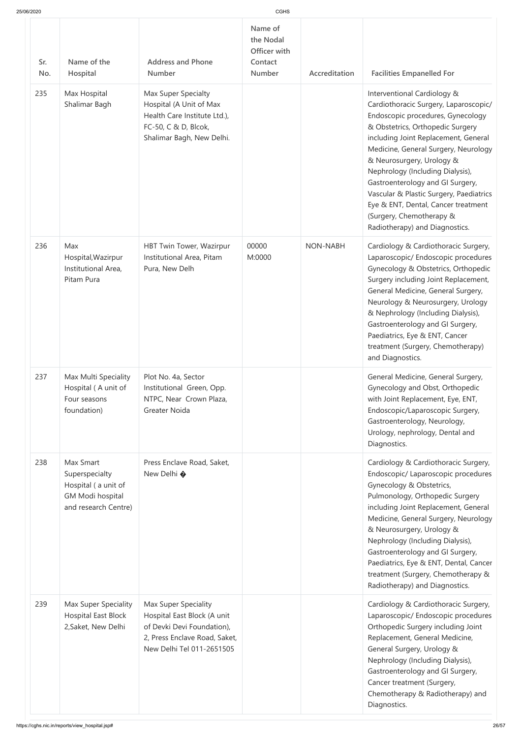| Sr. No. | Name of the Hospital | Address and Phone Number | Name of the Nodal Officer with Contact Number | Accreditation | Facilities Empanelled For |
|---|---|---|---|---|---|
| 235 | Max Hospital Shalimar Bagh | Max Super Specialty Hospital (A Unit of Max Health Care Institute Ltd.), FC-50, C & D, Blcok, Shalimar Bagh, New Delhi. | | | Interventional Cardiology & Cardiothoracic Surgery, Laparoscopic/ Endoscopic procedures, Gynecology & Obstetrics, Orthopedic Surgery including Joint Replacement, General Medicine, General Surgery, Neurology & Neurosurgery, Urology & Nephrology (Including Dialysis), Gastroenterology and GI Surgery, Vascular & Plastic Surgery, Paediatrics Eye & ENT, Dental, Cancer treatment (Surgery, Chemotherapy & Radiotherapy) and Diagnostics. |
| 236 | Max Hospital,Wazirpur Institutional Area, Pitam Pura | HBT Twin Tower, Wazirpur Institutional Area, Pitam Pura, New Delh | 00000 M:0000 | NON-NABH | Cardiology & Cardiothoracic Surgery, Laparoscopic/ Endoscopic procedures Gynecology & Obstetrics, Orthopedic Surgery including Joint Replacement, General Medicine, General Surgery, Neurology & Neurosurgery, Urology & Nephrology (Including Dialysis), Gastroenterology and GI Surgery, Paediatrics, Eye & ENT, Cancer treatment (Surgery, Chemotherapy) and Diagnostics. |
| 237 | Max Multi Speciality Hospital ( A unit of Four seasons foundation) | Plot No. 4a, Sector Institutional Green, Opp. NTPC, Near Crown Plaza, Greater Noida | | | General Medicine, General Surgery, Gynecology and Obst, Orthopedic with Joint Replacement, Eye, ENT, Endoscopic/Laparoscopic Surgery, Gastroenterology, Neurology, Urology, nephrology, Dental and Diagnostics. |
| 238 | Max Smart Superspecialty Hospital ( a unit of GM Modi hospital and research Centre) | Press Enclave Road, Saket, New Delhi � | | | Cardiology & Cardiothoracic Surgery, Endoscopic/ Laparoscopic procedures Gynecology & Obstetrics, Pulmonology, Orthopedic Surgery including Joint Replacement, General Medicine, General Surgery, Neurology & Neurosurgery, Urology & Nephrology (Including Dialysis), Gastroenterology and GI Surgery, Paediatrics, Eye & ENT, Dental, Cancer treatment (Surgery, Chemotherapy & Radiotherapy) and Diagnostics. |
| 239 | Max Super Speciality Hospital East Block 2,Saket, New Delhi | Max Super Speciality Hospital East Block (A unit of Devki Devi Foundation), 2, Press Enclave Road, Saket, New Delhi Tel 011-2651505 | | | Cardiology & Cardiothoracic Surgery, Laparoscopic/ Endoscopic procedures Orthopedic Surgery including Joint Replacement, General Medicine, General Surgery, Urology & Nephrology (Including Dialysis), Gastroenterology and GI Surgery, Cancer treatment (Surgery, Chemotherapy & Radiotherapy) and Diagnostics. |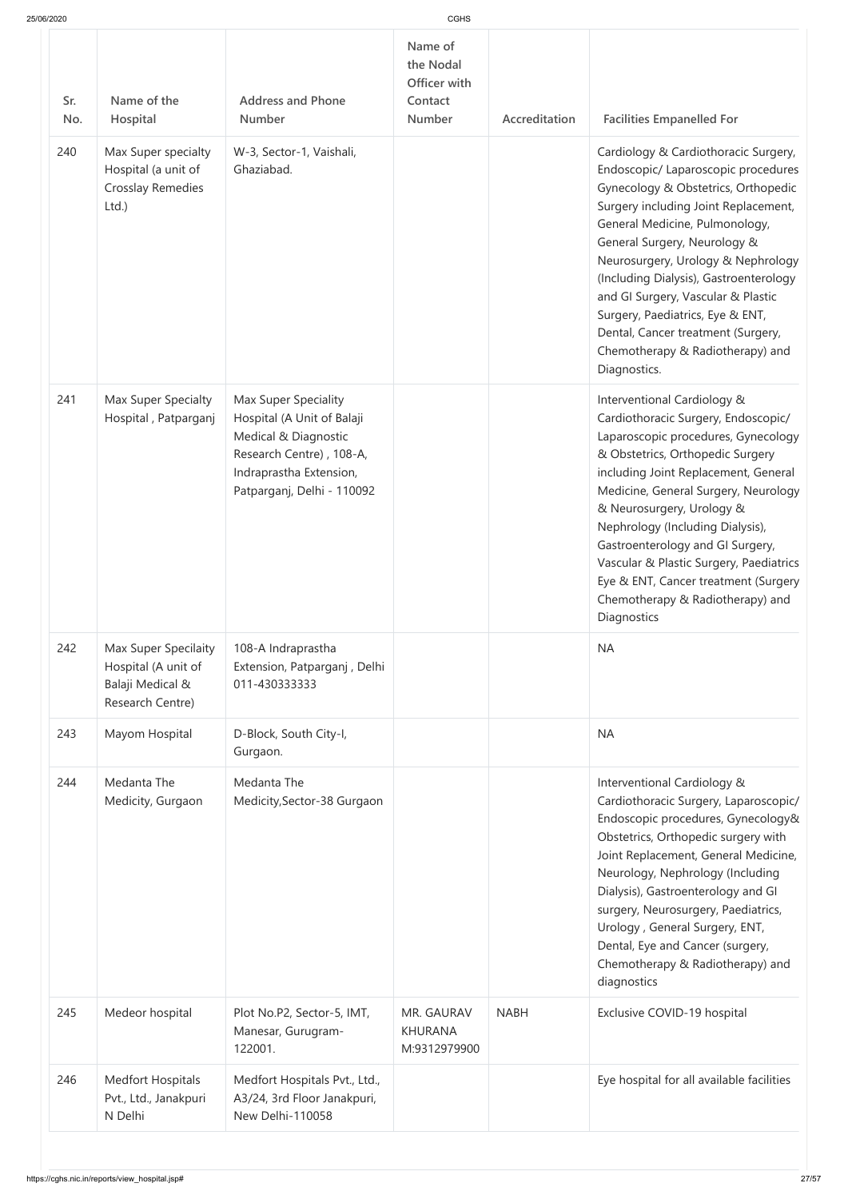| Sr. No. | Name of the Hospital | Address and Phone Number | Name of the Nodal Officer with Contact Number | Accreditation | Facilities Empanelled For |
|---|---|---|---|---|---|
| 240 | Max Super specialty Hospital (a unit of Crosslay Remedies Ltd.) | W-3, Sector-1, Vaishali, Ghaziabad. | | | Cardiology & Cardiothoracic Surgery, Endoscopic/ Laparoscopic procedures Gynecology & Obstetrics, Orthopedic Surgery including Joint Replacement, General Medicine, Pulmonology, General Surgery, Neurology & Neurosurgery, Urology & Nephrology (Including Dialysis), Gastroenterology and GI Surgery, Vascular & Plastic Surgery, Paediatrics, Eye & ENT, Dental, Cancer treatment (Surgery, Chemotherapy & Radiotherapy) and Diagnostics. |
| 241 | Max Super Specialty Hospital , Patparganj | Max Super Speciality Hospital (A Unit of Balaji Medical & Diagnostic Research Centre) , 108-A, Indraprastha Extension, Patparganj, Delhi - 110092 | | | Interventional Cardiology & Cardiothoracic Surgery, Endoscopic/ Laparoscopic procedures, Gynecology & Obstetrics, Orthopedic Surgery including Joint Replacement, General Medicine, General Surgery, Neurology & Neurosurgery, Urology & Nephrology (Including Dialysis), Gastroenterology and GI Surgery, Vascular & Plastic Surgery, Paediatrics Eye & ENT, Cancer treatment (Surgery Chemotherapy & Radiotherapy) and Diagnostics |
| 242 | Max Super Specilaity Hospital (A unit of Balaji Medical & Research Centre) | 108-A Indraprastha Extension, Patparganj , Delhi 011-430333333 | | | NA |
| 243 | Mayom Hospital | D-Block, South City-I, Gurgaon. | | | NA |
| 244 | Medanta The Medicity, Gurgaon | Medanta The Medicity,Sector-38 Gurgaon | | | Interventional Cardiology & Cardiothoracic Surgery, Laparoscopic/ Endoscopic procedures, Gynecology& Obstetrics, Orthopedic surgery with Joint Replacement, General Medicine, Neurology, Nephrology (Including Dialysis), Gastroenterology and GI surgery, Neurosurgery, Paediatrics, Urology , General Surgery, ENT, Dental, Eye and Cancer (surgery, Chemotherapy & Radiotherapy) and diagnostics |
| 245 | Medeor hospital | Plot No.P2, Sector-5, IMT, Manesar, Gurugram-122001. | MR. GAURAV KHURANA M:9312979900 | NABH | Exclusive COVID-19 hospital |
| 246 | Medfort Hospitals Pvt., Ltd., Janakpuri N Delhi | Medfort Hospitals Pvt., Ltd., A3/24, 3rd Floor Janakpuri, New Delhi-110058 | | | Eye hospital for all available facilities |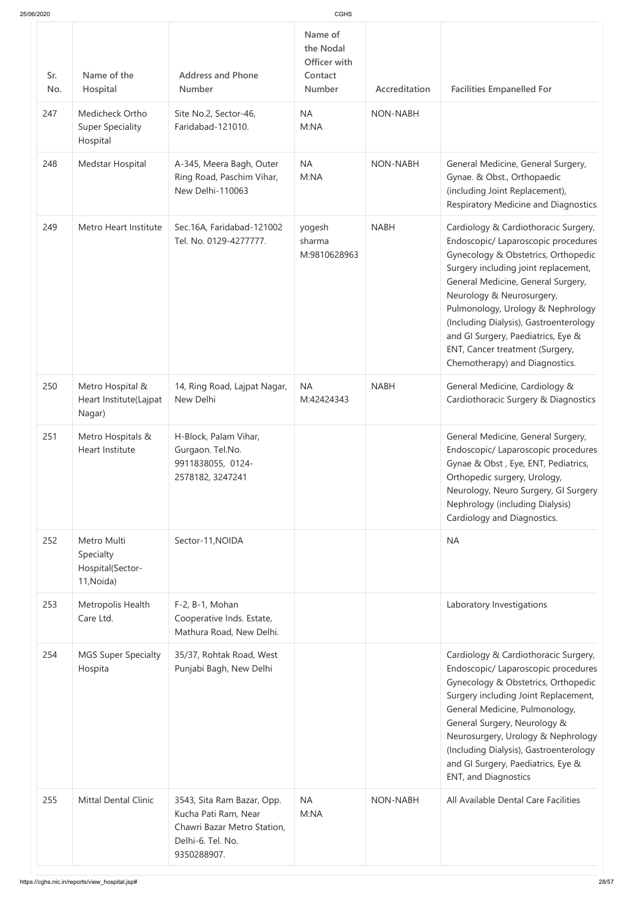| Sr. No. | Name of the Hospital | Address and Phone Number | Name of the Nodal Officer with Contact Number | Accreditation | Facilities Empanelled For |
|---|---|---|---|---|---|
| 247 | Medicheck Ortho Super Speciality Hospital | Site No.2, Sector-46, Faridabad-121010. | NA M:NA | NON-NABH | |
| 248 | Medstar Hospital | A-345, Meera Bagh, Outer Ring Road, Paschim Vihar, New Delhi-110063 | NA M:NA | NON-NABH | General Medicine, General Surgery, Gynae. & Obst., Orthopaedic (including Joint Replacement), Respiratory Medicine and Diagnostics. |
| 249 | Metro Heart Institute | Sec.16A, Faridabad-121002 Tel. No. 0129-4277777. | yogesh sharma M:9810628963 | NABH | Cardiology & Cardiothoracic Surgery, Endoscopic/ Laparoscopic procedures Gynecology & Obstetrics, Orthopedic Surgery including joint replacement, General Medicine, General Surgery, Neurology & Neurosurgery, Pulmonology, Urology & Nephrology (Including Dialysis), Gastroenterology and GI Surgery, Paediatrics, Eye & ENT, Cancer treatment (Surgery, Chemotherapy) and Diagnostics. |
| 250 | Metro Hospital & Heart Institute(Lajpat Nagar) | 14, Ring Road, Lajpat Nagar, New Delhi | NA M:42424343 | NABH | General Medicine, Cardiology & Cardiothoracic Surgery & Diagnostics |
| 251 | Metro Hospitals & Heart Institute | H-Block, Palam Vihar, Gurgaon. Tel.No. 9911838055, 0124-2578182, 3247241 | | | General Medicine, General Surgery, Endoscopic/ Laparoscopic procedures Gynae & Obst , Eye, ENT, Pediatrics, Orthopedic surgery, Urology, Neurology, Neuro Surgery, GI Surgery Nephrology (including Dialysis) Cardiology and Diagnostics. |
| 252 | Metro Multi Specialty Hospital(Sector-11,Noida) | Sector-11,NOIDA | | | NA |
| 253 | Metropolis Health Care Ltd. | F-2, B-1, Mohan Cooperative Inds. Estate, Mathura Road, New Delhi. | | | Laboratory Investigations |
| 254 | MGS Super Specialty Hospita | 35/37, Rohtak Road, West Punjabi Bagh, New Delhi | | | Cardiology & Cardiothoracic Surgery, Endoscopic/ Laparoscopic procedures Gynecology & Obstetrics, Orthopedic Surgery including Joint Replacement, General Medicine, Pulmonology, General Surgery, Neurology & Neurosurgery, Urology & Nephrology (Including Dialysis), Gastroenterology and GI Surgery, Paediatrics, Eye & ENT, and Diagnostics |
| 255 | Mittal Dental Clinic | 3543, Sita Ram Bazar, Opp. Kucha Pati Ram, Near Chawri Bazar Metro Station, Delhi-6. Tel. No. 9350288907. | NA M:NA | NON-NABH | All Available Dental Care Facilities |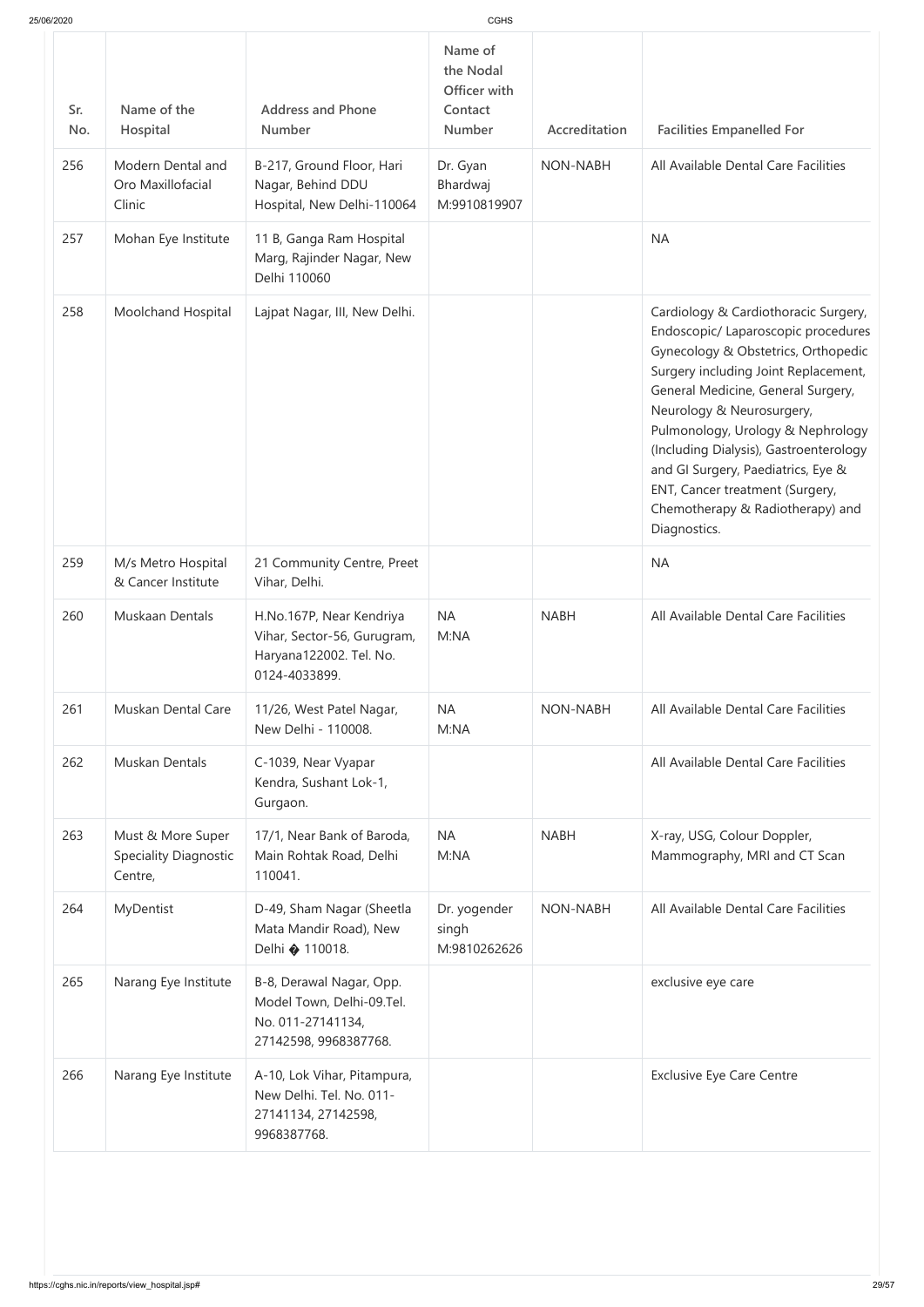| Sr. No. | Name of the Hospital | Address and Phone Number | Name of the Nodal Officer with Contact Number | Accreditation | Facilities Empanelled For |
|---|---|---|---|---|---|
| 256 | Modern Dental and Oro Maxillofacial Clinic | B-217, Ground Floor, Hari Nagar, Behind DDU Hospital, New Delhi-110064 | Dr. Gyan Bhardwaj M:9910819907 | NON-NABH | All Available Dental Care Facilities |
| 257 | Mohan Eye Institute | 11 B, Ganga Ram Hospital Marg, Rajinder Nagar, New Delhi 110060 | | | NA |
| 258 | Moolchand Hospital | Lajpat Nagar, III, New Delhi. | | | Cardiology & Cardiothoracic Surgery, Endoscopic/ Laparoscopic procedures Gynecology & Obstetrics, Orthopedic Surgery including Joint Replacement, General Medicine, General Surgery, Neurology & Neurosurgery, Pulmonology, Urology & Nephrology (Including Dialysis), Gastroenterology and GI Surgery, Paediatrics, Eye & ENT, Cancer treatment (Surgery, Chemotherapy & Radiotherapy) and Diagnostics. |
| 259 | M/s Metro Hospital & Cancer Institute | 21 Community Centre, Preet Vihar, Delhi. | | | NA |
| 260 | Muskaan Dentals | H.No.167P, Near Kendriya Vihar, Sector-56, Gurugram, Haryana122002. Tel. No. 0124-4033899. | NA M:NA | NABH | All Available Dental Care Facilities |
| 261 | Muskan Dental Care | 11/26, West Patel Nagar, New Delhi - 110008. | NA M:NA | NON-NABH | All Available Dental Care Facilities |
| 262 | Muskan Dentals | C-1039, Near Vyapar Kendra, Sushant Lok-1, Gurgaon. | | | All Available Dental Care Facilities |
| 263 | Must & More Super Speciality Diagnostic Centre, | 17/1, Near Bank of Baroda, Main Rohtak Road, Delhi 110041. | NA M:NA | NABH | X-ray, USG, Colour Doppler, Mammography, MRI and CT Scan |
| 264 | MyDentist | D-49, Sham Nagar (Sheetla Mata Mandir Road), New Delhi � 110018. | Dr. yogender singh M:9810262626 | NON-NABH | All Available Dental Care Facilities |
| 265 | Narang Eye Institute | B-8, Derawal Nagar, Opp. Model Town, Delhi-09.Tel. No. 011-27141134, 27142598, 9968387768. | | | exclusive eye care |
| 266 | Narang Eye Institute | A-10, Lok Vihar, Pitampura, New Delhi. Tel. No. 011-27141134, 27142598, 9968387768. | | | Exclusive Eye Care Centre |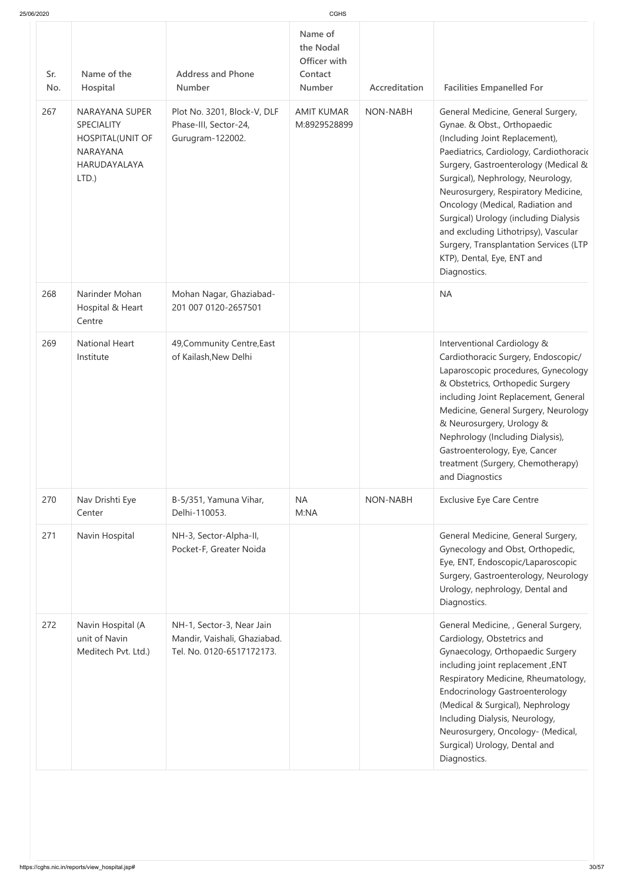| Sr. No. | Name of the Hospital | Address and Phone Number | Name of the Nodal Officer with Contact Number | Accreditation | Facilities Empanelled For |
|---|---|---|---|---|---|
| 267 | NARAYANA SUPER SPECIALITY HOSPITAL(UNIT OF NARAYANA HARUDAYALAYA LTD.) | Plot No. 3201, Block-V, DLF Phase-III, Sector-24, Gurugram-122002. | AMIT KUMAR M:8929528899 | NON-NABH | General Medicine, General Surgery, Gynae. & Obst., Orthopaedic (Including Joint Replacement), Paediatrics, Cardiology, Cardiothoracic Surgery, Gastroenterology (Medical & Surgical), Nephrology, Neurology, Neurosurgery, Respiratory Medicine, Oncology (Medical, Radiation and Surgical) Urology (including Dialysis and excluding Lithotripsy), Vascular Surgery, Transplantation Services (LTP KTP), Dental, Eye, ENT and Diagnostics. |
| 268 | Narinder Mohan Hospital & Heart Centre | Mohan Nagar, Ghaziabad-201 007 0120-2657501 | | | NA |
| 269 | National Heart Institute | 49,Community Centre,East of Kailash,New Delhi | | | Interventional Cardiology & Cardiothoracic Surgery, Endoscopic/ Laparoscopic procedures, Gynecology & Obstetrics, Orthopedic Surgery including Joint Replacement, General Medicine, General Surgery, Neurology & Neurosurgery, Urology & Nephrology (Including Dialysis), Gastroenterology, Eye, Cancer treatment (Surgery, Chemotherapy) and Diagnostics |
| 270 | Nav Drishti Eye Center | B-5/351, Yamuna Vihar, Delhi-110053. | NA M:NA | NON-NABH | Exclusive Eye Care Centre |
| 271 | Navin Hospital | NH-3, Sector-Alpha-II, Pocket-F, Greater Noida | | | General Medicine, General Surgery, Gynecology and Obst, Orthopedic, Eye, ENT, Endoscopic/Laparoscopic Surgery, Gastroenterology, Neurology Urology, nephrology, Dental and Diagnostics. |
| 272 | Navin Hospital (A unit of Navin Meditech Pvt. Ltd.) | NH-1, Sector-3, Near Jain Mandir, Vaishali, Ghaziabad. Tel. No. 0120-6517172173. | | | General Medicine, , General Surgery, Cardiology, Obstetrics and Gynaecology, Orthopaedic Surgery including joint replacement ,ENT Respiratory Medicine, Rheumatology, Endocrinology Gastroenterology (Medical & Surgical), Nephrology Including Dialysis, Neurology, Neurosurgery, Oncology- (Medical, Surgical) Urology, Dental and Diagnostics. |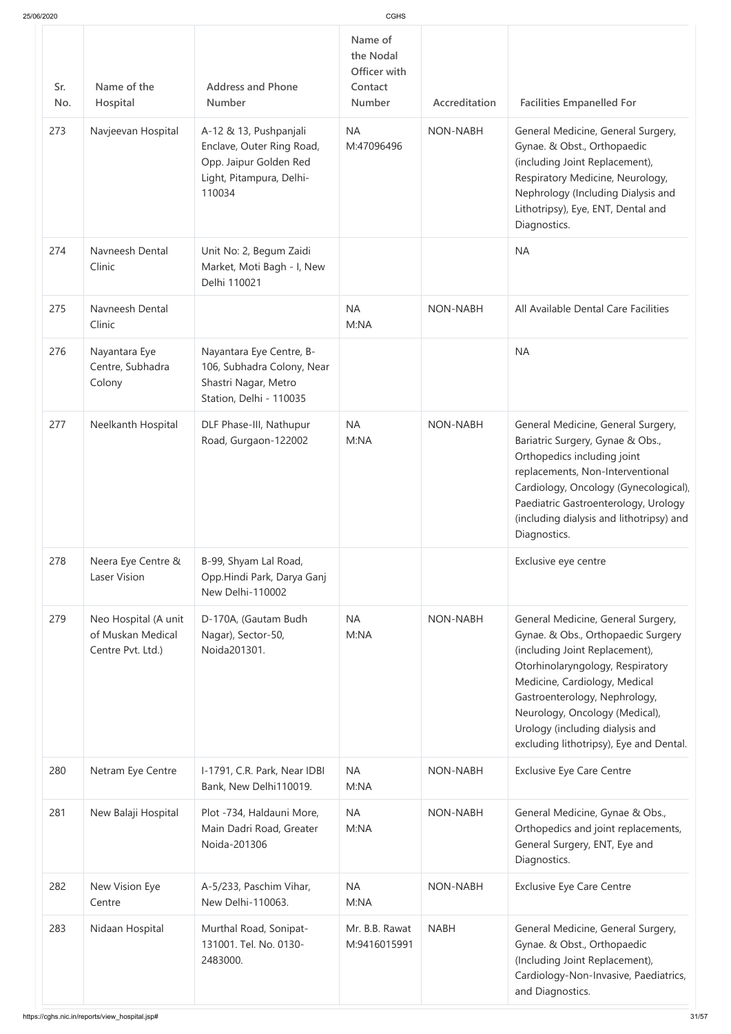| Sr. No. | Name of the Hospital | Address and Phone Number | Name of the Nodal Officer with Contact Number | Accreditation | Facilities Empanelled For |
|---|---|---|---|---|---|
| 273 | Navjeevan Hospital | A-12 & 13, Pushpanjali Enclave, Outer Ring Road, Opp. Jaipur Golden Red Light, Pitampura, Delhi-110034 | NA M:47096496 | NON-NABH | General Medicine, General Surgery, Gynae. & Obst., Orthopaedic (including Joint Replacement), Respiratory Medicine, Neurology, Nephrology (Including Dialysis and Lithotripsy), Eye, ENT, Dental and Diagnostics. |
| 274 | Navneesh Dental Clinic | Unit No: 2, Begum Zaidi Market, Moti Bagh - I, New Delhi 110021 | | | NA |
| 275 | Navneesh Dental Clinic | | NA M:NA | NON-NABH | All Available Dental Care Facilities |
| 276 | Nayantara Eye Centre, Subhadra Colony | Nayantara Eye Centre, B-106, Subhadra Colony, Near Shastri Nagar, Metro Station, Delhi - 110035 | | | NA |
| 277 | Neelkanth Hospital | DLF Phase-III, Nathupur Road, Gurgaon-122002 | NA M:NA | NON-NABH | General Medicine, General Surgery, Bariatric Surgery, Gynae & Obs., Orthopedics including joint replacements, Non-Interventional Cardiology, Oncology (Gynecological), Paediatric Gastroenterology, Urology (including dialysis and lithotripsy) and Diagnostics. |
| 278 | Neera Eye Centre & Laser Vision | B-99, Shyam Lal Road, Opp.Hindi Park, Darya Ganj New Delhi-110002 | | | Exclusive eye centre |
| 279 | Neo Hospital (A unit of Muskan Medical Centre Pvt. Ltd.) | D-170A, (Gautam Budh Nagar), Sector-50, Noida201301. | NA M:NA | NON-NABH | General Medicine, General Surgery, Gynae. & Obs., Orthopaedic Surgery (including Joint Replacement), Otorhinolaryngology, Respiratory Medicine, Cardiology, Medical Gastroenterology, Nephrology, Neurology, Oncology (Medical), Urology (including dialysis and excluding lithotripsy), Eye and Dental. |
| 280 | Netram Eye Centre | I-1791, C.R. Park, Near IDBI Bank, New Delhi110019. | NA M:NA | NON-NABH | Exclusive Eye Care Centre |
| 281 | New Balaji Hospital | Plot -734, Haldauni More, Main Dadri Road, Greater Noida-201306 | NA M:NA | NON-NABH | General Medicine, Gynae & Obs., Orthopedics and joint replacements, General Surgery, ENT, Eye and Diagnostics. |
| 282 | New Vision Eye Centre | A-5/233, Paschim Vihar, New Delhi-110063. | NA M:NA | NON-NABH | Exclusive Eye Care Centre |
| 283 | Nidaan Hospital | Murthal Road, Sonipat-131001. Tel. No. 0130-2483000. | Mr. B.B. Rawat M:9416015991 | NABH | General Medicine, General Surgery, Gynae. & Obst., Orthopaedic (Including Joint Replacement), Cardiology-Non-Invasive, Paediatrics, and Diagnostics. |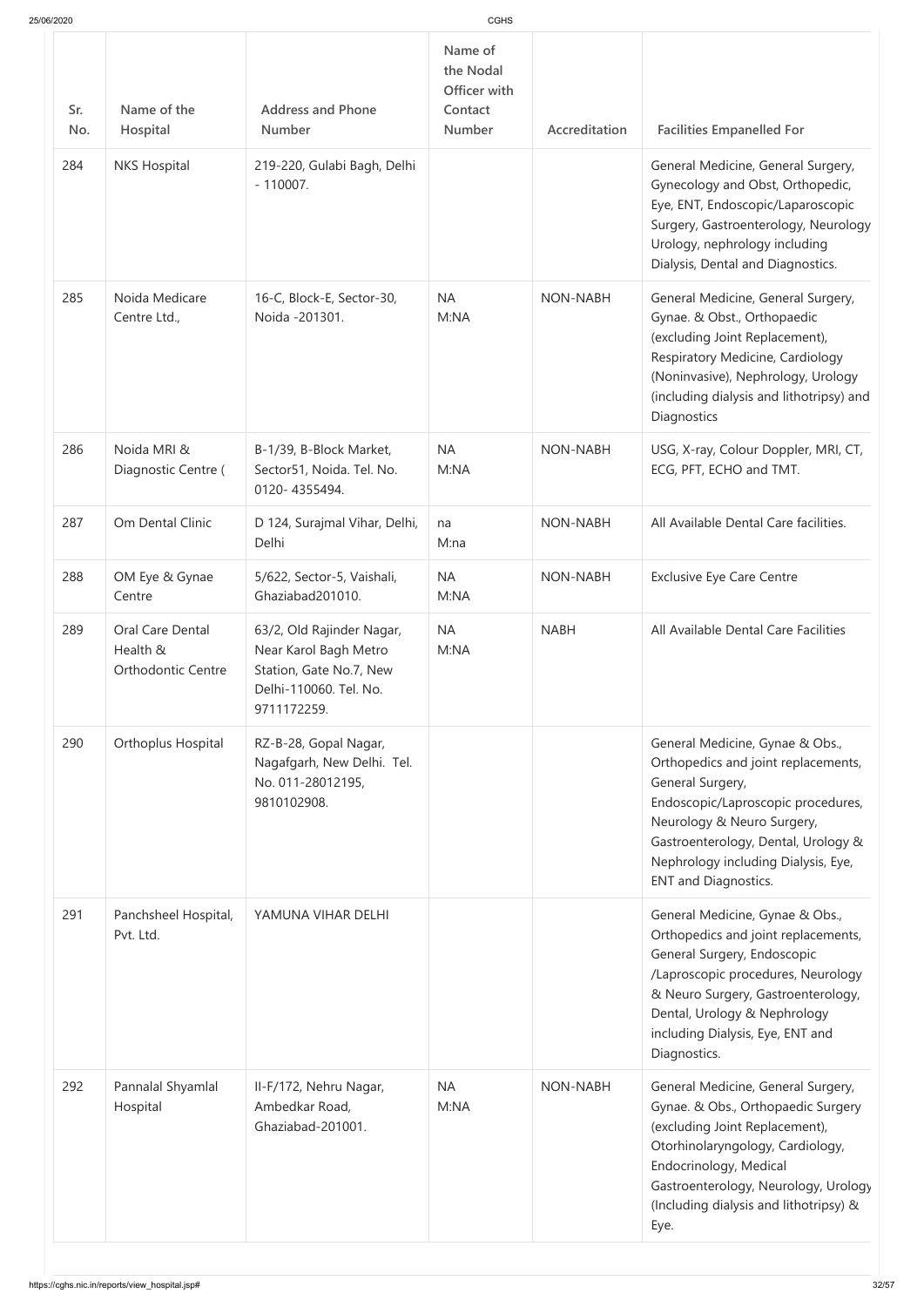| Sr. No. | Name of the Hospital | Address and Phone Number | Name of the Nodal Officer with Contact Number | Accreditation | Facilities Empanelled For |
|---|---|---|---|---|---|
| 284 | NKS Hospital | 219-220, Gulabi Bagh, Delhi - 110007. | | | General Medicine, General Surgery, Gynecology and Obst, Orthopedic, Eye, ENT, Endoscopic/Laparoscopic Surgery, Gastroenterology, Neurology Urology, nephrology including Dialysis, Dental and Diagnostics. |
| 285 | Noida Medicare Centre Ltd., | 16-C, Block-E, Sector-30, Noida -201301. | NA M:NA | NON-NABH | General Medicine, General Surgery, Gynae. & Obst., Orthopaedic (excluding Joint Replacement), Respiratory Medicine, Cardiology (Noninvasive), Nephrology, Urology (including dialysis and lithotripsy) and Diagnostics |
| 286 | Noida MRI & Diagnostic Centre ( | B-1/39, B-Block Market, Sector51, Noida. Tel. No. 0120- 4355494. | NA M:NA | NON-NABH | USG, X-ray, Colour Doppler, MRI, CT, ECG, PFT, ECHO and TMT. |
| 287 | Om Dental Clinic | D 124, Surajmal Vihar, Delhi, Delhi | na M:na | NON-NABH | All Available Dental Care facilities. |
| 288 | OM Eye & Gynae Centre | 5/622, Sector-5, Vaishali, Ghaziabad201010. | NA M:NA | NON-NABH | Exclusive Eye Care Centre |
| 289 | Oral Care Dental Health & Orthodontic Centre | 63/2, Old Rajinder Nagar, Near Karol Bagh Metro Station, Gate No.7, New Delhi-110060. Tel. No. 9711172259. | NA M:NA | NABH | All Available Dental Care Facilities |
| 290 | Orthoplus Hospital | RZ-B-28, Gopal Nagar, Nagafgarh, New Delhi. Tel. No. 011-28012195, 9810102908. | | | General Medicine, Gynae & Obs., Orthopedics and joint replacements, General Surgery, Endoscopic/Laproscopic procedures, Neurology & Neuro Surgery, Gastroenterology, Dental, Urology & Nephrology including Dialysis, Eye, ENT and Diagnostics. |
| 291 | Panchsheel Hospital, Pvt. Ltd. | YAMUNA VIHAR DELHI | | | General Medicine, Gynae & Obs., Orthopedics and joint replacements, General Surgery, Endoscopic /Laproscopic procedures, Neurology & Neuro Surgery, Gastroenterology, Dental, Urology & Nephrology including Dialysis, Eye, ENT and Diagnostics. |
| 292 | Pannalal Shyamlal Hospital | II-F/172, Nehru Nagar, Ambedkar Road, Ghaziabad-201001. | NA M:NA | NON-NABH | General Medicine, General Surgery, Gynae. & Obs., Orthopaedic Surgery (excluding Joint Replacement), Otorhinolaryngology, Cardiology, Endocrinology, Medical Gastroenterology, Neurology, Urology (Including dialysis and lithotripsy) & Eye. |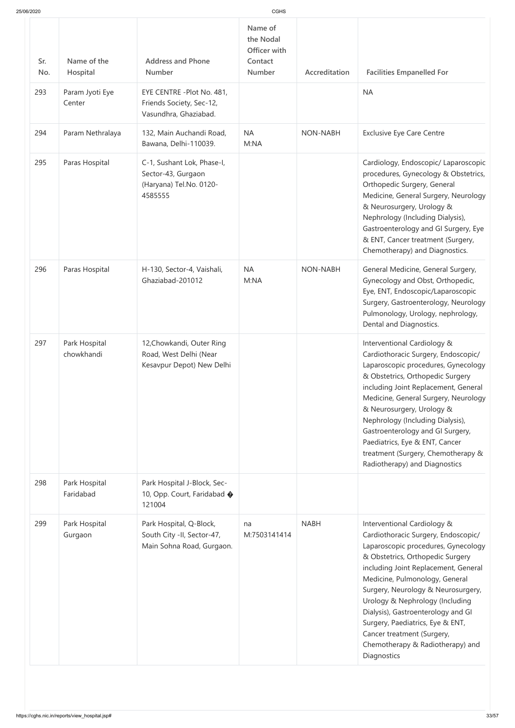| Sr. No. | Name of the Hospital | Address and Phone Number | Name of the Nodal Officer with Contact Number | Accreditation | Facilities Empanelled For |
|---|---|---|---|---|---|
| 293 | Param Jyoti Eye Center | EYE CENTRE -Plot No. 481, Friends Society, Sec-12, Vasundhra, Ghaziabad. | | | NA |
| 294 | Param Nethralaya | 132, Main Auchandi Road, Bawana, Delhi-110039. | NA M:NA | NON-NABH | Exclusive Eye Care Centre |
| 295 | Paras Hospital | C-1, Sushant Lok, Phase-I, Sector-43, Gurgaon (Haryana) Tel.No. 0120-4585555 | | | Cardiology, Endoscopic/ Laparoscopic procedures, Gynecology & Obstetrics, Orthopedic Surgery, General Medicine, General Surgery, Neurology & Neurosurgery, Urology & Nephrology (Including Dialysis), Gastroenterology and GI Surgery, Eye & ENT, Cancer treatment (Surgery, Chemotherapy) and Diagnostics. |
| 296 | Paras Hospital | H-130, Sector-4, Vaishali, Ghaziabad-201012 | NA M:NA | NON-NABH | General Medicine, General Surgery, Gynecology and Obst, Orthopedic, Eye, ENT, Endoscopic/Laparoscopic Surgery, Gastroenterology, Neurology Pulmonology, Urology, nephrology, Dental and Diagnostics. |
| 297 | Park Hospital chowkhandi | 12,Chowkandi, Outer Ring Road, West Delhi (Near Kesavpur Depot) New Delhi | | | Interventional Cardiology & Cardiothoracic Surgery, Endoscopic/ Laparoscopic procedures, Gynecology & Obstetrics, Orthopedic Surgery including Joint Replacement, General Medicine, General Surgery, Neurology & Neurosurgery, Urology & Nephrology (Including Dialysis), Gastroenterology and GI Surgery, Paediatrics, Eye & ENT, Cancer treatment (Surgery, Chemotherapy & Radiotherapy) and Diagnostics |
| 298 | Park Hospital Faridabad | Park Hospital J-Block, Sec-10, Opp. Court, Faridabad � 121004 | | | |
| 299 | Park Hospital Gurgaon | Park Hospital, Q-Block, South City -II, Sector-47, Main Sohna Road, Gurgaon. | na M:7503141414 | NABH | Interventional Cardiology & Cardiothoracic Surgery, Endoscopic/ Laparoscopic procedures, Gynecology & Obstetrics, Orthopedic Surgery including Joint Replacement, General Medicine, Pulmonology, General Surgery, Neurology & Neurosurgery, Urology & Nephrology (Including Dialysis), Gastroenterology and GI Surgery, Paediatrics, Eye & ENT, Cancer treatment (Surgery, Chemotherapy & Radiotherapy) and Diagnostics |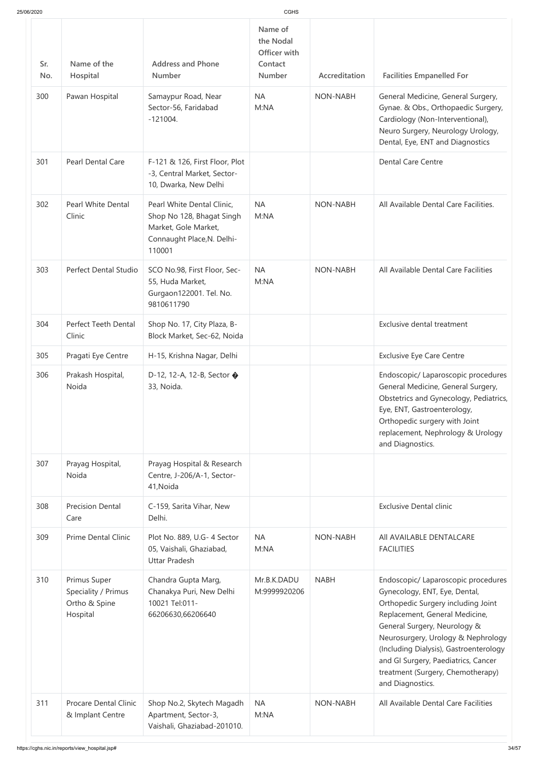| Sr. No. | Name of the Hospital | Address and Phone Number | Name of the Nodal Officer with Contact Number | Accreditation | Facilities Empanelled For |
|---|---|---|---|---|---|
| 300 | Pawan Hospital | Samaypur Road, Near Sector-56, Faridabad -121004. | NA M:NA | NON-NABH | General Medicine, General Surgery, Gynae. & Obs., Orthopaedic Surgery, Cardiology (Non-Interventional), Neuro Surgery, Neurology Urology, Dental, Eye, ENT and Diagnostics |
| 301 | Pearl Dental Care | F-121 & 126, First Floor, Plot -3, Central Market, Sector-10, Dwarka, New Delhi | | | Dental Care Centre |
| 302 | Pearl White Dental Clinic | Pearl White Dental Clinic, Shop No 128, Bhagat Singh Market, Gole Market, Connaught Place,N. Delhi-110001 | NA M:NA | NON-NABH | All Available Dental Care Facilities. |
| 303 | Perfect Dental Studio | SCO No.98, First Floor, Sec-55, Huda Market, Gurgaon122001. Tel. No. 9810611790 | NA M:NA | NON-NABH | All Available Dental Care Facilities |
| 304 | Perfect Teeth Dental Clinic | Shop No. 17, City Plaza, B-Block Market, Sec-62, Noida | | | Exclusive dental treatment |
| 305 | Pragati Eye Centre | H-15, Krishna Nagar, Delhi | | | Exclusive Eye Care Centre |
| 306 | Prakash Hospital, Noida | D-12, 12-A, 12-B, Sector � 33, Noida. | | | Endoscopic/ Laparoscopic procedures General Medicine, General Surgery, Obstetrics and Gynecology, Pediatrics, Eye, ENT, Gastroenterology, Orthopedic surgery with Joint replacement, Nephrology & Urology and Diagnostics. |
| 307 | Prayag Hospital, Noida | Prayag Hospital & Research Centre, J-206/A-1, Sector-41,Noida | | | |
| 308 | Precision Dental Care | C-159, Sarita Vihar, New Delhi. | | | Exclusive Dental clinic |
| 309 | Prime Dental Clinic | Plot No. 889, U.G- 4 Sector 05, Vaishali, Ghaziabad, Uttar Pradesh | NA M:NA | NON-NABH | All AVAILABLE DENTALCARE FACILITIES |
| 310 | Primus Super Speciality / Primus Ortho & Spine Hospital | Chandra Gupta Marg, Chanakya Puri, New Delhi 10021 Tel:011-66206630,66206640 | Mr.B.K.DADU M:9999920206 | NABH | Endoscopic/ Laparoscopic procedures Gynecology, ENT, Eye, Dental, Orthopedic Surgery including Joint Replacement, General Medicine, General Surgery, Neurology & Neurosurgery, Urology & Nephrology (Including Dialysis), Gastroenterology and GI Surgery, Paediatrics, Cancer treatment (Surgery, Chemotherapy) and Diagnostics. |
| 311 | Procare Dental Clinic & Implant Centre | Shop No.2, Skytech Magadh Apartment, Sector-3, Vaishali, Ghaziabad-201010. | NA M:NA | NON-NABH | All Available Dental Care Facilities |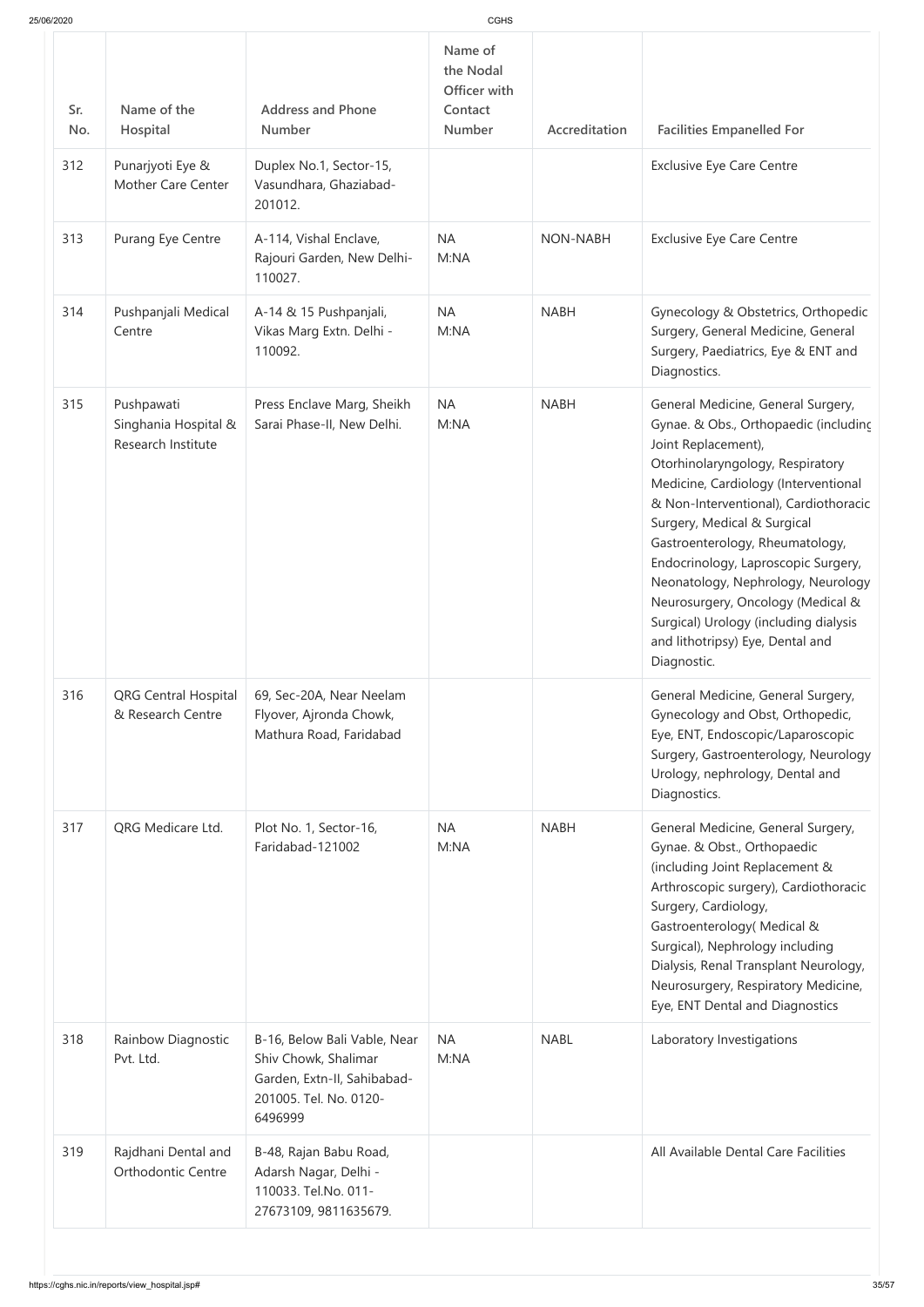| Sr. No. | Name of the Hospital | Address and Phone Number | Name of the Nodal Officer with Contact Number | Accreditation | Facilities Empanelled For |
|---|---|---|---|---|---|
| 312 | Punarjyoti Eye & Mother Care Center | Duplex No.1, Sector-15, Vasundhara, Ghaziabad-201012. | | | Exclusive Eye Care Centre |
| 313 | Purang Eye Centre | A-114, Vishal Enclave, Rajouri Garden, New Delhi-110027. | NA M:NA | NON-NABH | Exclusive Eye Care Centre |
| 314 | Pushpanjali Medical Centre | A-14 & 15 Pushpanjali, Vikas Marg Extn. Delhi - 110092. | NA M:NA | NABH | Gynecology & Obstetrics, Orthopedic Surgery, General Medicine, General Surgery, Paediatrics, Eye & ENT and Diagnostics. |
| 315 | Pushpawati Singhania Hospital & Research Institute | Press Enclave Marg, Sheikh Sarai Phase-II, New Delhi. | NA M:NA | NABH | General Medicine, General Surgery, Gynae. & Obs., Orthopaedic (including Joint Replacement), Otorhinolaryngology, Respiratory Medicine, Cardiology (Interventional & Non-Interventional), Cardiothoracic Surgery, Medical & Surgical Gastroenterology, Rheumatology, Endocrinology, Laproscopic Surgery, Neonatology, Nephrology, Neurology Neurosurgery, Oncology (Medical & Surgical) Urology (including dialysis and lithotripsy) Eye, Dental and Diagnostic. |
| 316 | QRG Central Hospital & Research Centre | 69, Sec-20A, Near Neelam Flyover, Ajronda Chowk, Mathura Road, Faridabad | | | General Medicine, General Surgery, Gynecology and Obst, Orthopedic, Eye, ENT, Endoscopic/Laparoscopic Surgery, Gastroenterology, Neurology Urology, nephrology, Dental and Diagnostics. |
| 317 | QRG Medicare Ltd. | Plot No. 1, Sector-16, Faridabad-121002 | NA M:NA | NABH | General Medicine, General Surgery, Gynae. & Obst., Orthopaedic (including Joint Replacement & Arthroscopic surgery), Cardiothoracic Surgery, Cardiology, Gastroenterology( Medical & Surgical), Nephrology including Dialysis, Renal Transplant Neurology, Neurosurgery, Respiratory Medicine, Eye, ENT Dental and Diagnostics |
| 318 | Rainbow Diagnostic Pvt. Ltd. | B-16, Below Bali Vable, Near Shiv Chowk, Shalimar Garden, Extn-II, Sahibabad-201005. Tel. No. 0120-6496999 | NA M:NA | NABL | Laboratory Investigations |
| 319 | Rajdhani Dental and Orthodontic Centre | B-48, Rajan Babu Road, Adarsh Nagar, Delhi - 110033. Tel.No. 011-27673109, 9811635679. | | | All Available Dental Care Facilities |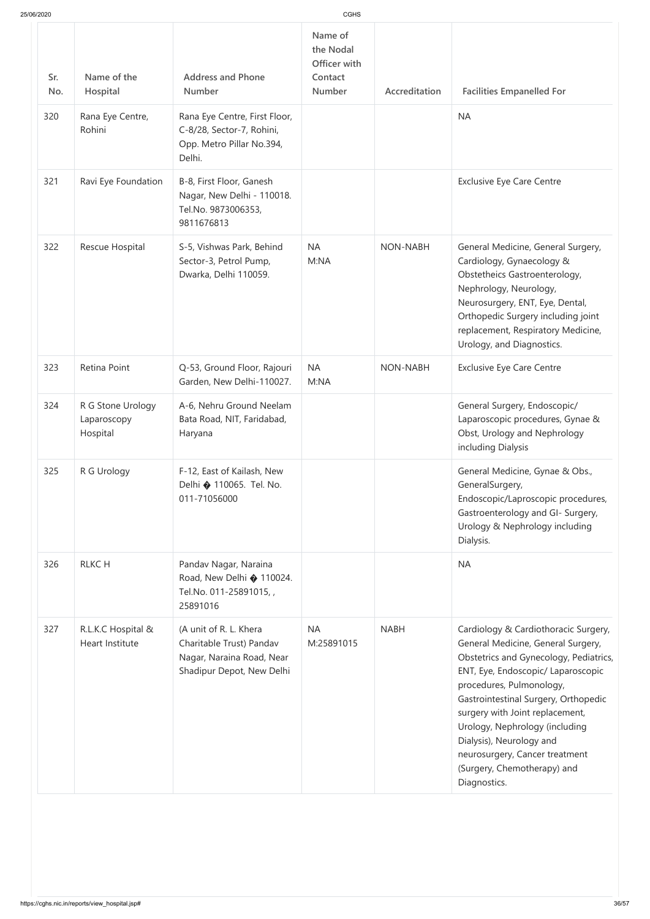| Sr. No. | Name of the Hospital | Address and Phone Number | Name of the Nodal Officer with Contact Number | Accreditation | Facilities Empanelled For |
|---|---|---|---|---|---|
| 320 | Rana Eye Centre, Rohini | Rana Eye Centre, First Floor, C-8/28, Sector-7, Rohini, Opp. Metro Pillar No.394, Delhi. | | | NA |
| 321 | Ravi Eye Foundation | B-8, First Floor, Ganesh Nagar, New Delhi - 110018. Tel.No. 9873006353, 9811676813 | | | Exclusive Eye Care Centre |
| 322 | Rescue Hospital | S-5, Vishwas Park, Behind Sector-3, Petrol Pump, Dwarka, Delhi 110059. | NA M:NA | NON-NABH | General Medicine, General Surgery, Cardiology, Gynaecology & Obstetheics Gastroenterology, Nephrology, Neurology, Neurosurgery, ENT, Eye, Dental, Orthopedic Surgery including joint replacement, Respiratory Medicine, Urology, and Diagnostics. |
| 323 | Retina Point | Q-53, Ground Floor, Rajouri Garden, New Delhi-110027. | NA M:NA | NON-NABH | Exclusive Eye Care Centre |
| 324 | R G Stone Urology Laparoscopy Hospital | A-6, Nehru Ground Neelam Bata Road, NIT, Faridabad, Haryana | | | General Surgery, Endoscopic/ Laparoscopic procedures, Gynae & Obst, Urology and Nephrology including Dialysis |
| 325 | R G Urology | F-12, East of Kailash, New Delhi � 110065. Tel. No. 011-71056000 | | | General Medicine, Gynae & Obs., GeneralSurgery, Endoscopic/Laproscopic procedures, Gastroenterology and GI- Surgery, Urology & Nephrology including Dialysis. |
| 326 | RLKC H | Pandav Nagar, Naraina Road, New Delhi � 110024. Tel.No. 011-25891015, , 25891016 | | | NA |
| 327 | R.L.K.C Hospital & Heart Institute | (A unit of R. L. Khera Charitable Trust) Pandav Nagar, Naraina Road, Near Shadipur Depot, New Delhi | NA M:25891015 | NABH | Cardiology & Cardiothoracic Surgery, General Medicine, General Surgery, Obstetrics and Gynecology, Pediatrics, ENT, Eye, Endoscopic/ Laparoscopic procedures, Pulmonology, Gastrointestinal Surgery, Orthopedic surgery with Joint replacement, Urology, Nephrology (including Dialysis), Neurology and neurosurgery, Cancer treatment (Surgery, Chemotherapy) and Diagnostics. |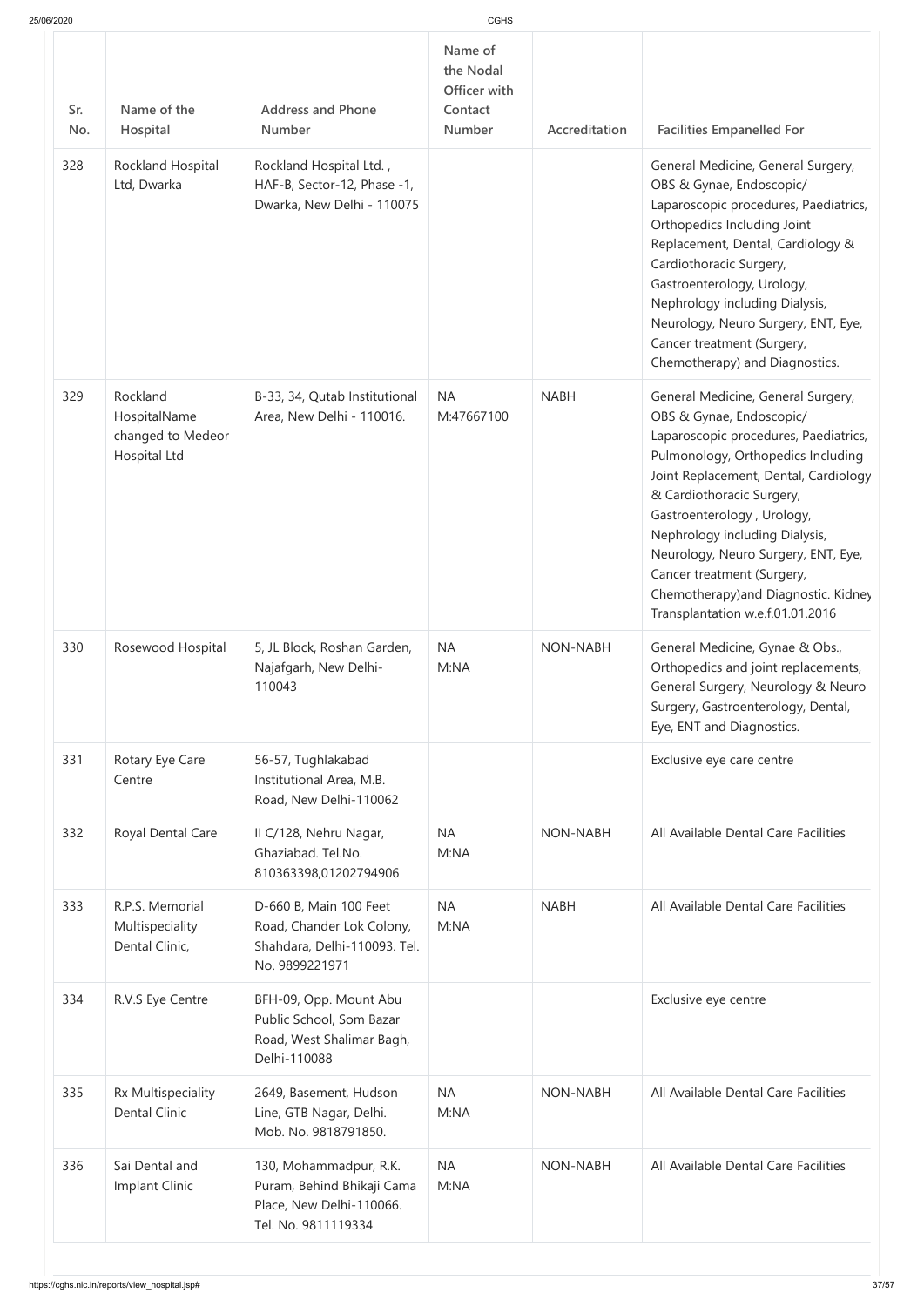| Sr. No. | Name of the Hospital | Address and Phone Number | Name of the Nodal Officer with Contact Number | Accreditation | Facilities Empanelled For |
|---|---|---|---|---|---|
| 328 | Rockland Hospital Ltd, Dwarka | Rockland Hospital Ltd. , HAF-B, Sector-12, Phase -1, Dwarka, New Delhi - 110075 | | | General Medicine, General Surgery, OBS & Gynae, Endoscopic/ Laparoscopic procedures, Paediatrics, Orthopedics Including Joint Replacement, Dental, Cardiology & Cardiothoracic Surgery, Gastroenterology, Urology, Nephrology including Dialysis, Neurology, Neuro Surgery, ENT, Eye, Cancer treatment (Surgery, Chemotherapy) and Diagnostics. |
| 329 | Rockland HospitalName changed to Medeor Hospital Ltd | B-33, 34, Qutab Institutional Area, New Delhi - 110016. | NA M:47667100 | NABH | General Medicine, General Surgery, OBS & Gynae, Endoscopic/ Laparoscopic procedures, Paediatrics, Pulmonology, Orthopedics Including Joint Replacement, Dental, Cardiology & Cardiothoracic Surgery, Gastroenterology , Urology, Nephrology including Dialysis, Neurology, Neuro Surgery, ENT, Eye, Cancer treatment (Surgery, Chemotherapy)and Diagnostic. Kidney Transplantation w.e.f.01.01.2016 |
| 330 | Rosewood Hospital | 5, JL Block, Roshan Garden, Najafgarh, New Delhi-110043 | NA M:NA | NON-NABH | General Medicine, Gynae & Obs., Orthopedics and joint replacements, General Surgery, Neurology & Neuro Surgery, Gastroenterology, Dental, Eye, ENT and Diagnostics. |
| 331 | Rotary Eye Care Centre | 56-57, Tughlakabad Institutional Area, M.B. Road, New Delhi-110062 | | | Exclusive eye care centre |
| 332 | Royal Dental Care | II C/128, Nehru Nagar, Ghaziabad. Tel.No. 810363398,01202794906 | NA M:NA | NON-NABH | All Available Dental Care Facilities |
| 333 | R.P.S. Memorial Multispeciality Dental Clinic, | D-660 B, Main 100 Feet Road, Chander Lok Colony, Shahdara, Delhi-110093. Tel. No. 9899221971 | NA M:NA | NABH | All Available Dental Care Facilities |
| 334 | R.V.S Eye Centre | BFH-09, Opp. Mount Abu Public School, Som Bazar Road, West Shalimar Bagh, Delhi-110088 | | | Exclusive eye centre |
| 335 | Rx Multispeciality Dental Clinic | 2649, Basement, Hudson Line, GTB Nagar, Delhi. Mob. No. 9818791850. | NA M:NA | NON-NABH | All Available Dental Care Facilities |
| 336 | Sai Dental and Implant Clinic | 130, Mohammadpur, R.K. Puram, Behind Bhikaji Cama Place, New Delhi-110066. Tel. No. 9811119334 | NA M:NA | NON-NABH | All Available Dental Care Facilities |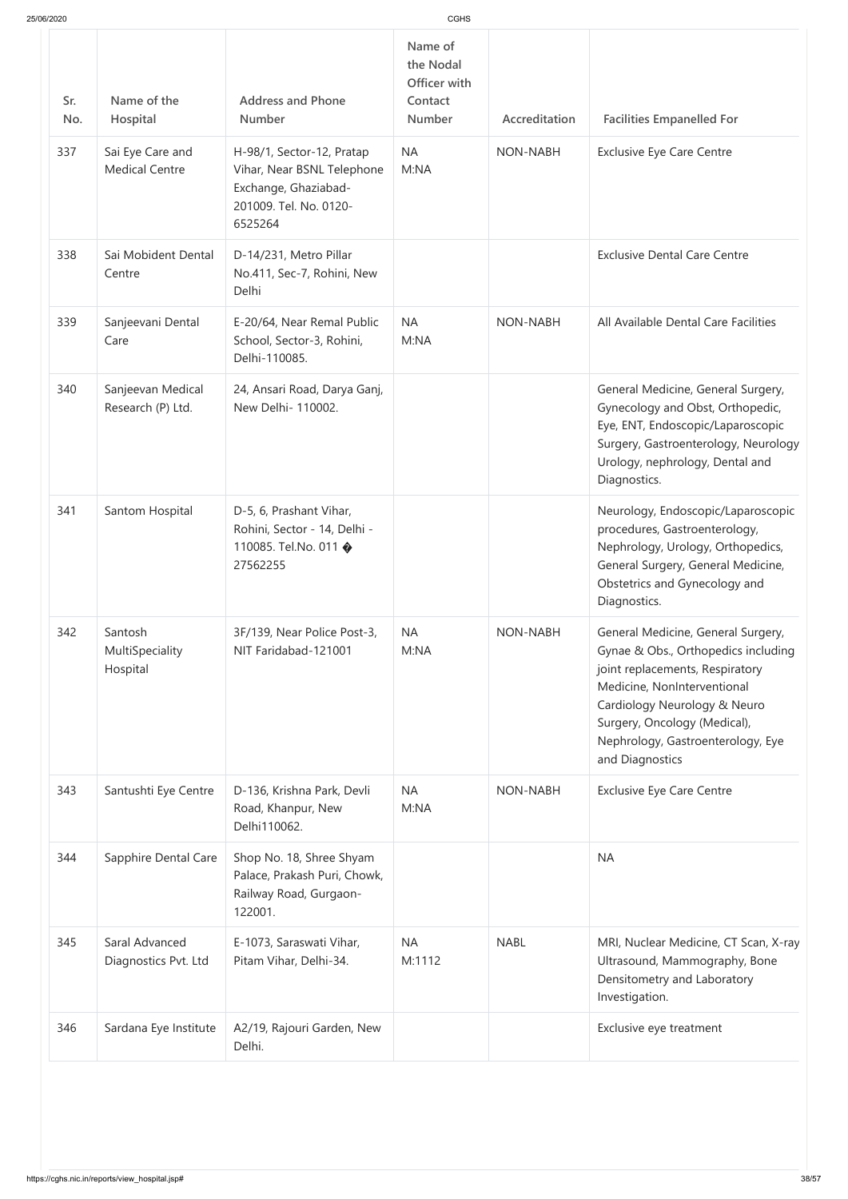| Sr. No. | Name of the Hospital | Address and Phone Number | Name of the Nodal Officer with Contact Number | Accreditation | Facilities Empanelled For |
|---|---|---|---|---|---|
| 337 | Sai Eye Care and Medical Centre | H-98/1, Sector-12, Pratap Vihar, Near BSNL Telephone Exchange, Ghaziabad-201009. Tel. No. 0120-6525264 | NA M:NA | NON-NABH | Exclusive Eye Care Centre |
| 338 | Sai Mobident Dental Centre | D-14/231, Metro Pillar No.411, Sec-7, Rohini, New Delhi | | | Exclusive Dental Care Centre |
| 339 | Sanjeevani Dental Care | E-20/64, Near Remal Public School, Sector-3, Rohini, Delhi-110085. | NA M:NA | NON-NABH | All Available Dental Care Facilities |
| 340 | Sanjeevan Medical Research (P) Ltd. | 24, Ansari Road, Darya Ganj, New Delhi- 110002. | | | General Medicine, General Surgery, Gynecology and Obst, Orthopedic, Eye, ENT, Endoscopic/Laparoscopic Surgery, Gastroenterology, Neurology Urology, nephrology, Dental and Diagnostics. |
| 341 | Santom Hospital | D-5, 6, Prashant Vihar, Rohini, Sector - 14, Delhi - 110085. Tel.No. 011 � 27562255 | | | Neurology, Endoscopic/Laparoscopic procedures, Gastroenterology, Nephrology, Urology, Orthopedics, General Surgery, General Medicine, Obstetrics and Gynecology and Diagnostics. |
| 342 | Santosh MultiSpeciality Hospital | 3F/139, Near Police Post-3, NIT Faridabad-121001 | NA M:NA | NON-NABH | General Medicine, General Surgery, Gynae & Obs., Orthopedics including joint replacements, Respiratory Medicine, NonInterventional Cardiology Neurology & Neuro Surgery, Oncology (Medical), Nephrology, Gastroenterology, Eye and Diagnostics |
| 343 | Santushti Eye Centre | D-136, Krishna Park, Devli Road, Khanpur, New Delhi110062. | NA M:NA | NON-NABH | Exclusive Eye Care Centre |
| 344 | Sapphire Dental Care | Shop No. 18, Shree Shyam Palace, Prakash Puri, Chowk, Railway Road, Gurgaon-122001. | | | NA |
| 345 | Saral Advanced Diagnostics Pvt. Ltd | E-1073, Saraswati Vihar, Pitam Vihar, Delhi-34. | NA M:1112 | NABL | MRI, Nuclear Medicine, CT Scan, X-ray Ultrasound, Mammography, Bone Densitometry and Laboratory Investigation. |
| 346 | Sardana Eye Institute | A2/19, Rajouri Garden, New Delhi. | | | Exclusive eye treatment |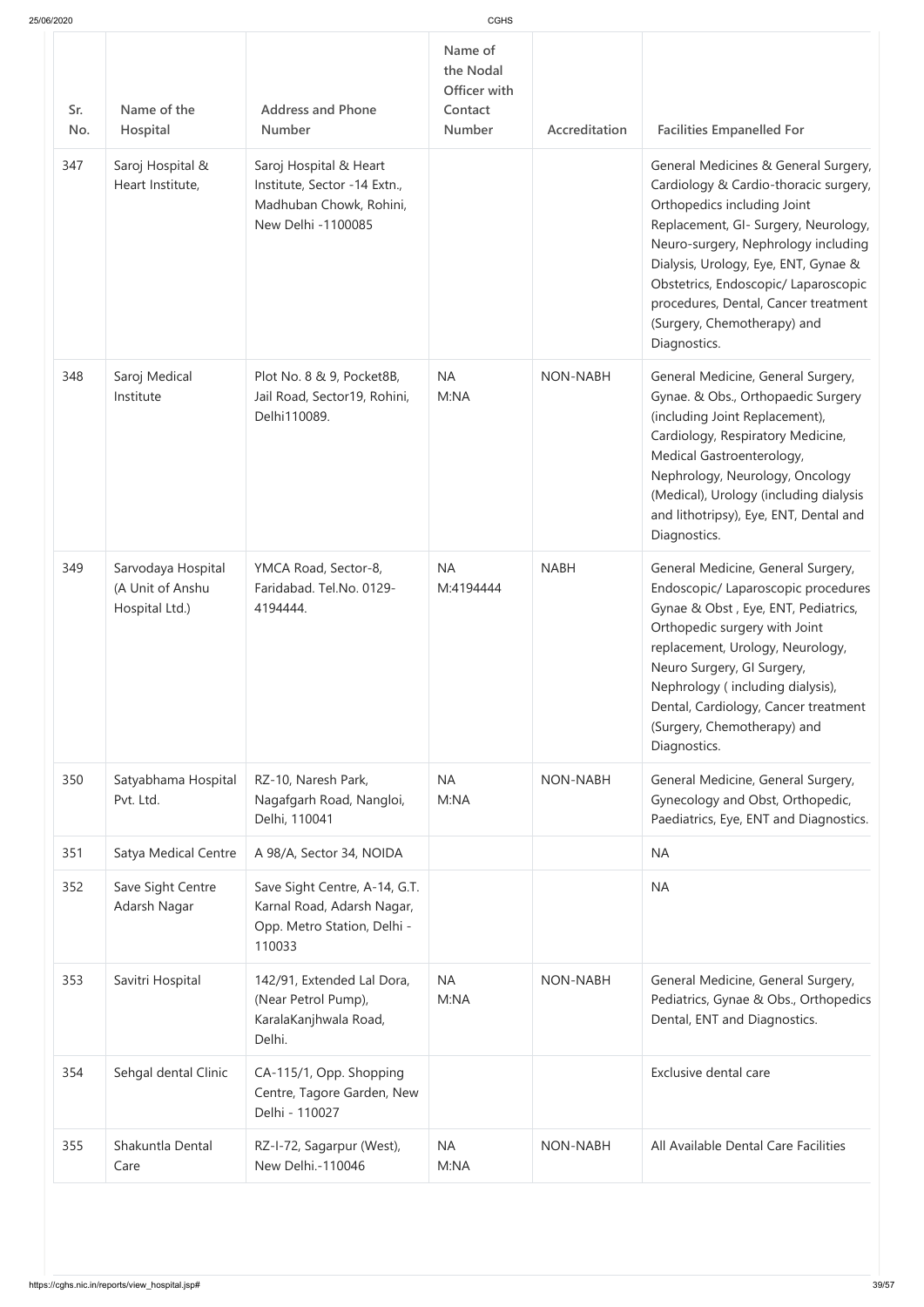| Sr. No. | Name of the Hospital | Address and Phone Number | Name of the Nodal Officer with Contact Number | Accreditation | Facilities Empanelled For |
|---|---|---|---|---|---|
| 347 | Saroj Hospital & Heart Institute, | Saroj Hospital & Heart Institute, Sector -14 Extn., Madhuban Chowk, Rohini, New Delhi -1100085 | | | General Medicines & General Surgery, Cardiology & Cardio-thoracic surgery, Orthopedics including Joint Replacement, GI- Surgery, Neurology, Neuro-surgery, Nephrology including Dialysis, Urology, Eye, ENT, Gynae & Obstetrics, Endoscopic/ Laparoscopic procedures, Dental, Cancer treatment (Surgery, Chemotherapy) and Diagnostics. |
| 348 | Saroj Medical Institute | Plot No. 8 & 9, Pocket8B, Jail Road, Sector19, Rohini, Delhi110089. | NA M:NA | NON-NABH | General Medicine, General Surgery, Gynae. & Obs., Orthopaedic Surgery (including Joint Replacement), Cardiology, Respiratory Medicine, Medical Gastroenterology, Nephrology, Neurology, Oncology (Medical), Urology (including dialysis and lithotripsy), Eye, ENT, Dental and Diagnostics. |
| 349 | Sarvodaya Hospital (A Unit of Anshu Hospital Ltd.) | YMCA Road, Sector-8, Faridabad. Tel.No. 0129-4194444. | NA M:4194444 | NABH | General Medicine, General Surgery, Endoscopic/ Laparoscopic procedures Gynae & Obst , Eye, ENT, Pediatrics, Orthopedic surgery with Joint replacement, Urology, Neurology, Neuro Surgery, GI Surgery, Nephrology ( including dialysis), Dental, Cardiology, Cancer treatment (Surgery, Chemotherapy) and Diagnostics. |
| 350 | Satyabhama Hospital Pvt. Ltd. | RZ-10, Naresh Park, Nagafgarh Road, Nangloi, Delhi, 110041 | NA M:NA | NON-NABH | General Medicine, General Surgery, Gynecology and Obst, Orthopedic, Paediatrics, Eye, ENT and Diagnostics. |
| 351 | Satya Medical Centre | A 98/A, Sector 34, NOIDA | | | NA |
| 352 | Save Sight Centre Adarsh Nagar | Save Sight Centre, A-14, G.T. Karnal Road, Adarsh Nagar, Opp. Metro Station, Delhi - 110033 | | | NA |
| 353 | Savitri Hospital | 142/91, Extended Lal Dora, (Near Petrol Pump), KaralaKanjhwala Road, Delhi. | NA M:NA | NON-NABH | General Medicine, General Surgery, Pediatrics, Gynae & Obs., Orthopedics Dental, ENT and Diagnostics. |
| 354 | Sehgal dental Clinic | CA-115/1, Opp. Shopping Centre, Tagore Garden, New Delhi - 110027 | | | Exclusive dental care |
| 355 | Shakuntla Dental Care | RZ-I-72, Sagarpur (West), New Delhi.-110046 | NA M:NA | NON-NABH | All Available Dental Care Facilities |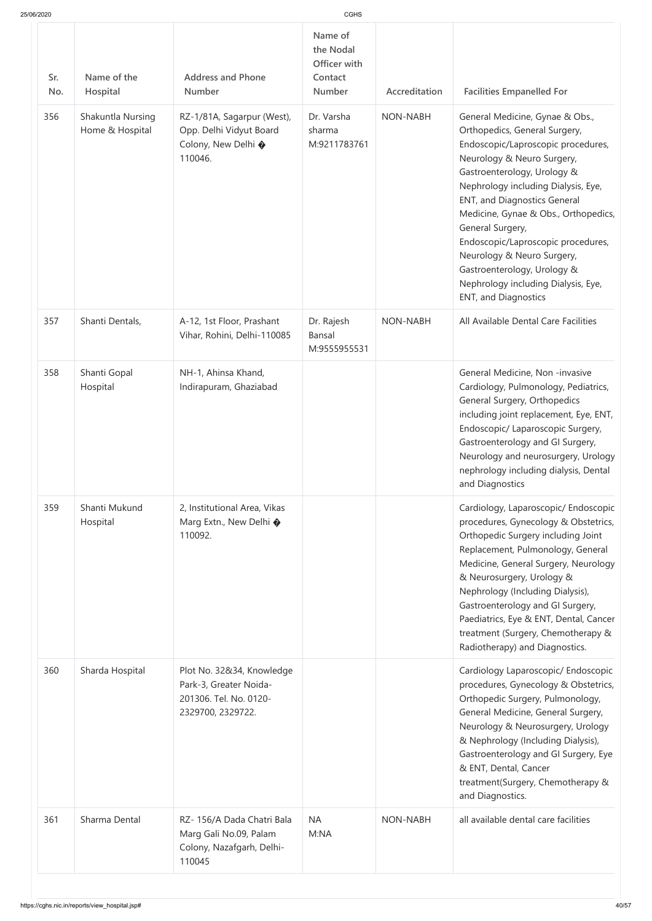| Sr. No. | Name of the Hospital | Address and Phone Number | Name of the Nodal Officer with Contact Number | Accreditation | Facilities Empanelled For |
|---|---|---|---|---|---|
| 356 | Shakuntla Nursing Home & Hospital | RZ-1/81A, Sagarpur (West), Opp. Delhi Vidyut Board Colony, New Delhi � 110046. | Dr. Varsha sharma M:9211783761 | NON-NABH | General Medicine, Gynae & Obs., Orthopedics, General Surgery, Endoscopic/Laproscopic procedures, Neurology & Neuro Surgery, Gastroenterology, Urology & Nephrology including Dialysis, Eye, ENT, and Diagnostics General Medicine, Gynae & Obs., Orthopedics, General Surgery, Endoscopic/Laproscopic procedures, Neurology & Neuro Surgery, Gastroenterology, Urology & Nephrology including Dialysis, Eye, ENT, and Diagnostics |
| 357 | Shanti Dentals, | A-12, 1st Floor, Prashant Vihar, Rohini, Delhi-110085 | Dr. Rajesh Bansal M:9555955531 | NON-NABH | All Available Dental Care Facilities |
| 358 | Shanti Gopal Hospital | NH-1, Ahinsa Khand, Indirapuram, Ghaziabad | | | General Medicine, Non -invasive Cardiology, Pulmonology, Pediatrics, General Surgery, Orthopedics including joint replacement, Eye, ENT, Endoscopic/ Laparoscopic Surgery, Gastroenterology and GI Surgery, Neurology and neurosurgery, Urology nephrology including dialysis, Dental and Diagnostics |
| 359 | Shanti Mukund Hospital | 2, Institutional Area, Vikas Marg Extn., New Delhi � 110092. | | | Cardiology, Laparoscopic/ Endoscopic procedures, Gynecology & Obstetrics, Orthopedic Surgery including Joint Replacement, Pulmonology, General Medicine, General Surgery, Neurology & Neurosurgery, Urology & Nephrology (Including Dialysis), Gastroenterology and GI Surgery, Paediatrics, Eye & ENT, Dental, Cancer treatment (Surgery, Chemotherapy & Radiotherapy) and Diagnostics. |
| 360 | Sharda Hospital | Plot No. 32&34, Knowledge Park-3, Greater Noida-201306. Tel. No. 0120-2329700, 2329722. | | | Cardiology Laparoscopic/ Endoscopic procedures, Gynecology & Obstetrics, Orthopedic Surgery, Pulmonology, General Medicine, General Surgery, Neurology & Neurosurgery, Urology & Nephrology (Including Dialysis), Gastroenterology and GI Surgery, Eye & ENT, Dental, Cancer treatment(Surgery, Chemotherapy & and Diagnostics. |
| 361 | Sharma Dental | RZ- 156/A Dada Chatri Bala Marg Gali No.09, Palam Colony, Nazafgarh, Delhi-110045 | NA M:NA | NON-NABH | all available dental care facilities |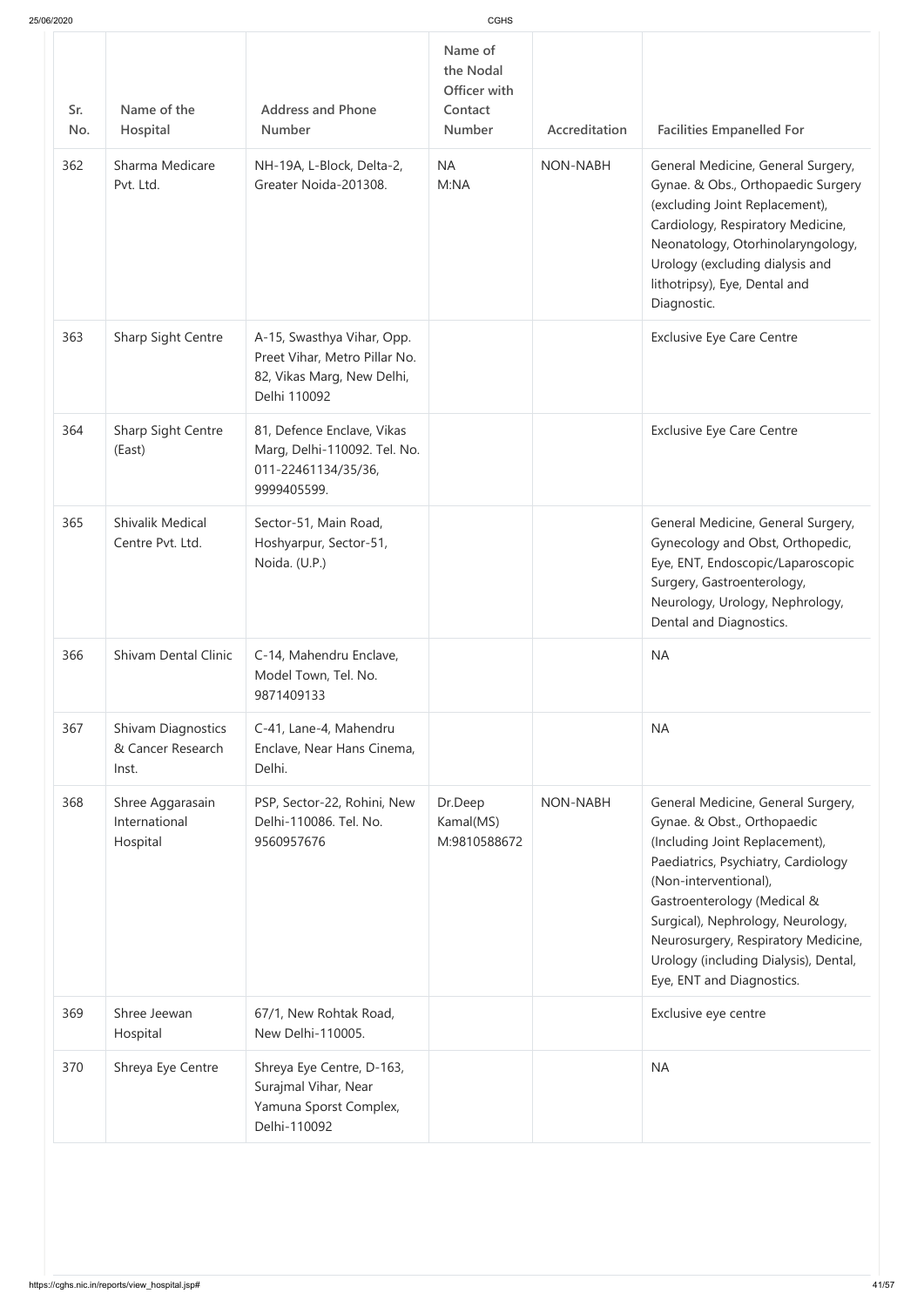| Sr. No. | Name of the Hospital | Address and Phone Number | Name of the Nodal Officer with Contact Number | Accreditation | Facilities Empanelled For |
|---|---|---|---|---|---|
| 362 | Sharma Medicare Pvt. Ltd. | NH-19A, L-Block, Delta-2, Greater Noida-201308. | NA M:NA | NON-NABH | General Medicine, General Surgery, Gynae. & Obs., Orthopaedic Surgery (excluding Joint Replacement), Cardiology, Respiratory Medicine, Neonatology, Otorhinolaryngology, Urology (excluding dialysis and lithotripsy), Eye, Dental and Diagnostic. |
| 363 | Sharp Sight Centre | A-15, Swasthya Vihar, Opp. Preet Vihar, Metro Pillar No. 82, Vikas Marg, New Delhi, Delhi 110092 | | | Exclusive Eye Care Centre |
| 364 | Sharp Sight Centre (East) | 81, Defence Enclave, Vikas Marg, Delhi-110092. Tel. No. 011-22461134/35/36, 9999405599. | | | Exclusive Eye Care Centre |
| 365 | Shivalik Medical Centre Pvt. Ltd. | Sector-51, Main Road, Hoshyarpur, Sector-51, Noida. (U.P.) | | | General Medicine, General Surgery, Gynecology and Obst, Orthopedic, Eye, ENT, Endoscopic/Laparoscopic Surgery, Gastroenterology, Neurology, Urology, Nephrology, Dental and Diagnostics. |
| 366 | Shivam Dental Clinic | C-14, Mahendru Enclave, Model Town, Tel. No. 9871409133 | | | NA |
| 367 | Shivam Diagnostics & Cancer Research Inst. | C-41, Lane-4, Mahendru Enclave, Near Hans Cinema, Delhi. | | | NA |
| 368 | Shree Aggarasain International Hospital | PSP, Sector-22, Rohini, New Delhi-110086. Tel. No. 9560957676 | Dr.Deep Kamal(MS) M:9810588672 | NON-NABH | General Medicine, General Surgery, Gynae. & Obst., Orthopaedic (Including Joint Replacement), Paediatrics, Psychiatry, Cardiology (Non-interventional), Gastroenterology (Medical & Surgical), Nephrology, Neurology, Neurosurgery, Respiratory Medicine, Urology (including Dialysis), Dental, Eye, ENT and Diagnostics. |
| 369 | Shree Jeewan Hospital | 67/1, New Rohtak Road, New Delhi-110005. | | | Exclusive eye centre |
| 370 | Shreya Eye Centre | Shreya Eye Centre, D-163, Surajmal Vihar, Near Yamuna Sporst Complex, Delhi-110092 | | | NA |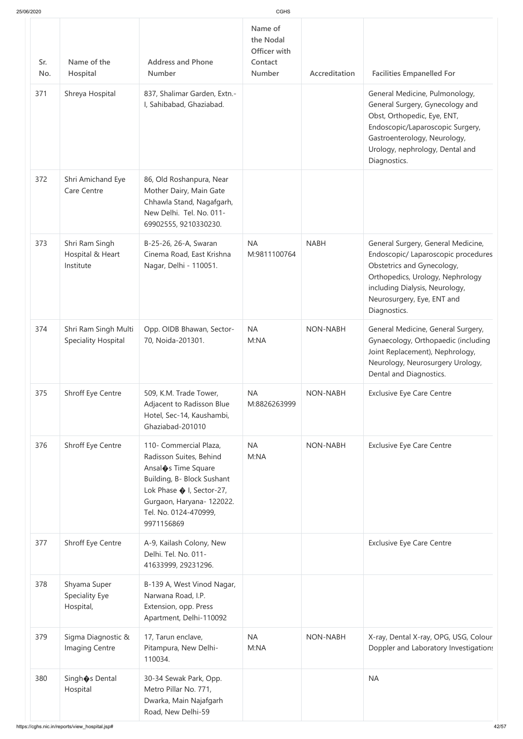| Sr. No. | Name of the Hospital | Address and Phone Number | Name of the Nodal Officer with Contact Number | Accreditation | Facilities Empanelled For |
|---|---|---|---|---|---|
| 371 | Shreya Hospital | 837, Shalimar Garden, Extn.- I, Sahibabad, Ghaziabad. | | | General Medicine, Pulmonology, General Surgery, Gynecology and Obst, Orthopedic, Eye, ENT, Endoscopic/Laparoscopic Surgery, Gastroenterology, Neurology, Urology, nephrology, Dental and Diagnostics. |
| 372 | Shri Amichand Eye Care Centre | 86, Old Roshanpura, Near Mother Dairy, Main Gate Chhawla Stand, Nagafgarh, New Delhi. Tel. No. 011-69902555, 9210330230. | | | |
| 373 | Shri Ram Singh Hospital & Heart Institute | B-25-26, 26-A, Swaran Cinema Road, East Krishna Nagar, Delhi - 110051. | NA M:9811100764 | NABH | General Surgery, General Medicine, Endoscopic/ Laparoscopic procedures Obstetrics and Gynecology, Orthopedics, Urology, Nephrology including Dialysis, Neurology, Neurosurgery, Eye, ENT and Diagnostics. |
| 374 | Shri Ram Singh Multi Speciality Hospital | Opp. OIDB Bhawan, Sector-70, Noida-201301. | NA M:NA | NON-NABH | General Medicine, General Surgery, Gynaecology, Orthopaedic (including Joint Replacement), Nephrology, Neurology, Neurosurgery Urology, Dental and Diagnostics. |
| 375 | Shroff Eye Centre | 509, K.M. Trade Tower, Adjacent to Radisson Blue Hotel, Sec-14, Kaushambi, Ghaziabad-201010 | NA M:8826263999 | NON-NABH | Exclusive Eye Care Centre |
| 376 | Shroff Eye Centre | 110- Commercial Plaza, Radisson Suites, Behind Ansal�s Time Square Building, B- Block Sushant Lok Phase � I, Sector-27, Gurgaon, Haryana- 122022. Tel. No. 0124-470999, 9971156869 | NA M:NA | NON-NABH | Exclusive Eye Care Centre |
| 377 | Shroff Eye Centre | A-9, Kailash Colony, New Delhi. Tel. No. 011-41633999, 29231296. | | | Exclusive Eye Care Centre |
| 378 | Shyama Super Speciality Eye Hospital, | B-139 A, West Vinod Nagar, Narwana Road, I.P. Extension, opp. Press Apartment, Delhi-110092 | | | |
| 379 | Sigma Diagnostic & Imaging Centre | 17, Tarun enclave, Pitampura, New Delhi-110034. | NA M:NA | NON-NABH | X-ray, Dental X-ray, OPG, USG, Colour Doppler and Laboratory Investigations |
| 380 | Singh�s Dental Hospital | 30-34 Sewak Park, Opp. Metro Pillar No. 771, Dwarka, Main Najafgarh Road, New Delhi-59 | | | NA |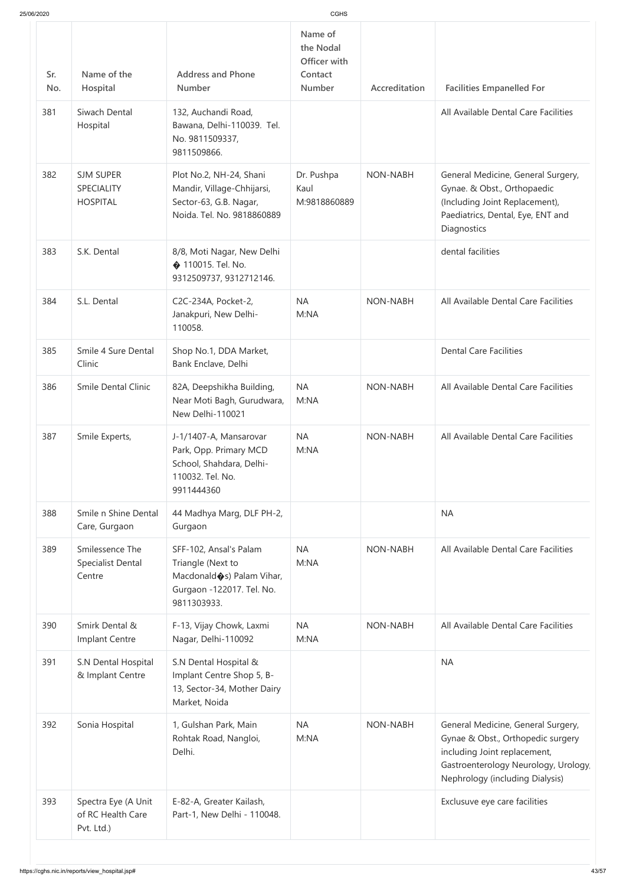| Sr. No. | Name of the Hospital | Address and Phone Number | Name of the Nodal Officer with Contact Number | Accreditation | Facilities Empanelled For |
|---|---|---|---|---|---|
| 381 | Siwach Dental Hospital | 132, Auchandi Road, Bawana, Delhi-110039. Tel. No. 9811509337, 9811509866. | | | All Available Dental Care Facilities |
| 382 | SJM SUPER SPECIALITY HOSPITAL | Plot No.2, NH-24, Shani Mandir, Village-Chhijarsi, Sector-63, G.B. Nagar, Noida. Tel. No. 9818860889 | Dr. Pushpa Kaul M:9818860889 | NON-NABH | General Medicine, General Surgery, Gynae. & Obst., Orthopaedic (Including Joint Replacement), Paediatrics, Dental, Eye, ENT and Diagnostics |
| 383 | S.K. Dental | 8/8, Moti Nagar, New Delhi � 110015. Tel. No. 9312509737, 9312712146. | | | dental facilities |
| 384 | S.L. Dental | C2C-234A, Pocket-2, Janakpuri, New Delhi-110058. | NA M:NA | NON-NABH | All Available Dental Care Facilities |
| 385 | Smile 4 Sure Dental Clinic | Shop No.1, DDA Market, Bank Enclave, Delhi | | | Dental Care Facilities |
| 386 | Smile Dental Clinic | 82A, Deepshikha Building, Near Moti Bagh, Gurudwara, New Delhi-110021 | NA M:NA | NON-NABH | All Available Dental Care Facilities |
| 387 | Smile Experts, | J-1/1407-A, Mansarovar Park, Opp. Primary MCD School, Shahdara, Delhi-110032. Tel. No. 9911444360 | NA M:NA | NON-NABH | All Available Dental Care Facilities |
| 388 | Smile n Shine Dental Care, Gurgaon | 44 Madhya Marg, DLF PH-2, Gurgaon | | | NA |
| 389 | Smilessence The Specialist Dental Centre | SFF-102, Ansal's Palam Triangle (Next to Macdonald�s) Palam Vihar, Gurgaon -122017. Tel. No. 9811303933. | NA M:NA | NON-NABH | All Available Dental Care Facilities |
| 390 | Smirk Dental & Implant Centre | F-13, Vijay Chowk, Laxmi Nagar, Delhi-110092 | NA M:NA | NON-NABH | All Available Dental Care Facilities |
| 391 | S.N Dental Hospital & Implant Centre | S.N Dental Hospital & Implant Centre Shop 5, B-13, Sector-34, Mother Dairy Market, Noida | | | NA |
| 392 | Sonia Hospital | 1, Gulshan Park, Main Rohtak Road, Nangloi, Delhi. | NA M:NA | NON-NABH | General Medicine, General Surgery, Gynae & Obst., Orthopedic surgery including Joint replacement, Gastroenterology Neurology, Urology, Nephrology (including Dialysis) |
| 393 | Spectra Eye (A Unit of RC Health Care Pvt. Ltd.) | E-82-A, Greater Kailash, Part-1, New Delhi - 110048. | | | Exclusuve eye care facilities |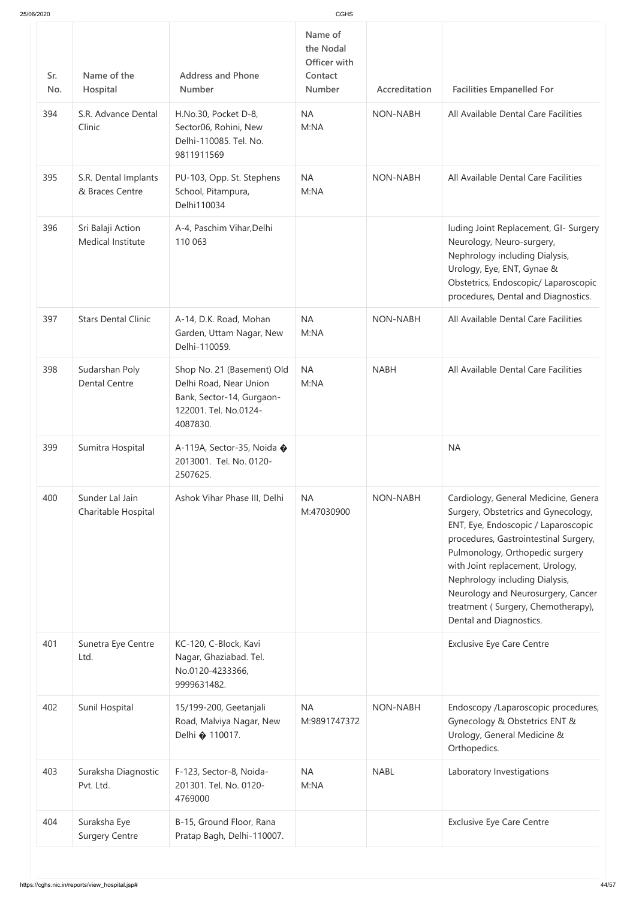| Sr. No. | Name of the Hospital | Address and Phone Number | Name of the Nodal Officer with Contact Number | Accreditation | Facilities Empanelled For |
|---|---|---|---|---|---|
| 394 | S.R. Advance Dental Clinic | H.No.30, Pocket D-8, Sector06, Rohini, New Delhi-110085. Tel. No. 9811911569 | NA M:NA | NON-NABH | All Available Dental Care Facilities |
| 395 | S.R. Dental Implants & Braces Centre | PU-103, Opp. St. Stephens School, Pitampura, Delhi110034 | NA M:NA | NON-NABH | All Available Dental Care Facilities |
| 396 | Sri Balaji Action Medical Institute | A-4, Paschim Vihar,Delhi 110 063 | | | luding Joint Replacement, GI- Surgery Neurology, Neuro-surgery, Nephrology including Dialysis, Urology, Eye, ENT, Gynae & Obstetrics, Endoscopic/ Laparoscopic procedures, Dental and Diagnostics. |
| 397 | Stars Dental Clinic | A-14, D.K. Road, Mohan Garden, Uttam Nagar, New Delhi-110059. | NA M:NA | NON-NABH | All Available Dental Care Facilities |
| 398 | Sudarshan Poly Dental Centre | Shop No. 21 (Basement) Old Delhi Road, Near Union Bank, Sector-14, Gurgaon-122001. Tel. No.0124-4087830. | NA M:NA | NABH | All Available Dental Care Facilities |
| 399 | Sumitra Hospital | A-119A, Sector-35, Noida � 2013001. Tel. No. 0120-2507625. | | | NA |
| 400 | Sunder Lal Jain Charitable Hospital | Ashok Vihar Phase III, Delhi | NA M:47030900 | NON-NABH | Cardiology, General Medicine, Genera Surgery, Obstetrics and Gynecology, ENT, Eye, Endoscopic / Laparoscopic procedures, Gastrointestinal Surgery, Pulmonology, Orthopedic surgery with Joint replacement, Urology, Nephrology including Dialysis, Neurology and Neurosurgery, Cancer treatment ( Surgery, Chemotherapy), Dental and Diagnostics. |
| 401 | Sunetra Eye Centre Ltd. | KC-120, C-Block, Kavi Nagar, Ghaziabad. Tel. No.0120-4233366, 9999631482. | | | Exclusive Eye Care Centre |
| 402 | Sunil Hospital | 15/199-200, Geetanjali Road, Malviya Nagar, New Delhi � 110017. | NA M:9891747372 | NON-NABH | Endoscopy /Laparoscopic procedures, Gynecology & Obstetrics ENT & Urology, General Medicine & Orthopedics. |
| 403 | Suraksha Diagnostic Pvt. Ltd. | F-123, Sector-8, Noida-201301. Tel. No. 0120-4769000 | NA M:NA | NABL | Laboratory Investigations |
| 404 | Suraksha Eye Surgery Centre | B-15, Ground Floor, Rana Pratap Bagh, Delhi-110007. | | | Exclusive Eye Care Centre |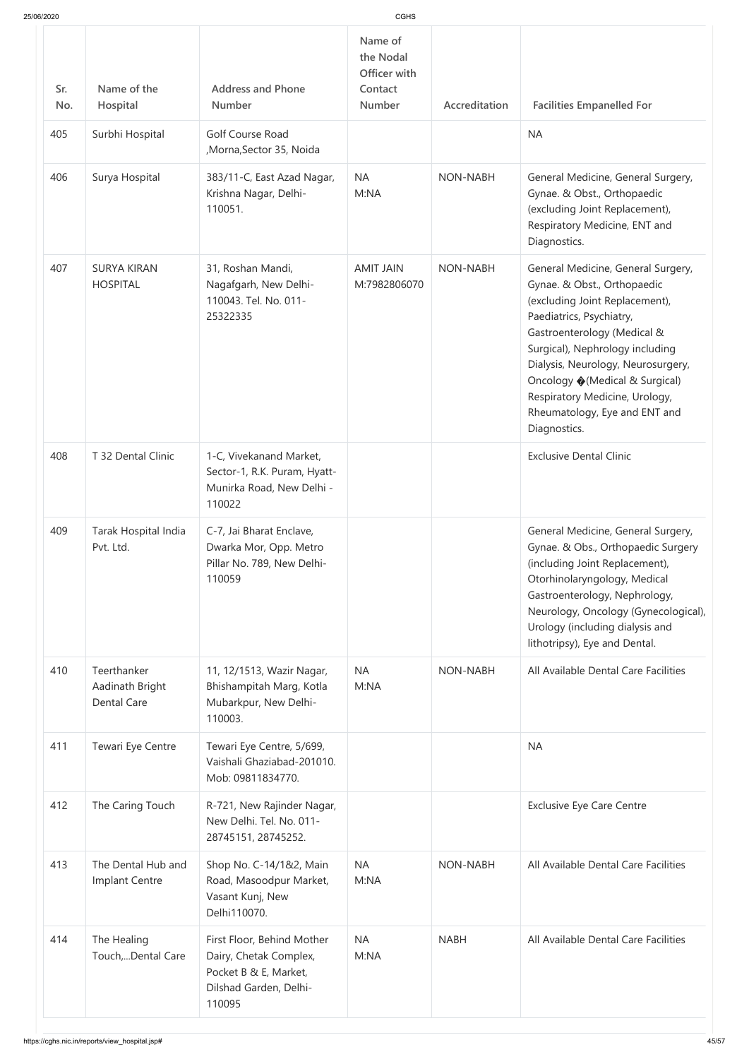| Sr. No. | Name of the Hospital | Address and Phone Number | Name of the Nodal Officer with Contact Number | Accreditation | Facilities Empanelled For |
|---|---|---|---|---|---|
| 405 | Surbhi Hospital | Golf Course Road ,Morna,Sector 35, Noida | | | NA |
| 406 | Surya Hospital | 383/11-C, East Azad Nagar, Krishna Nagar, Delhi-110051. | NA M:NA | NON-NABH | General Medicine, General Surgery, Gynae. & Obst., Orthopaedic (excluding Joint Replacement), Respiratory Medicine, ENT and Diagnostics. |
| 407 | SURYA KIRAN HOSPITAL | 31, Roshan Mandi, Nagafgarh, New Delhi-110043. Tel. No. 011-25322335 | AMIT JAIN M:7982806070 | NON-NABH | General Medicine, General Surgery, Gynae. & Obst., Orthopaedic (excluding Joint Replacement), Paediatrics, Psychiatry, Gastroenterology (Medical & Surgical), Nephrology including Dialysis, Neurology, Neurosurgery, Oncology �(Medical & Surgical) Respiratory Medicine, Urology, Rheumatology, Eye and ENT and Diagnostics. |
| 408 | T 32 Dental Clinic | 1-C, Vivekanand Market, Sector-1, R.K. Puram, Hyatt-Munirka Road, New Delhi - 110022 | | | Exclusive Dental Clinic |
| 409 | Tarak Hospital India Pvt. Ltd. | C-7, Jai Bharat Enclave, Dwarka Mor, Opp. Metro Pillar No. 789, New Delhi-110059 | | | General Medicine, General Surgery, Gynae. & Obs., Orthopaedic Surgery (including Joint Replacement), Otorhinolaryngology, Medical Gastroenterology, Nephrology, Neurology, Oncology (Gynecological), Urology (including dialysis and lithotripsy), Eye and Dental. |
| 410 | Teerthanker Aadinath Bright Dental Care | 11, 12/1513, Wazir Nagar, Bhishampitah Marg, Kotla Mubarkpur, New Delhi-110003. | NA M:NA | NON-NABH | All Available Dental Care Facilities |
| 411 | Tewari Eye Centre | Tewari Eye Centre, 5/699, Vaishali Ghaziabad-201010. Mob: 09811834770. | | | NA |
| 412 | The Caring Touch | R-721, New Rajinder Nagar, New Delhi. Tel. No. 011-28745151, 28745252. | | | Exclusive Eye Care Centre |
| 413 | The Dental Hub and Implant Centre | Shop No. C-14/1&2, Main Road, Masoodpur Market, Vasant Kunj, New Delhi110070. | NA M:NA | NON-NABH | All Available Dental Care Facilities |
| 414 | The Healing Touch,...Dental Care | First Floor, Behind Mother Dairy, Chetak Complex, Pocket B & E, Market, Dilshad Garden, Delhi-110095 | NA M:NA | NABH | All Available Dental Care Facilities |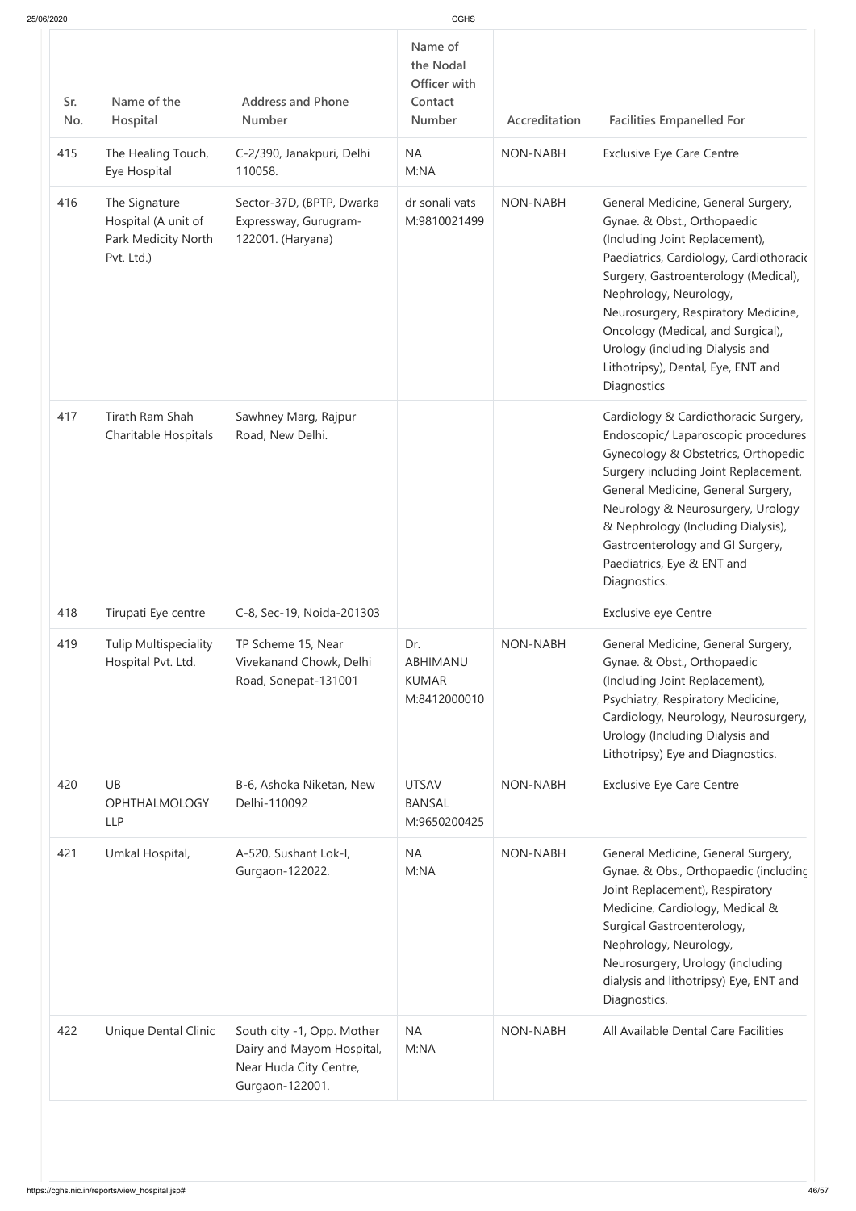| Sr. No. | Name of the Hospital | Address and Phone Number | Name of the Nodal Officer with Contact Number | Accreditation | Facilities Empanelled For |
|---|---|---|---|---|---|
| 415 | The Healing Touch, Eye Hospital | C-2/390, Janakpuri, Delhi 110058. | NA M:NA | NON-NABH | Exclusive Eye Care Centre |
| 416 | The Signature Hospital (A unit of Park Medicity North Pvt. Ltd.) | Sector-37D, (BPTP, Dwarka Expressway, Gurugram-122001. (Haryana) | dr sonali vats M:9810021499 | NON-NABH | General Medicine, General Surgery, Gynae. & Obst., Orthopaedic (Including Joint Replacement), Paediatrics, Cardiology, Cardiothoracic Surgery, Gastroenterology (Medical), Nephrology, Neurology, Neurosurgery, Respiratory Medicine, Oncology (Medical, and Surgical), Urology (including Dialysis and Lithotripsy), Dental, Eye, ENT and Diagnostics |
| 417 | Tirath Ram Shah Charitable Hospitals | Sawhney Marg, Rajpur Road, New Delhi. | | | Cardiology & Cardiothoracic Surgery, Endoscopic/ Laparoscopic procedures Gynecology & Obstetrics, Orthopedic Surgery including Joint Replacement, General Medicine, General Surgery, Neurology & Neurosurgery, Urology & Nephrology (Including Dialysis), Gastroenterology and GI Surgery, Paediatrics, Eye & ENT and Diagnostics. |
| 418 | Tirupati Eye centre | C-8, Sec-19, Noida-201303 | | | Exclusive eye Centre |
| 419 | Tulip Multispeciality Hospital Pvt. Ltd. | TP Scheme 15, Near Vivekanand Chowk, Delhi Road, Sonepat-131001 | Dr. ABHIMANU KUMAR M:8412000010 | NON-NABH | General Medicine, General Surgery, Gynae. & Obst., Orthopaedic (Including Joint Replacement), Psychiatry, Respiratory Medicine, Cardiology, Neurology, Neurosurgery, Urology (Including Dialysis and Lithotripsy) Eye and Diagnostics. |
| 420 | UB OPHTHALMOLOGY LLP | B-6, Ashoka Niketan, New Delhi-110092 | UTSAV BANSAL M:9650200425 | NON-NABH | Exclusive Eye Care Centre |
| 421 | Umkal Hospital, | A-520, Sushant Lok-I, Gurgaon-122022. | NA M:NA | NON-NABH | General Medicine, General Surgery, Gynae. & Obs., Orthopaedic (including Joint Replacement), Respiratory Medicine, Cardiology, Medical & Surgical Gastroenterology, Nephrology, Neurology, Neurosurgery, Urology (including dialysis and lithotripsy) Eye, ENT and Diagnostics. |
| 422 | Unique Dental Clinic | South city -1, Opp. Mother Dairy and Mayom Hospital, Near Huda City Centre, Gurgaon-122001. | NA M:NA | NON-NABH | All Available Dental Care Facilities |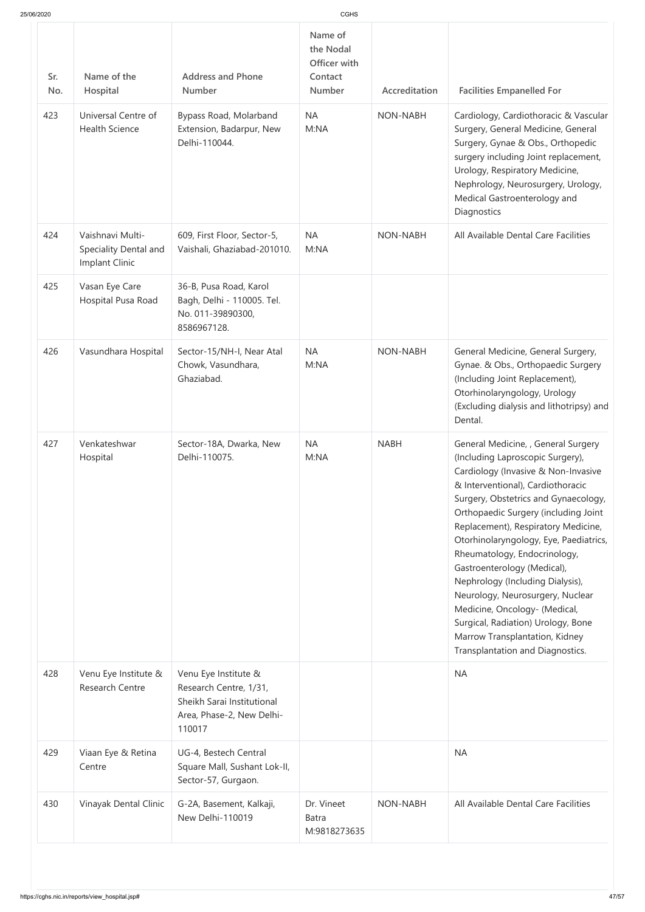| Sr. No. | Name of the Hospital | Address and Phone Number | Name of the Nodal Officer with Contact Number | Accreditation | Facilities Empanelled For |
|---|---|---|---|---|---|
| 423 | Universal Centre of Health Science | Bypass Road, Molarband Extension, Badarpur, New Delhi-110044. | NA M:NA | NON-NABH | Cardiology, Cardiothoracic & Vascular Surgery, General Medicine, General Surgery, Gynae & Obs., Orthopedic surgery including Joint replacement, Urology, Respiratory Medicine, Nephrology, Neurosurgery, Urology, Medical Gastroenterology and Diagnostics |
| 424 | Vaishnavi Multi-Speciality Dental and Implant Clinic | 609, First Floor, Sector-5, Vaishali, Ghaziabad-201010. | NA M:NA | NON-NABH | All Available Dental Care Facilities |
| 425 | Vasan Eye Care Hospital Pusa Road | 36-B, Pusa Road, Karol Bagh, Delhi - 110005. Tel. No. 011-39890300, 8586967128. | | | |
| 426 | Vasundhara Hospital | Sector-15/NH-I, Near Atal Chowk, Vasundhara, Ghaziabad. | NA M:NA | NON-NABH | General Medicine, General Surgery, Gynae. & Obs., Orthopaedic Surgery (Including Joint Replacement), Otorhinolaryngology, Urology (Excluding dialysis and lithotripsy) and Dental. |
| 427 | Venkateshwar Hospital | Sector-18A, Dwarka, New Delhi-110075. | NA M:NA | NABH | General Medicine, , General Surgery (Including Laproscopic Surgery), Cardiology (Invasive & Non-Invasive & Interventional), Cardiothoracic Surgery, Obstetrics and Gynaecology, Orthopaedic Surgery (including Joint Replacement), Respiratory Medicine, Otorhinolaryngology, Eye, Paediatrics, Rheumatology, Endocrinology, Gastroenterology (Medical), Nephrology (Including Dialysis), Neurology, Neurosurgery, Nuclear Medicine, Oncology- (Medical, Surgical, Radiation) Urology, Bone Marrow Transplantation, Kidney Transplantation and Diagnostics. |
| 428 | Venu Eye Institute & Research Centre | Venu Eye Institute & Research Centre, 1/31, Sheikh Sarai Institutional Area, Phase-2, New Delhi-110017 | | | NA |
| 429 | Viaan Eye & Retina Centre | UG-4, Bestech Central Square Mall, Sushant Lok-II, Sector-57, Gurgaon. | | | NA |
| 430 | Vinayak Dental Clinic | G-2A, Basement, Kalkaji, New Delhi-110019 | Dr. Vineet Batra M:9818273635 | NON-NABH | All Available Dental Care Facilities |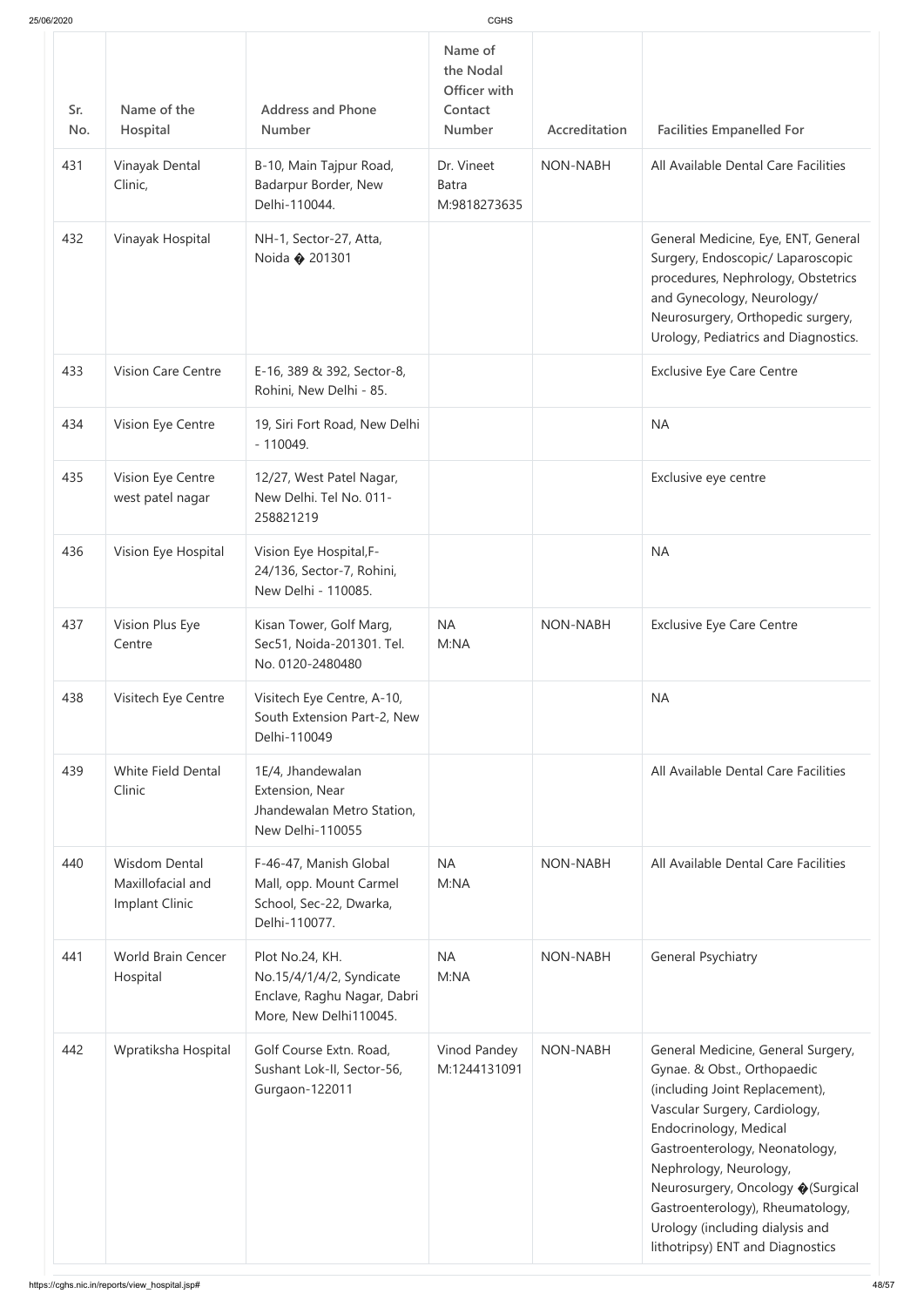| Sr. No. | Name of the Hospital | Address and Phone Number | Name of the Nodal Officer with Contact Number | Accreditation | Facilities Empanelled For |
|---|---|---|---|---|---|
| 431 | Vinayak Dental Clinic, | B-10, Main Tajpur Road, Badarpur Border, New Delhi-110044. | Dr. Vineet Batra M:9818273635 | NON-NABH | All Available Dental Care Facilities |
| 432 | Vinayak Hospital | NH-1, Sector-27, Atta, Noida � 201301 | | | General Medicine, Eye, ENT, General Surgery, Endoscopic/ Laparoscopic procedures, Nephrology, Obstetrics and Gynecology, Neurology/ Neurosurgery, Orthopedic surgery, Urology, Pediatrics and Diagnostics. |
| 433 | Vision Care Centre | E-16, 389 & 392, Sector-8, Rohini, New Delhi - 85. | | | Exclusive Eye Care Centre |
| 434 | Vision Eye Centre | 19, Siri Fort Road, New Delhi - 110049. | | | NA |
| 435 | Vision Eye Centre west patel nagar | 12/27, West Patel Nagar, New Delhi. Tel No. 011-258821219 | | | Exclusive eye centre |
| 436 | Vision Eye Hospital | Vision Eye Hospital,F-24/136, Sector-7, Rohini, New Delhi - 110085. | | | NA |
| 437 | Vision Plus Eye Centre | Kisan Tower, Golf Marg, Sec51, Noida-201301. Tel. No. 0120-2480480 | NA M:NA | NON-NABH | Exclusive Eye Care Centre |
| 438 | Visitech Eye Centre | Visitech Eye Centre, A-10, South Extension Part-2, New Delhi-110049 | | | NA |
| 439 | White Field Dental Clinic | 1E/4, Jhandewalan Extension, Near Jhandewalan Metro Station, New Delhi-110055 | | | All Available Dental Care Facilities |
| 440 | Wisdom Dental Maxillofacial and Implant Clinic | F-46-47, Manish Global Mall, opp. Mount Carmel School, Sec-22, Dwarka, Delhi-110077. | NA M:NA | NON-NABH | All Available Dental Care Facilities |
| 441 | World Brain Cencer Hospital | Plot No.24, KH. No.15/4/1/4/2, Syndicate Enclave, Raghu Nagar, Dabri More, New Delhi110045. | NA M:NA | NON-NABH | General Psychiatry |
| 442 | Wpratiksha Hospital | Golf Course Extn. Road, Sushant Lok-II, Sector-56, Gurgaon-122011 | Vinod Pandey M:1244131091 | NON-NABH | General Medicine, General Surgery, Gynae. & Obst., Orthopaedic (including Joint Replacement), Vascular Surgery, Cardiology, Endocrinology, Medical Gastroenterology, Neonatology, Nephrology, Neurology, Neurosurgery, Oncology �(Surgical Gastroenterology), Rheumatology, Urology (including dialysis and lithotripsy) ENT and Diagnostics |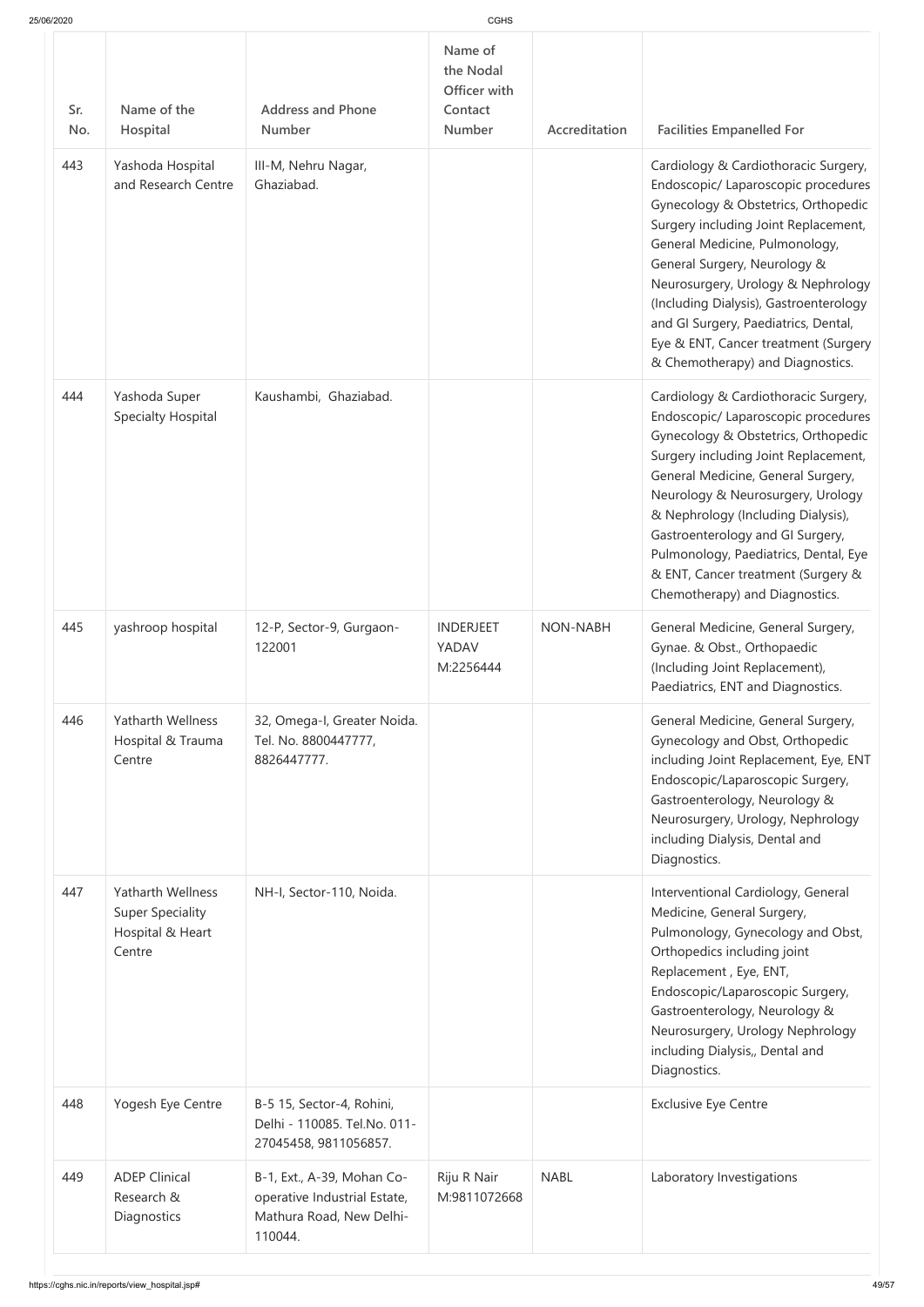| Sr. No. | Name of the Hospital | Address and Phone Number | Name of the Nodal Officer with Contact Number | Accreditation | Facilities Empanelled For |
|---|---|---|---|---|---|
| 443 | Yashoda Hospital and Research Centre | III-M, Nehru Nagar, Ghaziabad. | | | Cardiology & Cardiothoracic Surgery, Endoscopic/ Laparoscopic procedures Gynecology & Obstetrics, Orthopedic Surgery including Joint Replacement, General Medicine, Pulmonology, General Surgery, Neurology & Neurosurgery, Urology & Nephrology (Including Dialysis), Gastroenterology and GI Surgery, Paediatrics, Dental, Eye & ENT, Cancer treatment (Surgery & Chemotherapy) and Diagnostics. |
| 444 | Yashoda Super Specialty Hospital | Kaushambi, Ghaziabad. | | | Cardiology & Cardiothoracic Surgery, Endoscopic/ Laparoscopic procedures Gynecology & Obstetrics, Orthopedic Surgery including Joint Replacement, General Medicine, General Surgery, Neurology & Neurosurgery, Urology & Nephrology (Including Dialysis), Gastroenterology and GI Surgery, Pulmonology, Paediatrics, Dental, Eye & ENT, Cancer treatment (Surgery & Chemotherapy) and Diagnostics. |
| 445 | yashroop hospital | 12-P, Sector-9, Gurgaon-122001 | INDERJEET YADAV M:2256444 | NON-NABH | General Medicine, General Surgery, Gynae. & Obst., Orthopaedic (Including Joint Replacement), Paediatrics, ENT and Diagnostics. |
| 446 | Yatharth Wellness Hospital & Trauma Centre | 32, Omega-I, Greater Noida. Tel. No. 8800447777, 8826447777. | | | General Medicine, General Surgery, Gynecology and Obst, Orthopedic including Joint Replacement, Eye, ENT Endoscopic/Laparoscopic Surgery, Gastroenterology, Neurology & Neurosurgery, Urology, Nephrology including Dialysis, Dental and Diagnostics. |
| 447 | Yatharth Wellness Super Speciality Hospital & Heart Centre | NH-I, Sector-110, Noida. | | | Interventional Cardiology, General Medicine, General Surgery, Pulmonology, Gynecology and Obst, Orthopedics including joint Replacement , Eye, ENT, Endoscopic/Laparoscopic Surgery, Gastroenterology, Neurology & Neurosurgery, Urology Nephrology including Dialysis,, Dental and Diagnostics. |
| 448 | Yogesh Eye Centre | B-5 15, Sector-4, Rohini, Delhi - 110085. Tel.No. 011-27045458, 9811056857. | | | Exclusive Eye Centre |
| 449 | ADEP Clinical Research & Diagnostics | B-1, Ext., A-39, Mohan Co-operative Industrial Estate, Mathura Road, New Delhi-110044. | Riju R Nair M:9811072668 | NABL | Laboratory Investigations |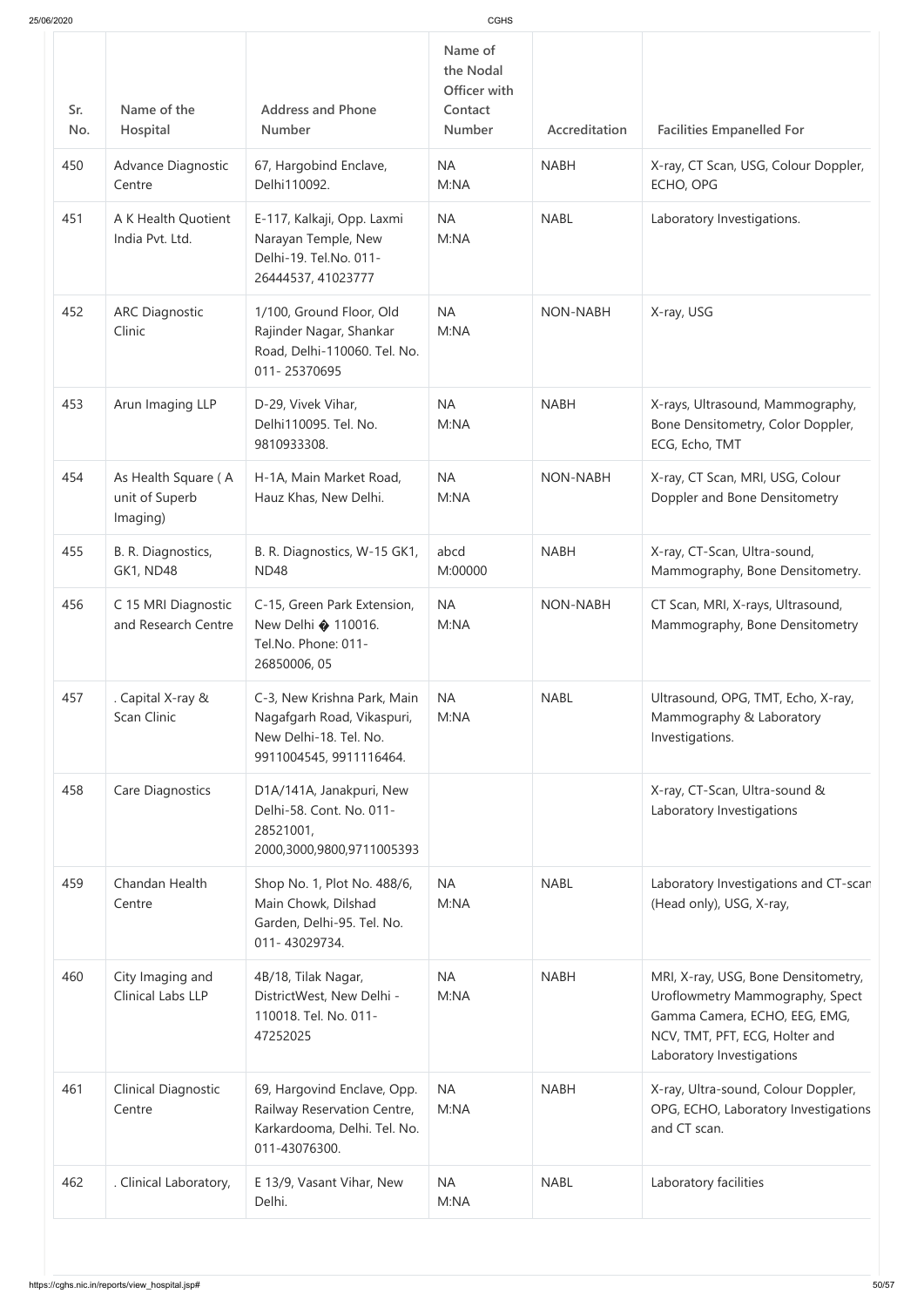| Sr. No. | Name of the Hospital | Address and Phone Number | Name of the Nodal Officer with Contact Number | Accreditation | Facilities Empanelled For |
|---|---|---|---|---|---|
| 450 | Advance Diagnostic Centre | 67, Hargobind Enclave, Delhi110092. | NA M:NA | NABH | X-ray, CT Scan, USG, Colour Doppler, ECHO, OPG |
| 451 | A K Health Quotient India Pvt. Ltd. | E-117, Kalkaji, Opp. Laxmi Narayan Temple, New Delhi-19. Tel.No. 011-26444537, 41023777 | NA M:NA | NABL | Laboratory Investigations. |
| 452 | ARC Diagnostic Clinic | 1/100, Ground Floor, Old Rajinder Nagar, Shankar Road, Delhi-110060. Tel. No. 011- 25370695 | NA M:NA | NON-NABH | X-ray, USG |
| 453 | Arun Imaging LLP | D-29, Vivek Vihar, Delhi110095. Tel. No. 9810933308. | NA M:NA | NABH | X-rays, Ultrasound, Mammography, Bone Densitometry, Color Doppler, ECG, Echo, TMT |
| 454 | As Health Square ( A unit of Superb Imaging) | H-1A, Main Market Road, Hauz Khas, New Delhi. | NA M:NA | NON-NABH | X-ray, CT Scan, MRI, USG, Colour Doppler and Bone Densitometry |
| 455 | B. R. Diagnostics, GK1, ND48 | B. R. Diagnostics, W-15 GK1, ND48 | abcd M:00000 | NABH | X-ray, CT-Scan, Ultra-sound, Mammography, Bone Densitometry. |
| 456 | C 15 MRI Diagnostic and Research Centre | C-15, Green Park Extension, New Delhi � 110016. Tel.No. Phone: 011-26850006, 05 | NA M:NA | NON-NABH | CT Scan, MRI, X-rays, Ultrasound, Mammography, Bone Densitometry |
| 457 | . Capital X-ray & Scan Clinic | C-3, New Krishna Park, Main Nagafgarh Road, Vikaspuri, New Delhi-18. Tel. No. 9911004545, 9911116464. | NA M:NA | NABL | Ultrasound, OPG, TMT, Echo, X-ray, Mammography & Laboratory Investigations. |
| 458 | Care Diagnostics | D1A/141A, Janakpuri, New Delhi-58. Cont. No. 011-28521001, 2000,3000,9800,9711005393 | | | X-ray, CT-Scan, Ultra-sound & Laboratory Investigations |
| 459 | Chandan Health Centre | Shop No. 1, Plot No. 488/6, Main Chowk, Dilshad Garden, Delhi-95. Tel. No. 011- 43029734. | NA M:NA | NABL | Laboratory Investigations and CT-scan (Head only), USG, X-ray, |
| 460 | City Imaging and Clinical Labs LLP | 4B/18, Tilak Nagar, DistrictWest, New Delhi - 110018. Tel. No. 011-47252025 | NA M:NA | NABH | MRI, X-ray, USG, Bone Densitometry, Uroflowmetry Mammography, Spect Gamma Camera, ECHO, EEG, EMG, NCV, TMT, PFT, ECG, Holter and Laboratory Investigations |
| 461 | Clinical Diagnostic Centre | 69, Hargovind Enclave, Opp. Railway Reservation Centre, Karkardooma, Delhi. Tel. No. 011-43076300. | NA M:NA | NABH | X-ray, Ultra-sound, Colour Doppler, OPG, ECHO, Laboratory Investigations and CT scan. |
| 462 | . Clinical Laboratory, | E 13/9, Vasant Vihar, New Delhi. | NA M:NA | NABL | Laboratory facilities |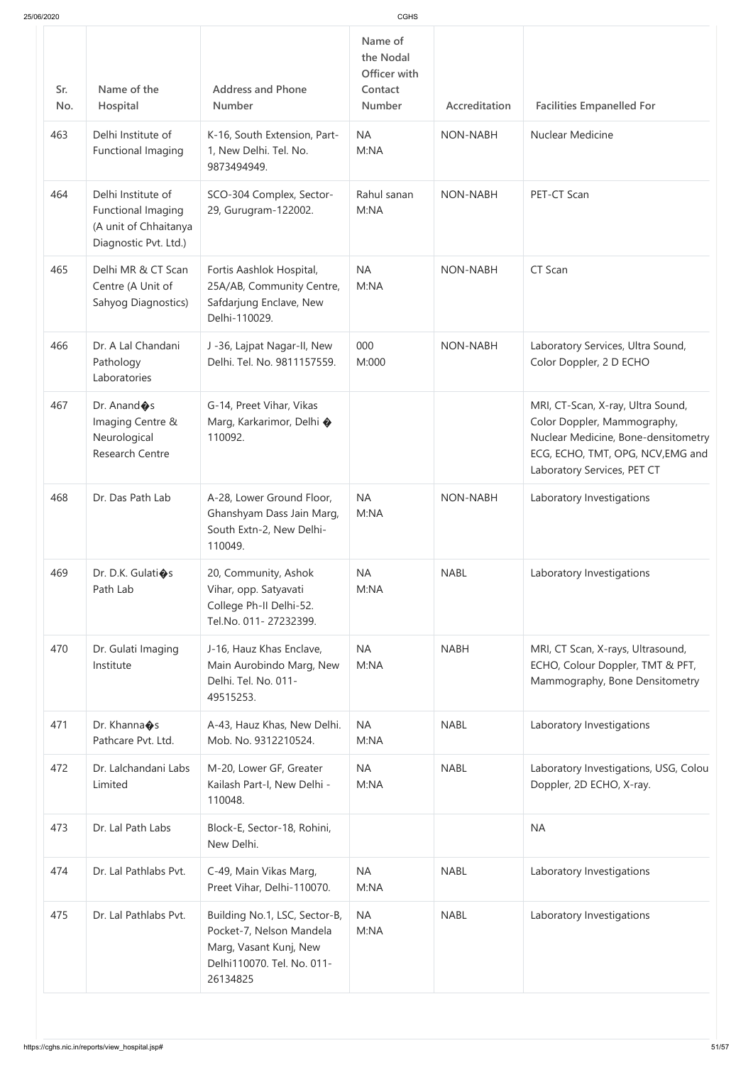| Sr. No. | Name of the Hospital | Address and Phone Number | Name of the Nodal Officer with Contact Number | Accreditation | Facilities Empanelled For |
|---|---|---|---|---|---|
| 463 | Delhi Institute of Functional Imaging | K-16, South Extension, Part-1, New Delhi. Tel. No. 9873494949. | NA M:NA | NON-NABH | Nuclear Medicine |
| 464 | Delhi Institute of Functional Imaging (A unit of Chhaitanya Diagnostic Pvt. Ltd.) | SCO-304 Complex, Sector-29, Gurugram-122002. | Rahul sanan M:NA | NON-NABH | PET-CT Scan |
| 465 | Delhi MR & CT Scan Centre (A Unit of Sahyog Diagnostics) | Fortis Aashlok Hospital, 25A/AB, Community Centre, Safdarjung Enclave, New Delhi-110029. | NA M:NA | NON-NABH | CT Scan |
| 466 | Dr. A Lal Chandani Pathology Laboratories | J -36, Lajpat Nagar-II, New Delhi. Tel. No. 9811157559. | 000 M:000 | NON-NABH | Laboratory Services, Ultra Sound, Color Doppler, 2 D ECHO |
| 467 | Dr. Anand�s Imaging Centre & Neurological Research Centre | G-14, Preet Vihar, Vikas Marg, Karkarimor, Delhi � 110092. | | | MRI, CT-Scan, X-ray, Ultra Sound, Color Doppler, Mammography, Nuclear Medicine, Bone-densitometry ECG, ECHO, TMT, OPG, NCV,EMG and Laboratory Services, PET CT |
| 468 | Dr. Das Path Lab | A-28, Lower Ground Floor, Ghanshyam Dass Jain Marg, South Extn-2, New Delhi-110049. | NA M:NA | NON-NABH | Laboratory Investigations |
| 469 | Dr. D.K. Gulati�s Path Lab | 20, Community, Ashok Vihar, opp. Satyavati College Ph-II Delhi-52. Tel.No. 011- 27232399. | NA M:NA | NABL | Laboratory Investigations |
| 470 | Dr. Gulati Imaging Institute | J-16, Hauz Khas Enclave, Main Aurobindo Marg, New Delhi. Tel. No. 011-49515253. | NA M:NA | NABH | MRI, CT Scan, X-rays, Ultrasound, ECHO, Colour Doppler, TMT & PFT, Mammography, Bone Densitometry |
| 471 | Dr. Khanna�s Pathcare Pvt. Ltd. | A-43, Hauz Khas, New Delhi. Mob. No. 9312210524. | NA M:NA | NABL | Laboratory Investigations |
| 472 | Dr. Lalchandani Labs Limited | M-20, Lower GF, Greater Kailash Part-I, New Delhi - 110048. | NA M:NA | NABL | Laboratory Investigations, USG, Colou Doppler, 2D ECHO, X-ray. |
| 473 | Dr. Lal Path Labs | Block-E, Sector-18, Rohini, New Delhi. | | | NA |
| 474 | Dr. Lal Pathlabs Pvt. | C-49, Main Vikas Marg, Preet Vihar, Delhi-110070. | NA M:NA | NABL | Laboratory Investigations |
| 475 | Dr. Lal Pathlabs Pvt. | Building No.1, LSC, Sector-B, Pocket-7, Nelson Mandela Marg, Vasant Kunj, New Delhi110070. Tel. No. 011-26134825 | NA M:NA | NABL | Laboratory Investigations |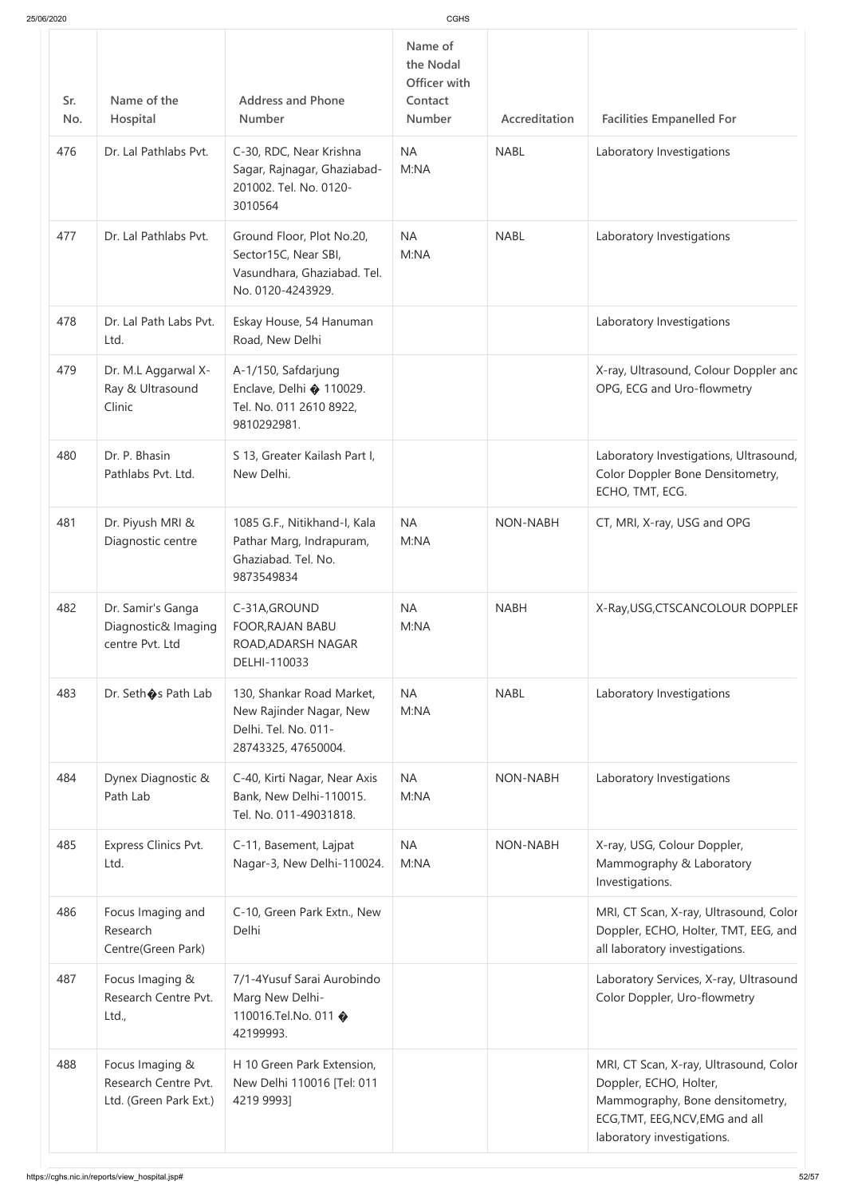| Sr. No. | Name of the Hospital | Address and Phone Number | Name of the Nodal Officer with Contact Number | Accreditation | Facilities Empanelled For |
|---|---|---|---|---|---|
| 476 | Dr. Lal Pathlabs Pvt. | C-30, RDC, Near Krishna Sagar, Rajnagar, Ghaziabad-201002. Tel. No. 0120-3010564 | NA M:NA | NABL | Laboratory Investigations |
| 477 | Dr. Lal Pathlabs Pvt. | Ground Floor, Plot No.20, Sector15C, Near SBI, Vasundhara, Ghaziabad. Tel. No. 0120-4243929. | NA M:NA | NABL | Laboratory Investigations |
| 478 | Dr. Lal Path Labs Pvt. Ltd. | Eskay House, 54 Hanuman Road, New Delhi | | | Laboratory Investigations |
| 479 | Dr. M.L Aggarwal X-Ray & Ultrasound Clinic | A-1/150, Safdarjung Enclave, Delhi � 110029. Tel. No. 011 2610 8922, 9810292981. | | | X-ray, Ultrasound, Colour Doppler and OPG, ECG and Uro-flowmetry |
| 480 | Dr. P. Bhasin Pathlabs Pvt. Ltd. | S 13, Greater Kailash Part I, New Delhi. | | | Laboratory Investigations, Ultrasound, Color Doppler Bone Densitometry, ECHO, TMT, ECG. |
| 481 | Dr. Piyush MRI & Diagnostic centre | 1085 G.F., Nitikhand-I, Kala Pathar Marg, Indrapuram, Ghaziabad. Tel. No. 9873549834 | NA M:NA | NON-NABH | CT, MRI, X-ray, USG and OPG |
| 482 | Dr. Samir's Ganga Diagnostic& Imaging centre Pvt. Ltd | C-31A,GROUND FOOR,RAJAN BABU ROAD,ADARSH NAGAR DELHI-110033 | NA M:NA | NABH | X-Ray,USG,CTSCANCOLOUR DOPPLER |
| 483 | Dr. Seth�s Path Lab | 130, Shankar Road Market, New Rajinder Nagar, New Delhi. Tel. No. 011-28743325, 47650004. | NA M:NA | NABL | Laboratory Investigations |
| 484 | Dynex Diagnostic & Path Lab | C-40, Kirti Nagar, Near Axis Bank, New Delhi-110015. Tel. No. 011-49031818. | NA M:NA | NON-NABH | Laboratory Investigations |
| 485 | Express Clinics Pvt. Ltd. | C-11, Basement, Lajpat Nagar-3, New Delhi-110024. | NA M:NA | NON-NABH | X-ray, USG, Colour Doppler, Mammography & Laboratory Investigations. |
| 486 | Focus Imaging and Research Centre(Green Park) | C-10, Green Park Extn., New Delhi | | | MRI, CT Scan, X-ray, Ultrasound, Color Doppler, ECHO, Holter, TMT, EEG, and all laboratory investigations. |
| 487 | Focus Imaging & Research Centre Pvt. Ltd., | 7/1-4Yusuf Sarai Aurobindo Marg New Delhi-110016.Tel.No. 011 � 42199993. | | | Laboratory Services, X-ray, Ultrasound Color Doppler, Uro-flowmetry |
| 488 | Focus Imaging & Research Centre Pvt. Ltd. (Green Park Ext.) | H 10 Green Park Extension, New Delhi 110016 [Tel: 011 4219 9993] | | | MRI, CT Scan, X-ray, Ultrasound, Color Doppler, ECHO, Holter, Mammography, Bone densitometry, ECG,TMT, EEG,NCV,EMG and all laboratory investigations. |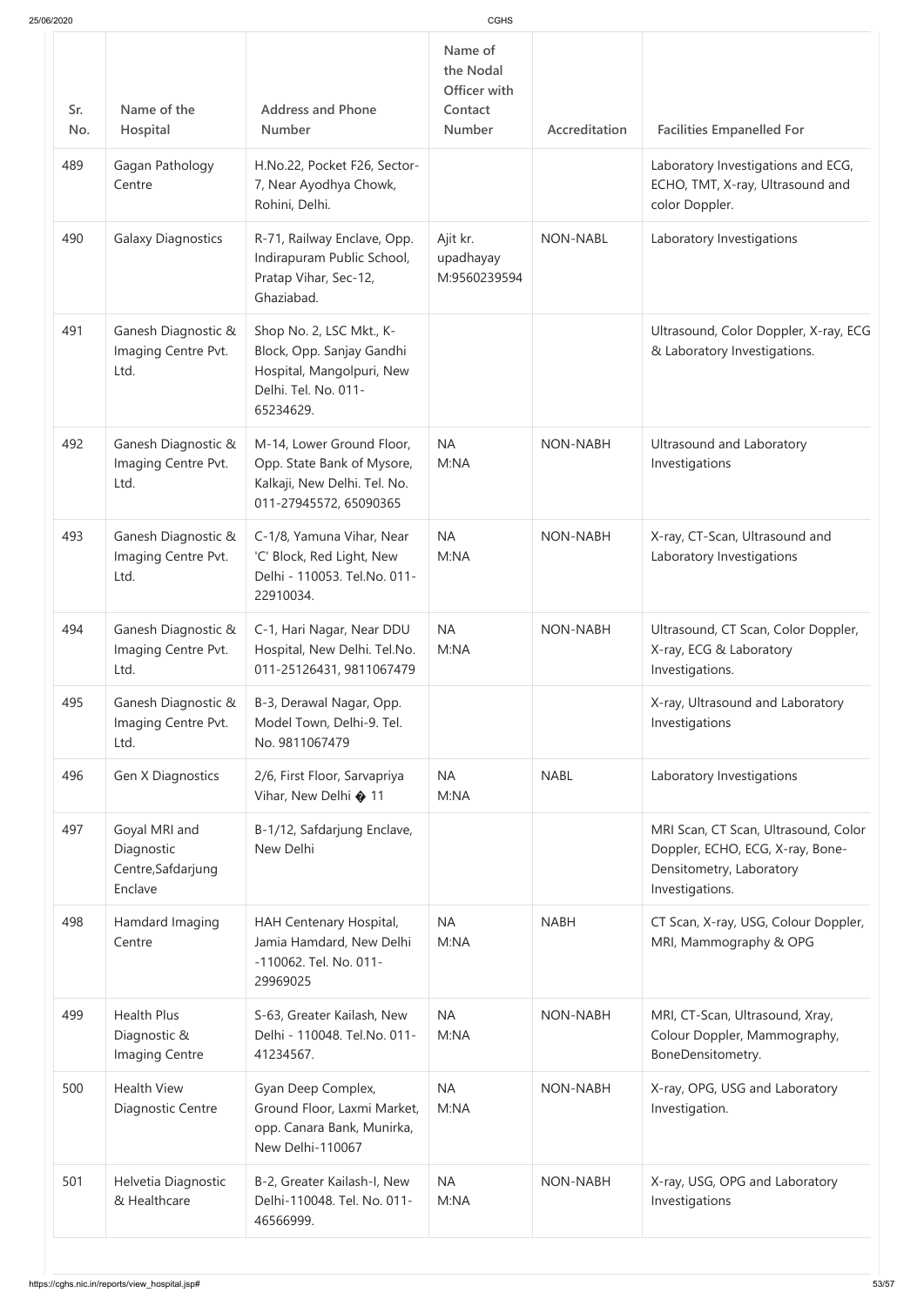| Sr. No. | Name of the Hospital | Address and Phone Number | Name of the Nodal Officer with Contact Number | Accreditation | Facilities Empanelled For |
|---|---|---|---|---|---|
| 489 | Gagan Pathology Centre | H.No.22, Pocket F26, Sector-7, Near Ayodhya Chowk, Rohini, Delhi. | | | Laboratory Investigations and ECG, ECHO, TMT, X-ray, Ultrasound and color Doppler. |
| 490 | Galaxy Diagnostics | R-71, Railway Enclave, Opp. Indirapuram Public School, Pratap Vihar, Sec-12, Ghaziabad. | Ajit kr. upadhayay M:9560239594 | NON-NABL | Laboratory Investigations |
| 491 | Ganesh Diagnostic & Imaging Centre Pvt. Ltd. | Shop No. 2, LSC Mkt., K-Block, Opp. Sanjay Gandhi Hospital, Mangolpuri, New Delhi. Tel. No. 011-65234629. | | | Ultrasound, Color Doppler, X-ray, ECG & Laboratory Investigations. |
| 492 | Ganesh Diagnostic & Imaging Centre Pvt. Ltd. | M-14, Lower Ground Floor, Opp. State Bank of Mysore, Kalkaji, New Delhi. Tel. No. 011-27945572, 65090365 | NA M:NA | NON-NABH | Ultrasound and Laboratory Investigations |
| 493 | Ganesh Diagnostic & Imaging Centre Pvt. Ltd. | C-1/8, Yamuna Vihar, Near 'C' Block, Red Light, New Delhi - 110053. Tel.No. 011-22910034. | NA M:NA | NON-NABH | X-ray, CT-Scan, Ultrasound and Laboratory Investigations |
| 494 | Ganesh Diagnostic & Imaging Centre Pvt. Ltd. | C-1, Hari Nagar, Near DDU Hospital, New Delhi. Tel.No. 011-25126431, 9811067479 | NA M:NA | NON-NABH | Ultrasound, CT Scan, Color Doppler, X-ray, ECG & Laboratory Investigations. |
| 495 | Ganesh Diagnostic & Imaging Centre Pvt. Ltd. | B-3, Derawal Nagar, Opp. Model Town, Delhi-9. Tel. No. 9811067479 | | | X-ray, Ultrasound and Laboratory Investigations |
| 496 | Gen X Diagnostics | 2/6, First Floor, Sarvapriya Vihar, New Delhi � 11 | NA M:NA | NABL | Laboratory Investigations |
| 497 | Goyal MRI and Diagnostic Centre,Safdarjung Enclave | B-1/12, Safdarjung Enclave, New Delhi | | | MRI Scan, CT Scan, Ultrasound, Color Doppler, ECHO, ECG, X-ray, Bone-Densitometry, Laboratory Investigations. |
| 498 | Hamdard Imaging Centre | HAH Centenary Hospital, Jamia Hamdard, New Delhi -110062. Tel. No. 011-29969025 | NA M:NA | NABH | CT Scan, X-ray, USG, Colour Doppler, MRI, Mammography & OPG |
| 499 | Health Plus Diagnostic & Imaging Centre | S-63, Greater Kailash, New Delhi - 110048. Tel.No. 011-41234567. | NA M:NA | NON-NABH | MRI, CT-Scan, Ultrasound, Xray, Colour Doppler, Mammography, BoneDensitometry. |
| 500 | Health View Diagnostic Centre | Gyan Deep Complex, Ground Floor, Laxmi Market, opp. Canara Bank, Munirka, New Delhi-110067 | NA M:NA | NON-NABH | X-ray, OPG, USG and Laboratory Investigation. |
| 501 | Helvetia Diagnostic & Healthcare | B-2, Greater Kailash-I, New Delhi-110048. Tel. No. 011-46566999. | NA M:NA | NON-NABH | X-ray, USG, OPG and Laboratory Investigations |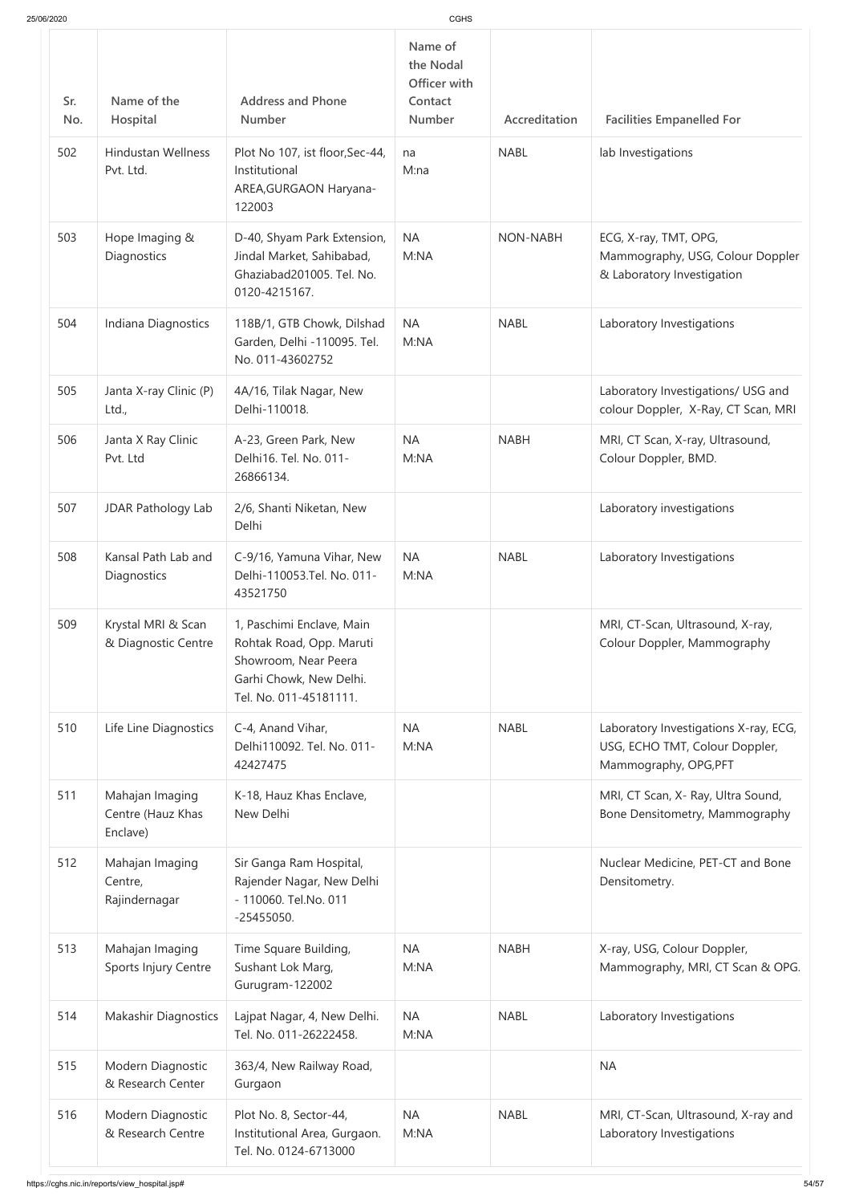| Sr. No. | Name of the Hospital | Address and Phone Number | Name of the Nodal Officer with Contact Number | Accreditation | Facilities Empanelled For |
|---|---|---|---|---|---|
| 502 | Hindustan Wellness Pvt. Ltd. | Plot No 107, ist floor,Sec-44, Institutional AREA,GURGAON Haryana-122003 | na M:na | NABL | lab Investigations |
| 503 | Hope Imaging & Diagnostics | D-40, Shyam Park Extension, Jindal Market, Sahibabad, Ghaziabad201005. Tel. No. 0120-4215167. | NA M:NA | NON-NABH | ECG, X-ray, TMT, OPG, Mammography, USG, Colour Doppler & Laboratory Investigation |
| 504 | Indiana Diagnostics | 118B/1, GTB Chowk, Dilshad Garden, Delhi -110095. Tel. No. 011-43602752 | NA M:NA | NABL | Laboratory Investigations |
| 505 | Janta X-ray Clinic (P) Ltd., | 4A/16, Tilak Nagar, New Delhi-110018. | | | Laboratory Investigations/ USG and colour Doppler, X-Ray, CT Scan, MRI |
| 506 | Janta X Ray Clinic Pvt. Ltd | A-23, Green Park, New Delhi16. Tel. No. 011-26866134. | NA M:NA | NABH | MRI, CT Scan, X-ray, Ultrasound, Colour Doppler, BMD. |
| 507 | JDAR Pathology Lab | 2/6, Shanti Niketan, New Delhi | | | Laboratory investigations |
| 508 | Kansal Path Lab and Diagnostics | C-9/16, Yamuna Vihar, New Delhi-110053.Tel. No. 011-43521750 | NA M:NA | NABL | Laboratory Investigations |
| 509 | Krystal MRI & Scan & Diagnostic Centre | 1, Paschimi Enclave, Main Rohtak Road, Opp. Maruti Showroom, Near Peera Garhi Chowk, New Delhi. Tel. No. 011-45181111. | | | MRI, CT-Scan, Ultrasound, X-ray, Colour Doppler, Mammography |
| 510 | Life Line Diagnostics | C-4, Anand Vihar, Delhi110092. Tel. No. 011-42427475 | NA M:NA | NABL | Laboratory Investigations X-ray, ECG, USG, ECHO TMT, Colour Doppler, Mammography, OPG,PFT |
| 511 | Mahajan Imaging Centre (Hauz Khas Enclave) | K-18, Hauz Khas Enclave, New Delhi | | | MRI, CT Scan, X- Ray, Ultra Sound, Bone Densitometry, Mammography |
| 512 | Mahajan Imaging Centre, Rajindernagar | Sir Ganga Ram Hospital, Rajender Nagar, New Delhi - 110060. Tel.No. 011 -25455050. | | | Nuclear Medicine, PET-CT and Bone Densitometry. |
| 513 | Mahajan Imaging Sports Injury Centre | Time Square Building, Sushant Lok Marg, Gurugram-122002 | NA M:NA | NABH | X-ray, USG, Colour Doppler, Mammography, MRI, CT Scan & OPG. |
| 514 | Makashir Diagnostics | Lajpat Nagar, 4, New Delhi. Tel. No. 011-26222458. | NA M:NA | NABL | Laboratory Investigations |
| 515 | Modern Diagnostic & Research Center | 363/4, New Railway Road, Gurgaon | | | NA |
| 516 | Modern Diagnostic & Research Centre | Plot No. 8, Sector-44, Institutional Area, Gurgaon. Tel. No. 0124-6713000 | NA M:NA | NABL | MRI, CT-Scan, Ultrasound, X-ray and Laboratory Investigations |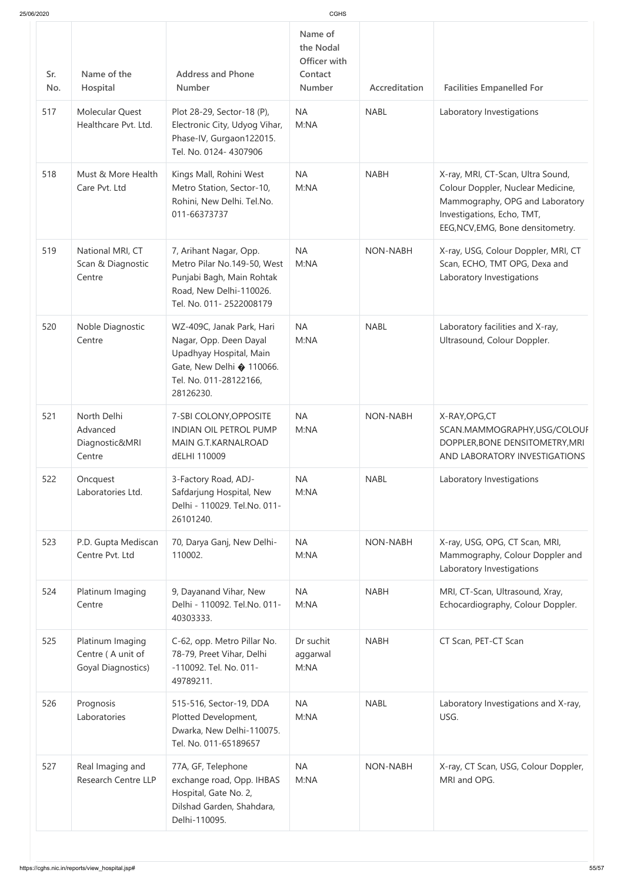| Sr. No. | Name of the Hospital | Address and Phone Number | Name of the Nodal Officer with Contact Number | Accreditation | Facilities Empanelled For |
|---|---|---|---|---|---|
| 517 | Molecular Quest Healthcare Pvt. Ltd. | Plot 28-29, Sector-18 (P), Electronic City, Udyog Vihar, Phase-IV, Gurgaon122015. Tel. No. 0124- 4307906 | NA M:NA | NABL | Laboratory Investigations |
| 518 | Must & More Health Care Pvt. Ltd | Kings Mall, Rohini West Metro Station, Sector-10, Rohini, New Delhi. Tel.No. 011-66373737 | NA M:NA | NABH | X-ray, MRI, CT-Scan, Ultra Sound, Colour Doppler, Nuclear Medicine, Mammography, OPG and Laboratory Investigations, Echo, TMT, EEG,NCV,EMG, Bone densitometry. |
| 519 | National MRI, CT Scan & Diagnostic Centre | 7, Arihant Nagar, Opp. Metro Pilar No.149-50, West Punjabi Bagh, Main Rohtak Road, New Delhi-110026. Tel. No. 011- 2522008179 | NA M:NA | NON-NABH | X-ray, USG, Colour Doppler, MRI, CT Scan, ECHO, TMT OPG, Dexa and Laboratory Investigations |
| 520 | Noble Diagnostic Centre | WZ-409C, Janak Park, Hari Nagar, Opp. Deen Dayal Upadhyay Hospital, Main Gate, New Delhi � 110066. Tel. No. 011-28122166, 28126230. | NA M:NA | NABL | Laboratory facilities and X-ray, Ultrasound, Colour Doppler. |
| 521 | North Delhi Advanced Diagnostic&MRI Centre | 7-SBI COLONY,OPPOSITE INDIAN OIL PETROL PUMP MAIN G.T.KARNALROAD dELHI 110009 | NA M:NA | NON-NABH | X-RAY,OPG,CT SCAN.MAMMOGRAPHY,USG/COLOUR DOPPLER,BONE DENSITOMETRY,MRI AND LABORATORY INVESTIGATIONS |
| 522 | Oncquest Laboratories Ltd. | 3-Factory Road, ADJ-Safdarjung Hospital, New Delhi - 110029. Tel.No. 011-26101240. | NA M:NA | NABL | Laboratory Investigations |
| 523 | P.D. Gupta Mediscan Centre Pvt. Ltd | 70, Darya Ganj, New Delhi-110002. | NA M:NA | NON-NABH | X-ray, USG, OPG, CT Scan, MRI, Mammography, Colour Doppler and Laboratory Investigations |
| 524 | Platinum Imaging Centre | 9, Dayanand Vihar, New Delhi - 110092. Tel.No. 011-40303333. | NA M:NA | NABH | MRI, CT-Scan, Ultrasound, Xray, Echocardiography, Colour Doppler. |
| 525 | Platinum Imaging Centre ( A unit of Goyal Diagnostics) | C-62, opp. Metro Pillar No. 78-79, Preet Vihar, Delhi -110092. Tel. No. 011-49789211. | Dr suchit aggarwal M:NA | NABH | CT Scan, PET-CT Scan |
| 526 | Prognosis Laboratories | 515-516, Sector-19, DDA Plotted Development, Dwarka, New Delhi-110075. Tel. No. 011-65189657 | NA M:NA | NABL | Laboratory Investigations and X-ray, USG. |
| 527 | Real Imaging and Research Centre LLP | 77A, GF, Telephone exchange road, Opp. IHBAS Hospital, Gate No. 2, Dilshad Garden, Shahdara, Delhi-110095. | NA M:NA | NON-NABH | X-ray, CT Scan, USG, Colour Doppler, MRI and OPG. |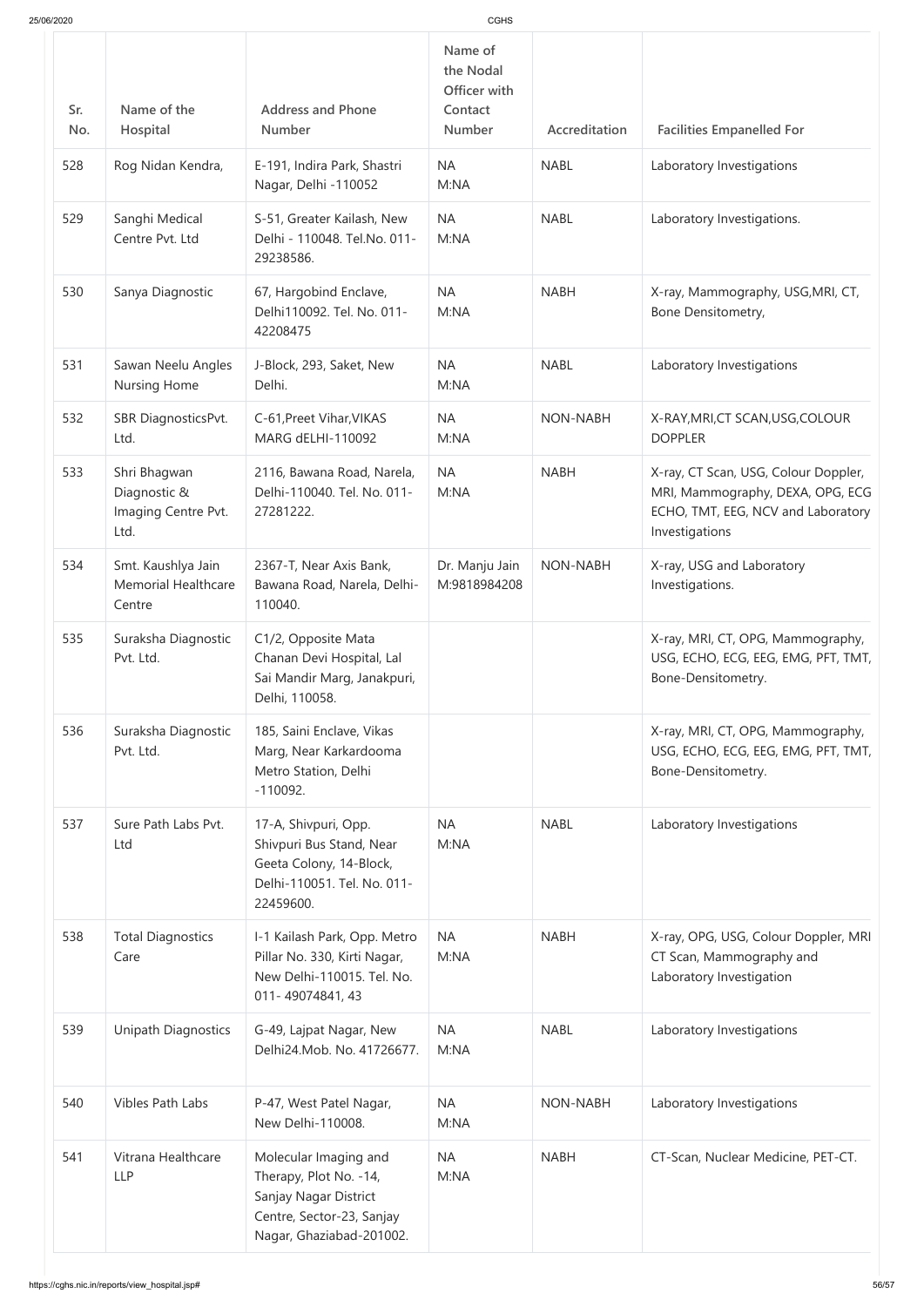| Sr. No. | Name of the Hospital | Address and Phone Number | Name of the Nodal Officer with Contact Number | Accreditation | Facilities Empanelled For |
|---|---|---|---|---|---|
| 528 | Rog Nidan Kendra, | E-191, Indira Park, Shastri Nagar, Delhi -110052 | NA M:NA | NABL | Laboratory Investigations |
| 529 | Sanghi Medical Centre Pvt. Ltd | S-51, Greater Kailash, New Delhi - 110048. Tel.No. 011-29238586. | NA M:NA | NABL | Laboratory Investigations. |
| 530 | Sanya Diagnostic | 67, Hargobind Enclave, Delhi110092. Tel. No. 011-42208475 | NA M:NA | NABH | X-ray, Mammography, USG,MRI, CT, Bone Densitometry, |
| 531 | Sawan Neelu Angles Nursing Home | J-Block, 293, Saket, New Delhi. | NA M:NA | NABL | Laboratory Investigations |
| 532 | SBR DiagnosticsPvt. Ltd. | C-61,Preet Vihar,VIKAS MARG dELHI-110092 | NA M:NA | NON-NABH | X-RAY,MRI,CT SCAN,USG,COLOUR DOPPLER |
| 533 | Shri Bhagwan Diagnostic & Imaging Centre Pvt. Ltd. | 2116, Bawana Road, Narela, Delhi-110040. Tel. No. 011-27281222. | NA M:NA | NABH | X-ray, CT Scan, USG, Colour Doppler, MRI, Mammography, DEXA, OPG, ECG ECHO, TMT, EEG, NCV and Laboratory Investigations |
| 534 | Smt. Kaushlya Jain Memorial Healthcare Centre | 2367-T, Near Axis Bank, Bawana Road, Narela, Delhi-110040. | Dr. Manju Jain M:9818984208 | NON-NABH | X-ray, USG and Laboratory Investigations. |
| 535 | Suraksha Diagnostic Pvt. Ltd. | C1/2, Opposite Mata Chanan Devi Hospital, Lal Sai Mandir Marg, Janakpuri, Delhi, 110058. | | | X-ray, MRI, CT, OPG, Mammography, USG, ECHO, ECG, EEG, EMG, PFT, TMT, Bone-Densitometry. |
| 536 | Suraksha Diagnostic Pvt. Ltd. | 185, Saini Enclave, Vikas Marg, Near Karkardooma Metro Station, Delhi -110092. | | | X-ray, MRI, CT, OPG, Mammography, USG, ECHO, ECG, EEG, EMG, PFT, TMT, Bone-Densitometry. |
| 537 | Sure Path Labs Pvt. Ltd | 17-A, Shivpuri, Opp. Shivpuri Bus Stand, Near Geeta Colony, 14-Block, Delhi-110051. Tel. No. 011-22459600. | NA M:NA | NABL | Laboratory Investigations |
| 538 | Total Diagnostics Care | I-1 Kailash Park, Opp. Metro Pillar No. 330, Kirti Nagar, New Delhi-110015. Tel. No. 011- 49074841, 43 | NA M:NA | NABH | X-ray, OPG, USG, Colour Doppler, MRI CT Scan, Mammography and Laboratory Investigation |
| 539 | Unipath Diagnostics | G-49, Lajpat Nagar, New Delhi24.Mob. No. 41726677. | NA M:NA | NABL | Laboratory Investigations |
| 540 | Vibles Path Labs | P-47, West Patel Nagar, New Delhi-110008. | NA M:NA | NON-NABH | Laboratory Investigations |
| 541 | Vitrana Healthcare LLP | Molecular Imaging and Therapy, Plot No. -14, Sanjay Nagar District Centre, Sector-23, Sanjay Nagar, Ghaziabad-201002. | NA M:NA | NABH | CT-Scan, Nuclear Medicine, PET-CT. |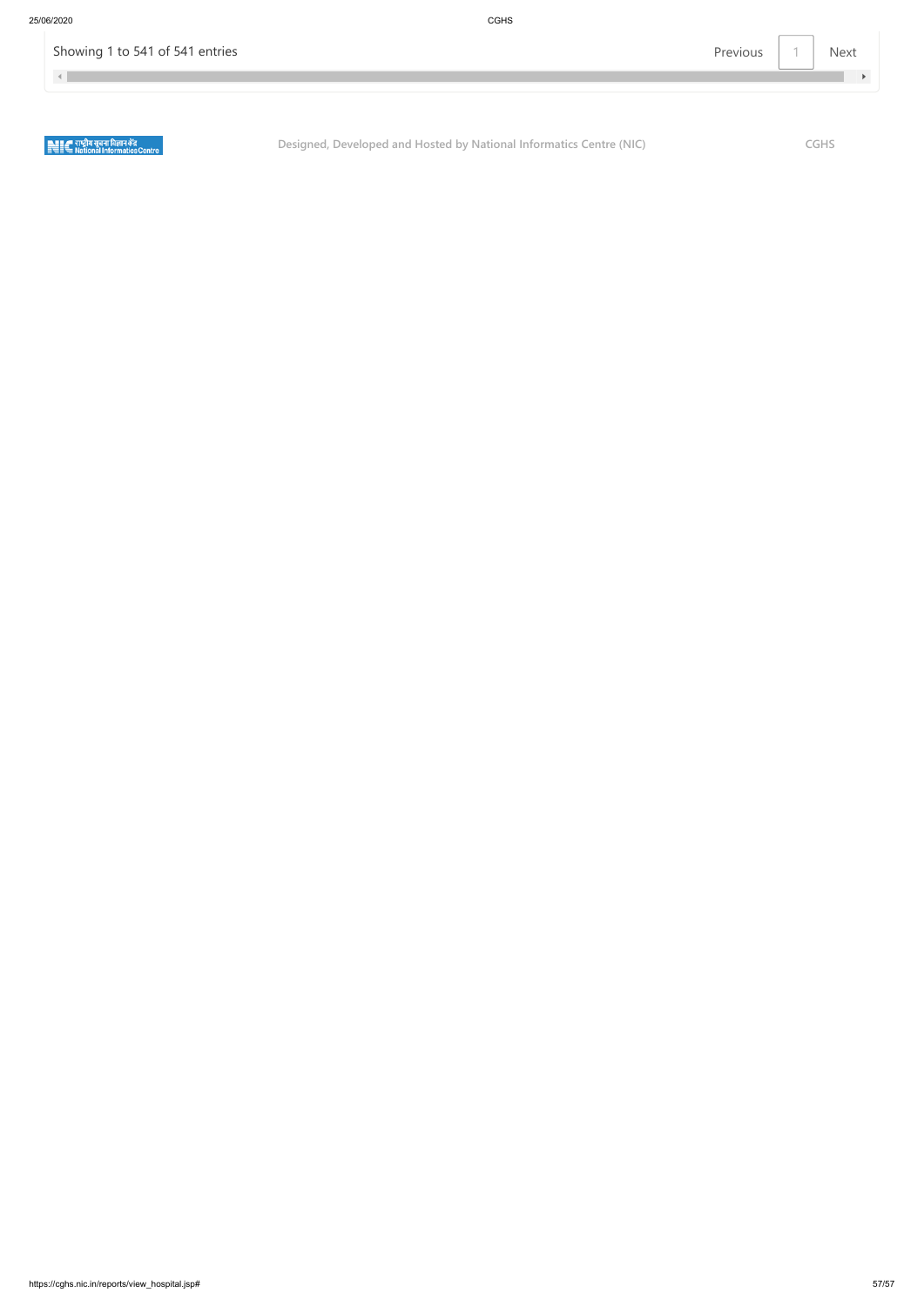Showing 1 to 541 of 541 entries

Previous 1 Next

राष्ट्रीय सूचना विज्ञान केंद्र National Informatics Centre

Designed, Developed and Hosted by National Informatics Centre (NIC)

CGHS